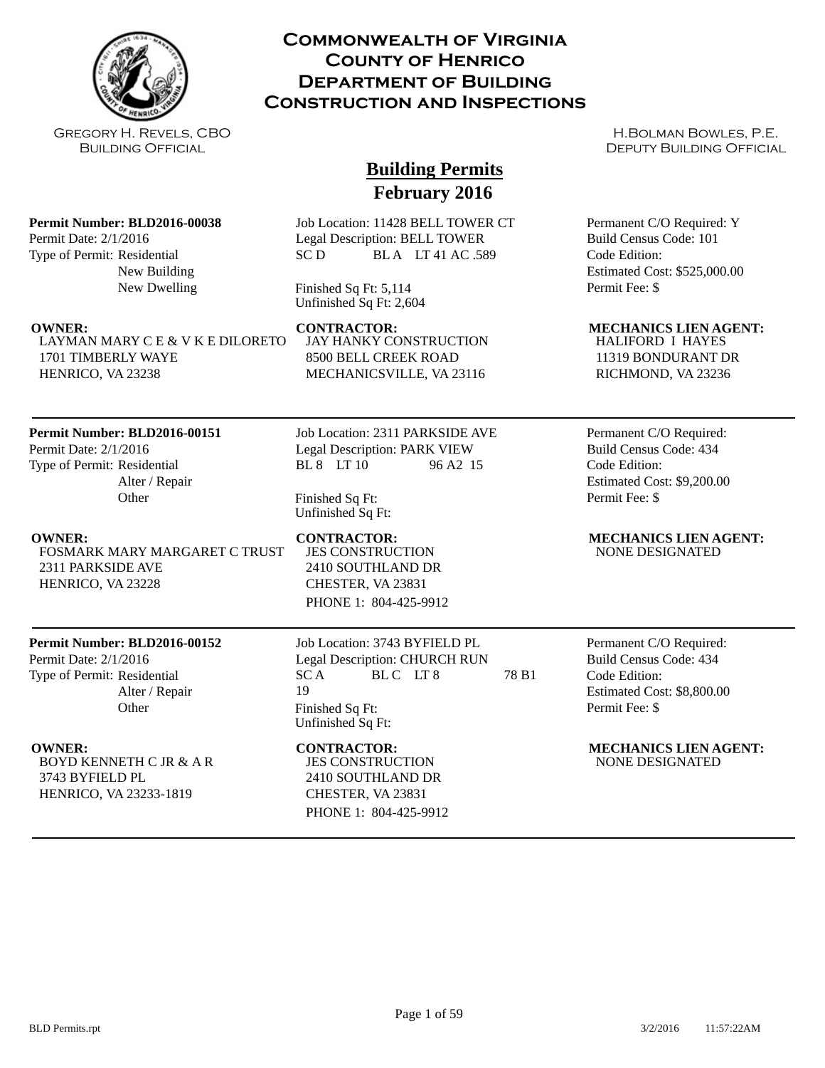**Commonwealth of Virginia**
**County of Henrico**
**Department of Building**
**Construction and Inspections**

Gregory H. Revels, CBO
Building Official

H.Bolman Bowles, P.E.
Deputy Building Official

# Building Permits
## February 2016

---

**Permit Number: BLD2016-00038**
Permit Date: 2/1/2016
Type of Permit: Residential
New Building
New Dwelling

Job Location: 11428 BELL TOWER CT
Legal Description: BELL TOWER
SC D BL A LT 41 AC .589

Finished Sq Ft: 5,114
Unfinished Sq Ft: 2,604

Permanent C/O Required: Y
Build Census Code: 101
Code Edition:
Estimated Cost: $525,000.00
Permit Fee: $

**OWNER:**
LAYMAN MARY C E & V K E DILORETO
1701 TIMBERLY WAYE
HENRICO, VA 23238

**CONTRACTOR:**
JAY HANKY CONSTRUCTION
8500 BELL CREEK ROAD
MECHANICSVILLE, VA 23116

**MECHANICS LIEN AGENT:**
HALIFORD I HAYES
11319 BONDURANT DR
RICHMOND, VA 23236

---

**Permit Number: BLD2016-00151**
Permit Date: 2/1/2016
Type of Permit: Residential
Alter / Repair
Other

Job Location: 2311 PARKSIDE AVE
Legal Description: PARK VIEW
BL 8 LT 10 96 A2 15

Finished Sq Ft:
Unfinished Sq Ft:

Permanent C/O Required:
Build Census Code: 434
Code Edition:
Estimated Cost: $9,200.00
Permit Fee: $

**OWNER:**
FOSMARK MARY MARGARET C TRUST
2311 PARKSIDE AVE
HENRICO, VA 23228

**CONTRACTOR:**
JES CONSTRUCTION
2410 SOUTHLAND DR
CHESTER, VA 23831
PHONE 1: 804-425-9912

**MECHANICS LIEN AGENT:**
NONE DESIGNATED

---

**Permit Number: BLD2016-00152**
Permit Date: 2/1/2016
Type of Permit: Residential
Alter / Repair
Other

Job Location: 3743 BYFIELD PL
Legal Description: CHURCH RUN
SC A BL C LT 8 78 B1
19

Finished Sq Ft:
Unfinished Sq Ft:

Permanent C/O Required:
Build Census Code: 434
Code Edition:
Estimated Cost: $8,800.00
Permit Fee: $

**OWNER:**
BOYD KENNETH C JR & A R
3743 BYFIELD PL
HENRICO, VA 23233-1819

**CONTRACTOR:**
JES CONSTRUCTION
2410 SOUTHLAND DR
CHESTER, VA 23831
PHONE 1: 804-425-9912

**MECHANICS LIEN AGENT:**
NONE DESIGNATED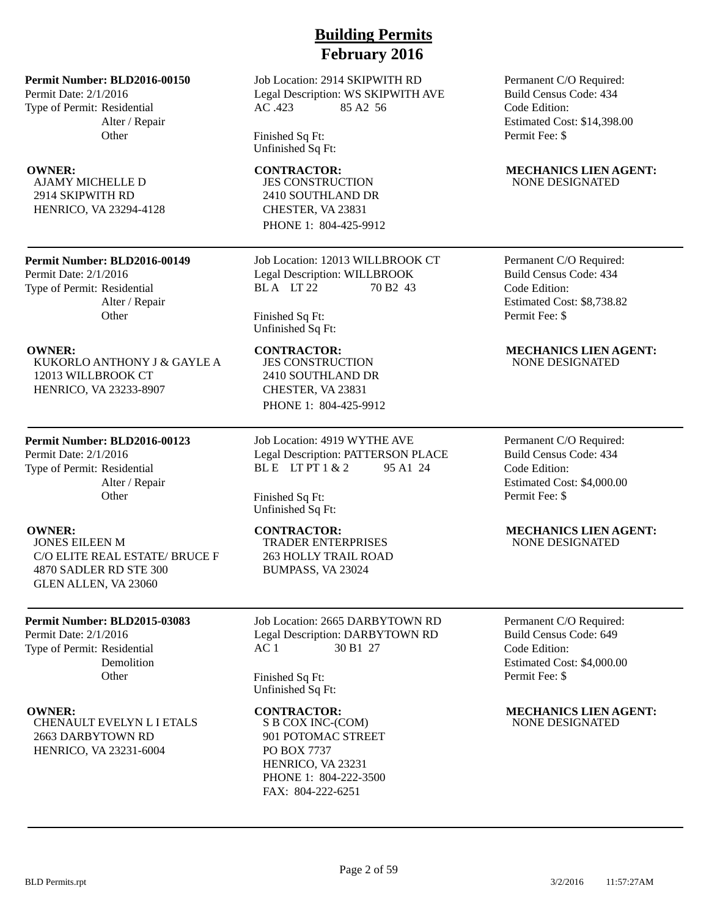# Building Permits
## February 2016

**Permit Number: BLD2016-00150**
Permit Date: 2/1/2016
Type of Permit: Residential
Alter / Repair
Other

Job Location: 2914 SKIPWITH RD
Legal Description: WS SKIPWITH AVE
AC .423 85 A2 56

Finished Sq Ft:
Unfinished Sq Ft:

Permanent C/O Required:
Build Census Code: 434
Code Edition:
Estimated Cost: $14,398.00
Permit Fee: $

**OWNER:**
AJAMY MICHELLE D
2914 SKIPWITH RD
HENRICO, VA 23294-4128

**CONTRACTOR:**
JES CONSTRUCTION
2410 SOUTHLAND DR
CHESTER, VA 23831
PHONE 1: 804-425-9912

**MECHANICS LIEN AGENT:**
NONE DESIGNATED

---

**Permit Number: BLD2016-00149**
Permit Date: 2/1/2016
Type of Permit: Residential
Alter / Repair
Other

Job Location: 12013 WILLBROOK CT
Legal Description: WILLBROOK
BL A LT 22 70 B2 43

Finished Sq Ft:
Unfinished Sq Ft:

Permanent C/O Required:
Build Census Code: 434
Code Edition:
Estimated Cost: $8,738.82
Permit Fee: $

**OWNER:**
KUKORLO ANTHONY J & GAYLE A
12013 WILLBROOK CT
HENRICO, VA 23233-8907

**CONTRACTOR:**
JES CONSTRUCTION
2410 SOUTHLAND DR
CHESTER, VA 23831
PHONE 1: 804-425-9912

**MECHANICS LIEN AGENT:**
NONE DESIGNATED

---

**Permit Number: BLD2016-00123**
Permit Date: 2/1/2016
Type of Permit: Residential
Alter / Repair
Other

Job Location: 4919 WYTHE AVE
Legal Description: PATTERSON PLACE
BL E LT PT 1 & 2 95 A1 24

Finished Sq Ft:
Unfinished Sq Ft:

Permanent C/O Required:
Build Census Code: 434
Code Edition:
Estimated Cost: $4,000.00
Permit Fee: $

**OWNER:**
JONES EILEEN M
C/O ELITE REAL ESTATE/ BRUCE F
4870 SADLER RD STE 300
GLEN ALLEN, VA 23060

**CONTRACTOR:**
TRADER ENTERPRISES
263 HOLLY TRAIL ROAD
BUMPASS, VA 23024

**MECHANICS LIEN AGENT:**
NONE DESIGNATED

---

**Permit Number: BLD2015-03083**
Permit Date: 2/1/2016
Type of Permit: Residential
Demolition
Other

Job Location: 2665 DARBYTOWN RD
Legal Description: DARBYTOWN RD
AC 1 30 B1 27

Finished Sq Ft:
Unfinished Sq Ft:

Permanent C/O Required:
Build Census Code: 649
Code Edition:
Estimated Cost: $4,000.00
Permit Fee: $

**OWNER:**
CHENAULT EVELYN L I ETALS
2663 DARBYTOWN RD
HENRICO, VA 23231-6004

**CONTRACTOR:**
S B COX INC-(COM)
901 POTOMAC STREET
PO BOX 7737
HENRICO, VA 23231
PHONE 1: 804-222-3500
FAX: 804-222-6251

**MECHANICS LIEN AGENT:**
NONE DESIGNATED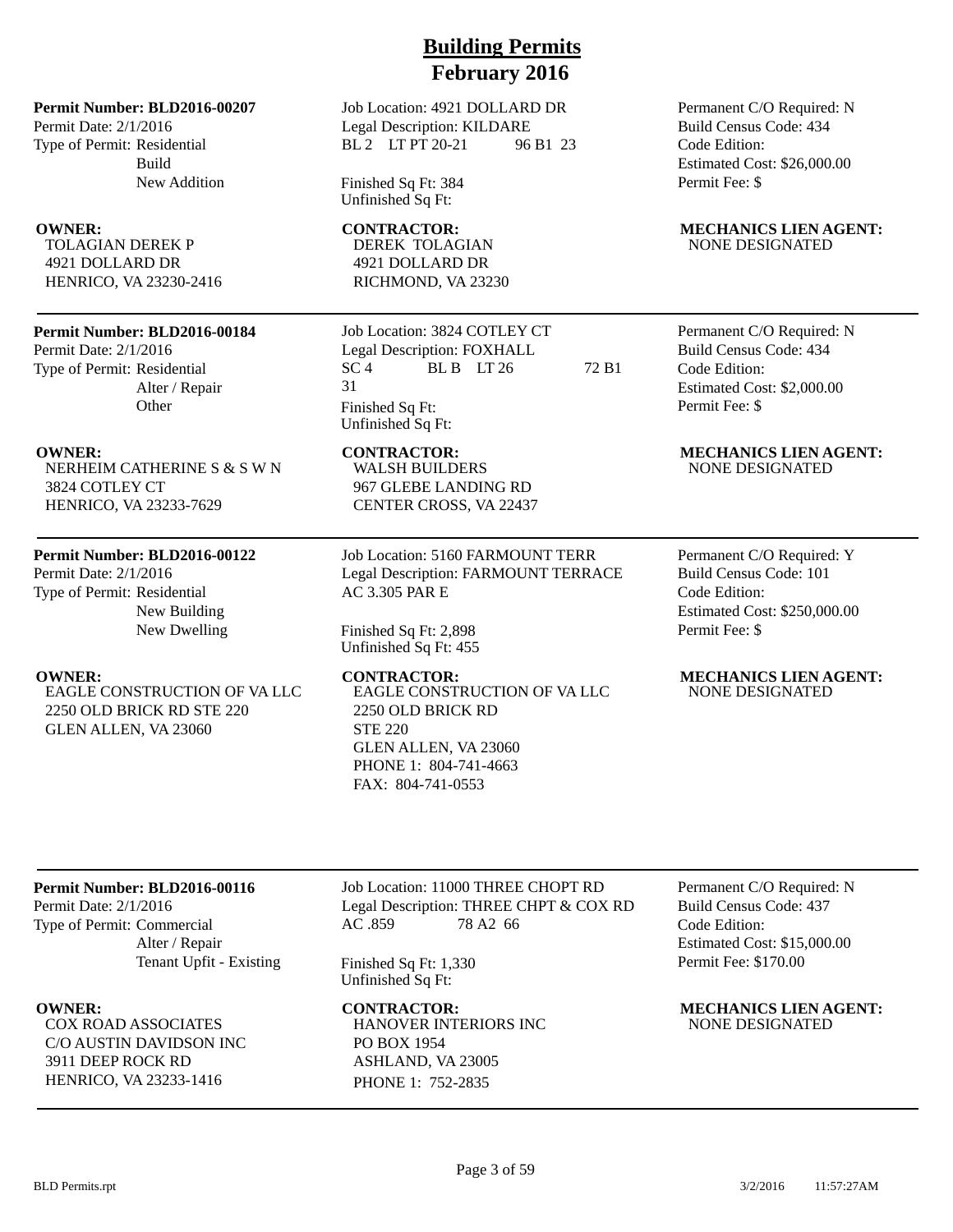# Building Permits
# February 2016

**Permit Number: BLD2016-00207**
Permit Date: 2/1/2016
Type of Permit: Residential
Build
New Addition

Job Location: 4921 DOLLARD DR
Legal Description: KILDARE
BL 2 LT PT 20-21 96 B1 23

Finished Sq Ft: 384
Unfinished Sq Ft:

Permanent C/O Required: N
Build Census Code: 434
Code Edition:
Estimated Cost: $26,000.00
Permit Fee: $

**OWNER:**
TOLAGIAN DEREK P
4921 DOLLARD DR
HENRICO, VA 23230-2416

**CONTRACTOR:**
DEREK TOLAGIAN
4921 DOLLARD DR
RICHMOND, VA 23230

**MECHANICS LIEN AGENT:**
NONE DESIGNATED

---

**Permit Number: BLD2016-00184**
Permit Date: 2/1/2016
Type of Permit: Residential
Alter / Repair
Other

Job Location: 3824 COTLEY CT
Legal Description: FOXHALL
SC 4 BL B LT 26 72 B1 31

Finished Sq Ft:
Unfinished Sq Ft:

Permanent C/O Required: N
Build Census Code: 434
Code Edition:
Estimated Cost: $2,000.00
Permit Fee: $

**OWNER:**
NERHEIM CATHERINE S & S W N
3824 COTLEY CT
HENRICO, VA 23233-7629

**CONTRACTOR:**
WALSH BUILDERS
967 GLEBE LANDING RD
CENTER CROSS, VA 22437

**MECHANICS LIEN AGENT:**
NONE DESIGNATED

---

**Permit Number: BLD2016-00122**
Permit Date: 2/1/2016
Type of Permit: Residential
New Building
New Dwelling

Job Location: 5160 FARMOUNT TERR
Legal Description: FARMOUNT TERRACE
AC 3.305 PAR E

Finished Sq Ft: 2,898
Unfinished Sq Ft: 455

Permanent C/O Required: Y
Build Census Code: 101
Code Edition:
Estimated Cost: $250,000.00
Permit Fee: $

**OWNER:**
EAGLE CONSTRUCTION OF VA LLC
2250 OLD BRICK RD STE 220
GLEN ALLEN, VA 23060

**CONTRACTOR:**
EAGLE CONSTRUCTION OF VA LLC
2250 OLD BRICK RD
STE 220
GLEN ALLEN, VA 23060
PHONE 1: 804-741-4663
FAX: 804-741-0553

**MECHANICS LIEN AGENT:**
NONE DESIGNATED

---

**Permit Number: BLD2016-00116**
Permit Date: 2/1/2016
Type of Permit: Commercial
Alter / Repair
Tenant Upfit - Existing

Job Location: 11000 THREE CHOPT RD
Legal Description: THREE CHPT & COX RD
AC .859 78 A2 66

Finished Sq Ft: 1,330
Unfinished Sq Ft:

Permanent C/O Required: N
Build Census Code: 437
Code Edition:
Estimated Cost: $15,000.00
Permit Fee: $170.00

**OWNER:**
COX ROAD ASSOCIATES
C/O AUSTIN DAVIDSON INC
3911 DEEP ROCK RD
HENRICO, VA 23233-1416

**CONTRACTOR:**
HANOVER INTERIORS INC
PO BOX 1954
ASHLAND, VA 23005
PHONE 1: 752-2835

**MECHANICS LIEN AGENT:**
NONE DESIGNATED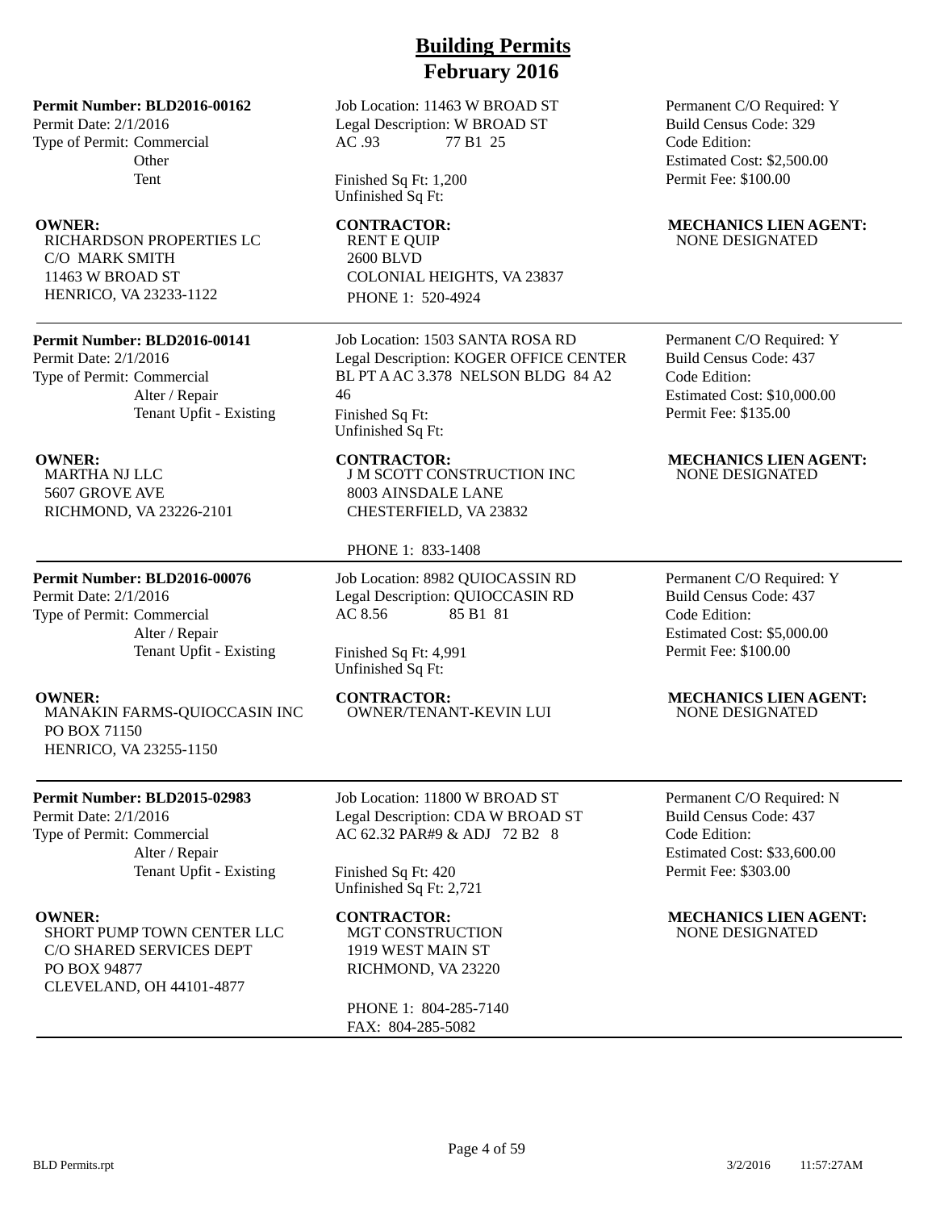# Building Permits
## February 2016

---

**Permit Number: BLD2016-00162**
Permit Date: 2/1/2016
Type of Permit: Commercial
Other
Tent

Job Location: 11463 W BROAD ST
Legal Description: W BROAD ST
AC .93 77 B1 25

Finished Sq Ft: 1,200
Unfinished Sq Ft:

Permanent C/O Required: Y
Build Census Code: 329
Code Edition:
Estimated Cost: $2,500.00
Permit Fee: $100.00

**OWNER:**
RICHARDSON PROPERTIES LC
C/O MARK SMITH
11463 W BROAD ST
HENRICO, VA 23233-1122

**CONTRACTOR:**
RENT E QUIP
2600 BLVD
COLONIAL HEIGHTS, VA 23837
PHONE 1: 520-4924

**MECHANICS LIEN AGENT:**
NONE DESIGNATED

---

**Permit Number: BLD2016-00141**
Permit Date: 2/1/2016
Type of Permit: Commercial
Alter / Repair
Tenant Upfit - Existing

Job Location: 1503 SANTA ROSA RD
Legal Description: KOGER OFFICE CENTER BL PT A AC 3.378 NELSON BLDG 84 A2 46

Finished Sq Ft:
Unfinished Sq Ft:

Permanent C/O Required: Y
Build Census Code: 437
Code Edition:
Estimated Cost: $10,000.00
Permit Fee: $135.00

**OWNER:**
MARTHA NJ LLC
5607 GROVE AVE
RICHMOND, VA 23226-2101

**CONTRACTOR:**
J M SCOTT CONSTRUCTION INC
8003 AINSDALE LANE
CHESTERFIELD, VA 23832

PHONE 1: 833-1408

**MECHANICS LIEN AGENT:**
NONE DESIGNATED

---

**Permit Number: BLD2016-00076**
Permit Date: 2/1/2016
Type of Permit: Commercial
Alter / Repair
Tenant Upfit - Existing

Job Location: 8982 QUIOCASSIN RD
Legal Description: QUIOCCASIN RD
AC 8.56 85 B1 81

Finished Sq Ft: 4,991
Unfinished Sq Ft:

Permanent C/O Required: Y
Build Census Code: 437
Code Edition:
Estimated Cost: $5,000.00
Permit Fee: $100.00

**OWNER:**
MANAKIN FARMS-QUIOCCASIN INC
PO BOX 71150
HENRICO, VA 23255-1150

**CONTRACTOR:**
OWNER/TENANT-KEVIN LUI

**MECHANICS LIEN AGENT:**
NONE DESIGNATED

---

**Permit Number: BLD2015-02983**
Permit Date: 2/1/2016
Type of Permit: Commercial
Alter / Repair
Tenant Upfit - Existing

Job Location: 11800 W BROAD ST
Legal Description: CDA W BROAD ST
AC 62.32 PAR#9 & ADJ 72 B2 8

Finished Sq Ft: 420
Unfinished Sq Ft: 2,721

Permanent C/O Required: N
Build Census Code: 437
Code Edition:
Estimated Cost: $33,600.00
Permit Fee: $303.00

**OWNER:**
SHORT PUMP TOWN CENTER LLC
C/O SHARED SERVICES DEPT
PO BOX 94877
CLEVELAND, OH 44101-4877

**CONTRACTOR:**
MGT CONSTRUCTION
1919 WEST MAIN ST
RICHMOND, VA 23220

PHONE 1: 804-285-7140
FAX: 804-285-5082

**MECHANICS LIEN AGENT:**
NONE DESIGNATED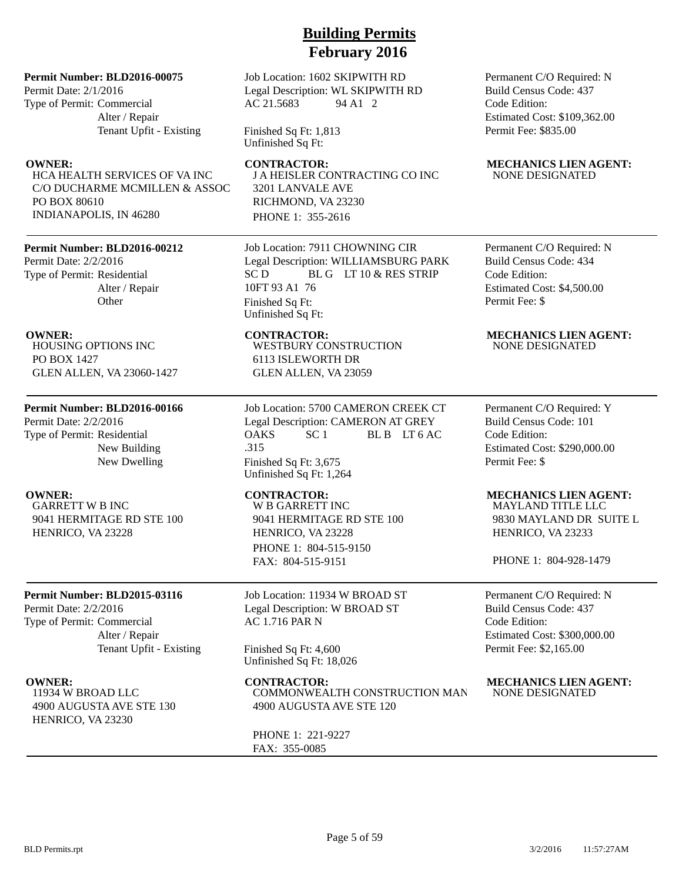# Building Permits
# February 2016

**Permit Number: BLD2016-00075**
Permit Date: 2/1/2016
Type of Permit: Commercial
Alter / Repair
Tenant Upfit - Existing

Job Location: 1602 SKIPWITH RD
Legal Description: WL SKIPWITH RD AC 21.5683 94 A1 2
Finished Sq Ft: 1,813
Unfinished Sq Ft:

Permanent C/O Required: N
Build Census Code: 437
Code Edition:
Estimated Cost: $109,362.00
Permit Fee: $835.00

**OWNER:**
HCA HEALTH SERVICES OF VA INC
C/O DUCHARME MCMILLEN & ASSOC
PO BOX 80610
INDIANAPOLIS, IN 46280

**CONTRACTOR:**
J A HEISLER CONTRACTING CO INC
3201 LANVALE AVE
RICHMOND, VA 23230
PHONE 1: 355-2616

**MECHANICS LIEN AGENT:**
NONE DESIGNATED

---

**Permit Number: BLD2016-00212**
Permit Date: 2/2/2016
Type of Permit: Residential
Alter / Repair
Other

Job Location: 7911 CHOWNING CIR
Legal Description: WILLIAMSBURG PARK SC D BL G LT 10 & RES STRIP 10FT 93 A1 76
Finished Sq Ft:
Unfinished Sq Ft:

Permanent C/O Required: N
Build Census Code: 434
Code Edition:
Estimated Cost: $4,500.00
Permit Fee: $

**OWNER:**
HOUSING OPTIONS INC
PO BOX 1427
GLEN ALLEN, VA 23060-1427

**CONTRACTOR:**
WESTBURY CONSTRUCTION
6113 ISLEWORTH DR
GLEN ALLEN, VA 23059

**MECHANICS LIEN AGENT:**
NONE DESIGNATED

---

**Permit Number: BLD2016-00166**
Permit Date: 2/2/2016
Type of Permit: Residential
New Building
New Dwelling

Job Location: 5700 CAMERON CREEK CT
Legal Description: CAMERON AT GREY OAKS SC 1 BL B LT 6 AC .315
Finished Sq Ft: 3,675
Unfinished Sq Ft: 1,264

Permanent C/O Required: Y
Build Census Code: 101
Code Edition:
Estimated Cost: $290,000.00
Permit Fee: $

**OWNER:**
GARRETT W B INC
9041 HERMITAGE RD STE 100
HENRICO, VA 23228

**CONTRACTOR:**
W B GARRETT INC
9041 HERMITAGE RD STE 100
HENRICO, VA 23228
PHONE 1: 804-515-9150
FAX: 804-515-9151

**MECHANICS LIEN AGENT:**
MAYLAND TITLE LLC
9830 MAYLAND DR SUITE L
HENRICO, VA 23233
PHONE 1: 804-928-1479

---

**Permit Number: BLD2015-03116**
Permit Date: 2/2/2016
Type of Permit: Commercial
Alter / Repair
Tenant Upfit - Existing

Job Location: 11934 W BROAD ST
Legal Description: W BROAD ST AC 1.716 PAR N
Finished Sq Ft: 4,600
Unfinished Sq Ft: 18,026

Permanent C/O Required: N
Build Census Code: 437
Code Edition:
Estimated Cost: $300,000.00
Permit Fee: $2,165.00

**OWNER:**
11934 W BROAD LLC
4900 AUGUSTA AVE STE 130
HENRICO, VA 23230

**CONTRACTOR:**
COMMONWEALTH CONSTRUCTION MAN
4900 AUGUSTA AVE STE 120
PHONE 1: 221-9227
FAX: 355-0085

**MECHANICS LIEN AGENT:**
NONE DESIGNATED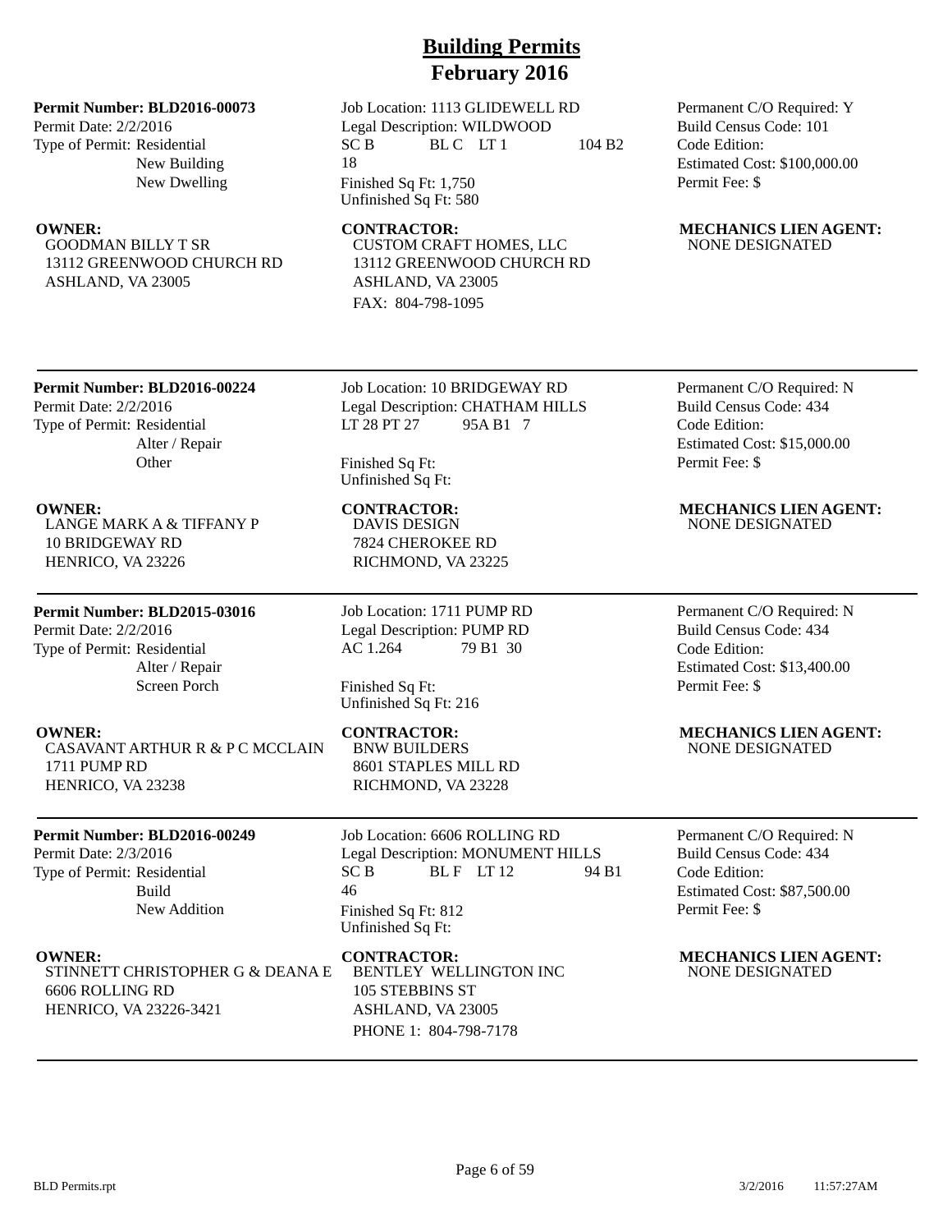# Building Permits
## February 2016

**Permit Number: BLD2016-00073**
Permit Date: 2/2/2016
Type of Permit: Residential
New Building
New Dwelling

Job Location: 1113 GLIDEWELL RD
Legal Description: WILDWOOD
SC B BL C LT 1 104 B2
18
Finished Sq Ft: 1,750
Unfinished Sq Ft: 580

Permanent C/O Required: Y
Build Census Code: 101
Code Edition:
Estimated Cost: $100,000.00
Permit Fee: $

**OWNER:**
GOODMAN BILLY T SR
13112 GREENWOOD CHURCH RD
ASHLAND, VA 23005

**CONTRACTOR:**
CUSTOM CRAFT HOMES, LLC
13112 GREENWOOD CHURCH RD
ASHLAND, VA 23005
FAX: 804-798-1095

**MECHANICS LIEN AGENT:**
NONE DESIGNATED

---

**Permit Number: BLD2016-00224**
Permit Date: 2/2/2016
Type of Permit: Residential
Alter / Repair
Other

Job Location: 10 BRIDGEWAY RD
Legal Description: CHATHAM HILLS
LT 28 PT 27 95A B1 7

Finished Sq Ft:
Unfinished Sq Ft:

Permanent C/O Required: N
Build Census Code: 434
Code Edition:
Estimated Cost: $15,000.00
Permit Fee: $

**OWNER:**
LANGE MARK A & TIFFANY P
10 BRIDGEWAY RD
HENRICO, VA 23226

**CONTRACTOR:**
DAVIS DESIGN
7824 CHEROKEE RD
RICHMOND, VA 23225

**MECHANICS LIEN AGENT:**
NONE DESIGNATED

---

**Permit Number: BLD2015-03016**
Permit Date: 2/2/2016
Type of Permit: Residential
Alter / Repair
Screen Porch

Job Location: 1711 PUMP RD
Legal Description: PUMP RD
AC 1.264 79 B1 30

Finished Sq Ft:
Unfinished Sq Ft: 216

Permanent C/O Required: N
Build Census Code: 434
Code Edition:
Estimated Cost: $13,400.00
Permit Fee: $

**OWNER:**
CASAVANT ARTHUR R & P C MCCLAIN
1711 PUMP RD
HENRICO, VA 23238

**CONTRACTOR:**
BNW BUILDERS
8601 STAPLES MILL RD
RICHMOND, VA 23228

**MECHANICS LIEN AGENT:**
NONE DESIGNATED

---

**Permit Number: BLD2016-00249**
Permit Date: 2/3/2016
Type of Permit: Residential
Build
New Addition

Job Location: 6606 ROLLING RD
Legal Description: MONUMENT HILLS
SC B BL F LT 12 94 B1
46
Finished Sq Ft: 812
Unfinished Sq Ft:

Permanent C/O Required: N
Build Census Code: 434
Code Edition:
Estimated Cost: $87,500.00
Permit Fee: $

**OWNER:**
STINNETT CHRISTOPHER G & DEANA E
6606 ROLLING RD
HENRICO, VA 23226-3421

**CONTRACTOR:**
BENTLEY WELLINGTON INC
105 STEBBINS ST
ASHLAND, VA 23005
PHONE 1: 804-798-7178

**MECHANICS LIEN AGENT:**
NONE DESIGNATED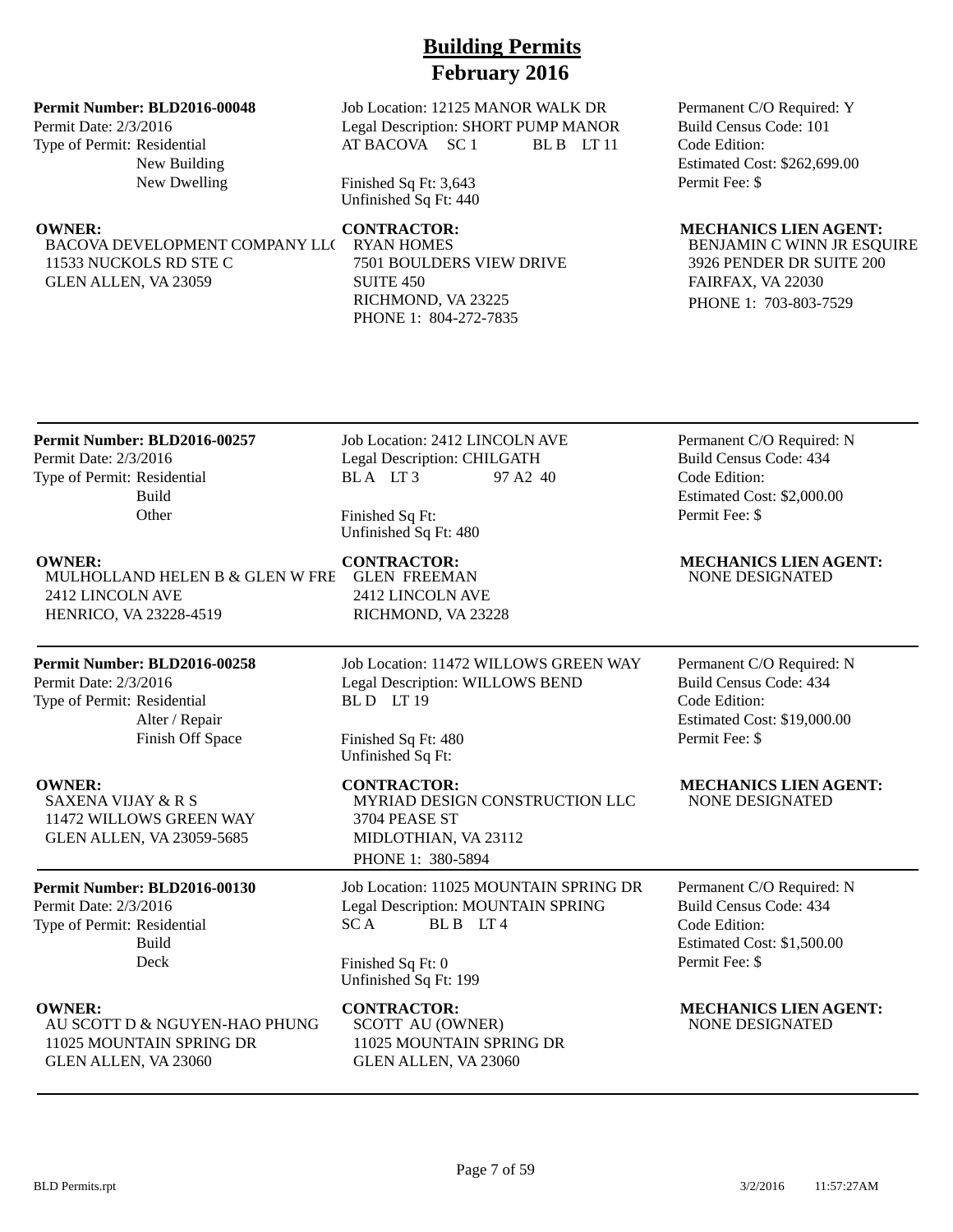# Building Permits
## February 2016

**Permit Number: BLD2016-00048**
Permit Date: 2/3/2016
Type of Permit: Residential
New Building
New Dwelling

Job Location: 12125 MANOR WALK DR
Legal Description: SHORT PUMP MANOR AT BACOVA SC 1 BL B LT 11

Finished Sq Ft: 3,643
Unfinished Sq Ft: 440

Permanent C/O Required: Y
Build Census Code: 101
Code Edition:
Estimated Cost: $262,699.00
Permit Fee: $

**OWNER:**
BACOVA DEVELOPMENT COMPANY LLC
11533 NUCKOLS RD STE C
GLEN ALLEN, VA 23059

**CONTRACTOR:**
RYAN HOMES
7501 BOULDERS VIEW DRIVE
SUITE 450
RICHMOND, VA 23225
PHONE 1: 804-272-7835

**MECHANICS LIEN AGENT:**
BENJAMIN C WINN JR ESQUIRE
3926 PENDER DR SUITE 200
FAIRFAX, VA 22030
PHONE 1: 703-803-7529

---

**Permit Number: BLD2016-00257**
Permit Date: 2/3/2016
Type of Permit: Residential
Build
Other

Job Location: 2412 LINCOLN AVE
Legal Description: CHILGATH BL A LT 3 97 A2 40

Finished Sq Ft:
Unfinished Sq Ft: 480

Permanent C/O Required: N
Build Census Code: 434
Code Edition:
Estimated Cost: $2,000.00
Permit Fee: $

**OWNER:**
MULHOLLAND HELEN B & GLEN W FRE
2412 LINCOLN AVE
HENRICO, VA 23228-4519

**CONTRACTOR:**
GLEN FREEMAN
2412 LINCOLN AVE
RICHMOND, VA 23228

**MECHANICS LIEN AGENT:**
NONE DESIGNATED

---

**Permit Number: BLD2016-00258**
Permit Date: 2/3/2016
Type of Permit: Residential
Alter / Repair
Finish Off Space

Job Location: 11472 WILLOWS GREEN WAY
Legal Description: WILLOWS BEND BL D LT 19

Finished Sq Ft: 480
Unfinished Sq Ft:

Permanent C/O Required: N
Build Census Code: 434
Code Edition:
Estimated Cost: $19,000.00
Permit Fee: $

**OWNER:**
SAXENA VIJAY & R S
11472 WILLOWS GREEN WAY
GLEN ALLEN, VA 23059-5685

**CONTRACTOR:**
MYRIAD DESIGN CONSTRUCTION LLC
3704 PEASE ST
MIDLOTHIAN, VA 23112
PHONE 1: 380-5894

**MECHANICS LIEN AGENT:**
NONE DESIGNATED

---

**Permit Number: BLD2016-00130**
Permit Date: 2/3/2016
Type of Permit: Residential
Build
Deck

Job Location: 11025 MOUNTAIN SPRING DR
Legal Description: MOUNTAIN SPRING SC A BL B LT 4

Finished Sq Ft: 0
Unfinished Sq Ft: 199

Permanent C/O Required: N
Build Census Code: 434
Code Edition:
Estimated Cost: $1,500.00
Permit Fee: $

**OWNER:**
AU SCOTT D & NGUYEN-HAO PHUNG
11025 MOUNTAIN SPRING DR
GLEN ALLEN, VA 23060

**CONTRACTOR:**
SCOTT AU (OWNER)
11025 MOUNTAIN SPRING DR
GLEN ALLEN, VA 23060

**MECHANICS LIEN AGENT:**
NONE DESIGNATED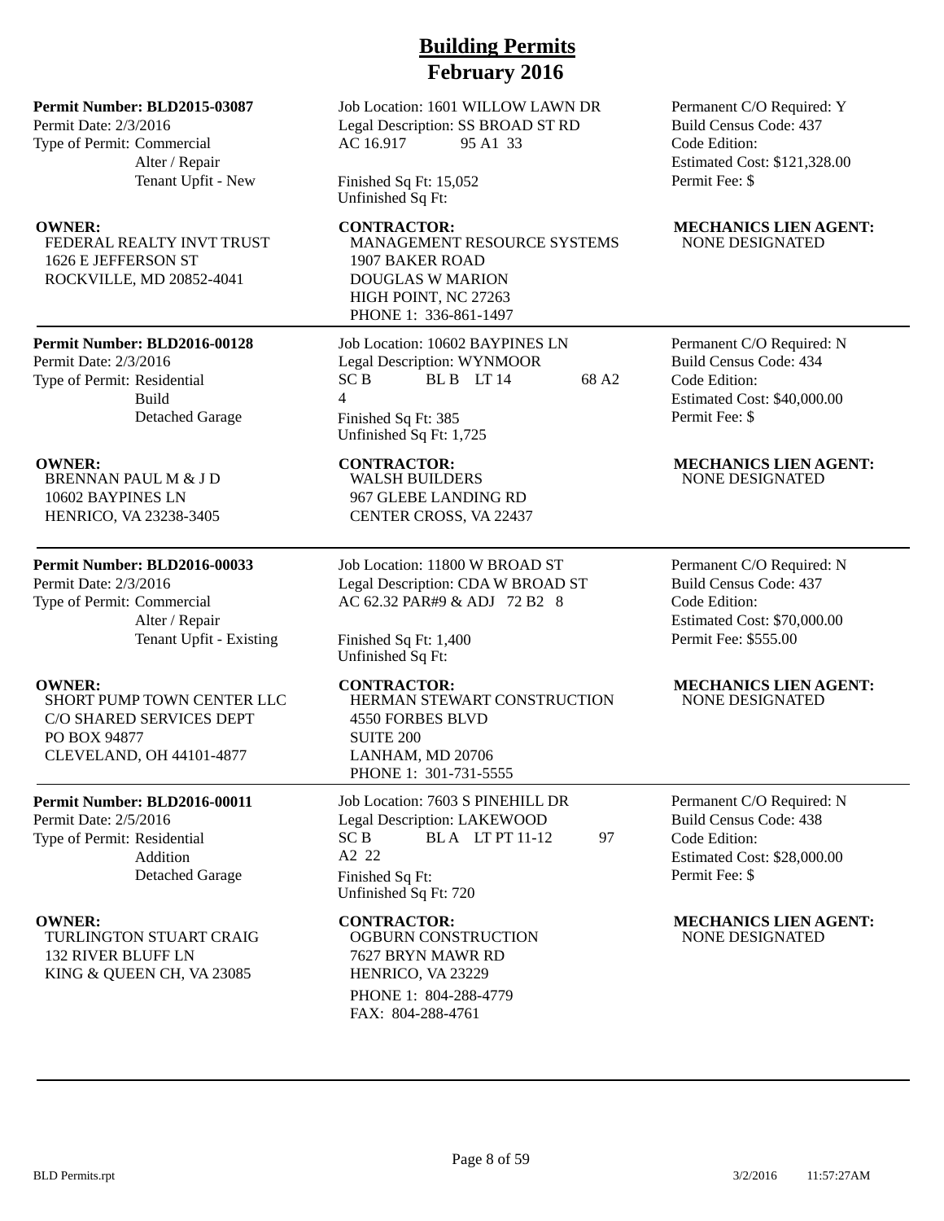# Building Permits
## February 2016

**Permit Number: BLD2015-03087**
Permit Date: 2/3/2016
Type of Permit: Commercial
Alter / Repair
Tenant Upfit - New

Job Location: 1601 WILLOW LAWN DR
Legal Description: SS BROAD ST RD AC 16.917 95 A1 33
Finished Sq Ft: 15,052
Unfinished Sq Ft:

Permanent C/O Required: Y
Build Census Code: 437
Code Edition:
Estimated Cost: $121,328.00
Permit Fee: $

**OWNER:**
FEDERAL REALTY INVT TRUST
1626 E JEFFERSON ST
ROCKVILLE, MD 20852-4041

**CONTRACTOR:**
MANAGEMENT RESOURCE SYSTEMS
1907 BAKER ROAD
DOUGLAS W MARION
HIGH POINT, NC 27263
PHONE 1: 336-861-1497

**MECHANICS LIEN AGENT:**
NONE DESIGNATED

---

**Permit Number: BLD2016-00128**
Permit Date: 2/3/2016
Type of Permit: Residential
Build
Detached Garage

Job Location: 10602 BAYPINES LN
Legal Description: WYNMOOR SC B BL B LT 14 68 A2 4
Finished Sq Ft: 385
Unfinished Sq Ft: 1,725

Permanent C/O Required: N
Build Census Code: 434
Code Edition:
Estimated Cost: $40,000.00
Permit Fee: $

**OWNER:**
BRENNAN PAUL M & J D
10602 BAYPINES LN
HENRICO, VA 23238-3405

**CONTRACTOR:**
WALSH BUILDERS
967 GLEBE LANDING RD
CENTER CROSS, VA 22437

**MECHANICS LIEN AGENT:**
NONE DESIGNATED

---

**Permit Number: BLD2016-00033**
Permit Date: 2/3/2016
Type of Permit: Commercial
Alter / Repair
Tenant Upfit - Existing

Job Location: 11800 W BROAD ST
Legal Description: CDA W BROAD ST AC 62.32 PAR#9 & ADJ 72 B2 8
Finished Sq Ft: 1,400
Unfinished Sq Ft:

Permanent C/O Required: N
Build Census Code: 437
Code Edition:
Estimated Cost: $70,000.00
Permit Fee: $555.00

**OWNER:**
SHORT PUMP TOWN CENTER LLC
C/O SHARED SERVICES DEPT
PO BOX 94877
CLEVELAND, OH 44101-4877

**CONTRACTOR:**
HERMAN STEWART CONSTRUCTION
4550 FORBES BLVD
SUITE 200
LANHAM, MD 20706
PHONE 1: 301-731-5555

**MECHANICS LIEN AGENT:**
NONE DESIGNATED

---

**Permit Number: BLD2016-00011**
Permit Date: 2/5/2016
Type of Permit: Residential
Addition
Detached Garage

Job Location: 7603 S PINEHILL DR
Legal Description: LAKEWOOD SC B BL A LT PT 11-12 97 A2 22
Finished Sq Ft:
Unfinished Sq Ft: 720

Permanent C/O Required: N
Build Census Code: 438
Code Edition:
Estimated Cost: $28,000.00
Permit Fee: $

**OWNER:**
TURLINGTON STUART CRAIG
132 RIVER BLUFF LN
KING & QUEEN CH, VA 23085

**CONTRACTOR:**
OGBURN CONSTRUCTION
7627 BRYN MAWR RD
HENRICO, VA 23229
PHONE 1: 804-288-4779
FAX: 804-288-4761

**MECHANICS LIEN AGENT:**
NONE DESIGNATED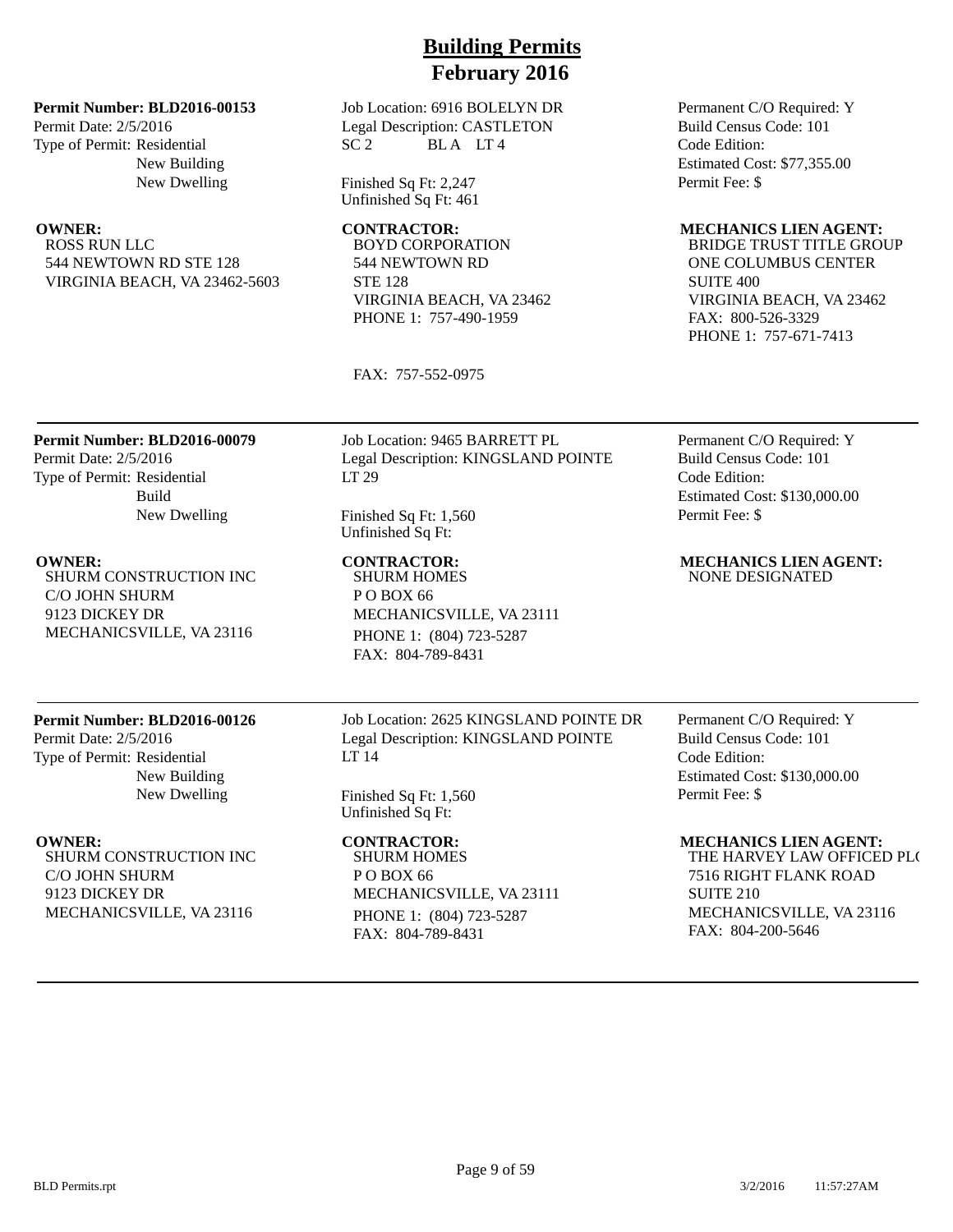# Building Permits
# February 2016

**Permit Number: BLD2016-00153**
Permit Date: 2/5/2016
Type of Permit: Residential
New Building
New Dwelling

Job Location: 6916 BOLELYN DR
Legal Description: CASTLETON
SC 2 BL A LT 4

Finished Sq Ft: 2,247
Unfinished Sq Ft: 461

Permanent C/O Required: Y
Build Census Code: 101
Code Edition:
Estimated Cost: $77,355.00
Permit Fee: $

**OWNER:**
ROSS RUN LLC
544 NEWTOWN RD STE 128
VIRGINIA BEACH, VA 23462-5603

**CONTRACTOR:**
BOYD CORPORATION
544 NEWTOWN RD
STE 128
VIRGINIA BEACH, VA 23462
PHONE 1: 757-490-1959

FAX: 757-552-0975

**MECHANICS LIEN AGENT:**
BRIDGE TRUST TITLE GROUP
ONE COLUMBUS CENTER
SUITE 400
VIRGINIA BEACH, VA 23462
FAX: 800-526-3329
PHONE 1: 757-671-7413

---

**Permit Number: BLD2016-00079**
Permit Date: 2/5/2016
Type of Permit: Residential
Build
New Dwelling

Job Location: 9465 BARRETT PL
Legal Description: KINGSLAND POINTE
LT 29

Finished Sq Ft: 1,560
Unfinished Sq Ft:

Permanent C/O Required: Y
Build Census Code: 101
Code Edition:
Estimated Cost: $130,000.00
Permit Fee: $

**OWNER:**
SHURM CONSTRUCTION INC
C/O JOHN SHURM
9123 DICKEY DR
MECHANICSVILLE, VA 23116

**CONTRACTOR:**
SHURM HOMES
P O BOX 66
MECHANICSVILLE, VA 23111
PHONE 1: (804) 723-5287
FAX: 804-789-8431

**MECHANICS LIEN AGENT:**
NONE DESIGNATED

---

**Permit Number: BLD2016-00126**
Permit Date: 2/5/2016
Type of Permit: Residential
New Building
New Dwelling

Job Location: 2625 KINGSLAND POINTE DR
Legal Description: KINGSLAND POINTE
LT 14

Finished Sq Ft: 1,560
Unfinished Sq Ft:

Permanent C/O Required: Y
Build Census Code: 101
Code Edition:
Estimated Cost: $130,000.00
Permit Fee: $

**OWNER:**
SHURM CONSTRUCTION INC
C/O JOHN SHURM
9123 DICKEY DR
MECHANICSVILLE, VA 23116

**CONTRACTOR:**
SHURM HOMES
P O BOX 66
MECHANICSVILLE, VA 23111
PHONE 1: (804) 723-5287
FAX: 804-789-8431

**MECHANICS LIEN AGENT:**
THE HARVEY LAW OFFICED PL(
7516 RIGHT FLANK ROAD
SUITE 210
MECHANICSVILLE, VA 23116
FAX: 804-200-5646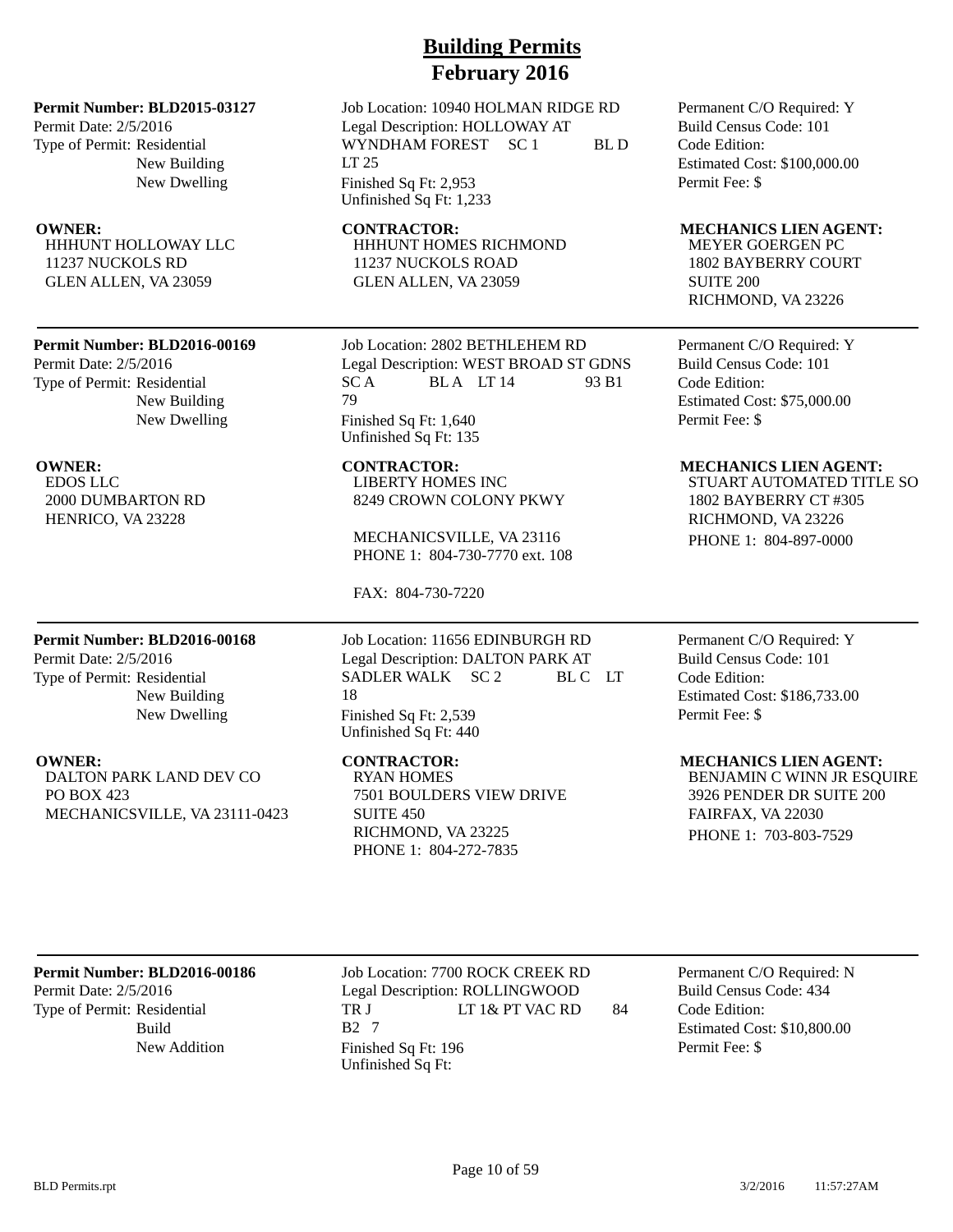# Building Permits
## February 2016

**Permit Number: BLD2015-03127**
Permit Date: 2/5/2016
Type of Permit: Residential
New Building
New Dwelling

Job Location: 10940 HOLMAN RIDGE RD
Legal Description: HOLLOWAY AT WYNDHAM FOREST SC 1 BL D LT 25
Finished Sq Ft: 2,953
Unfinished Sq Ft: 1,233

Permanent C/O Required: Y
Build Census Code: 101
Code Edition:
Estimated Cost: $100,000.00
Permit Fee: $

**OWNER:**
HHHUNT HOLLOWAY LLC
11237 NUCKOLS RD
GLEN ALLEN, VA 23059

**CONTRACTOR:**
HHHUNT HOMES RICHMOND
11237 NUCKOLS ROAD
GLEN ALLEN, VA 23059

**MECHANICS LIEN AGENT:**
MEYER GOERGEN PC
1802 BAYBERRY COURT
SUITE 200
RICHMOND, VA 23226

---

**Permit Number: BLD2016-00169**
Permit Date: 2/5/2016
Type of Permit: Residential
New Building
New Dwelling

Job Location: 2802 BETHLEHEM RD
Legal Description: WEST BROAD ST GDNS SC A BL A LT 14 93 B1 79
Finished Sq Ft: 1,640
Unfinished Sq Ft: 135

Permanent C/O Required: Y
Build Census Code: 101
Code Edition:
Estimated Cost: $75,000.00
Permit Fee: $

**OWNER:**
EDOS LLC
2000 DUMBARTON RD
HENRICO, VA 23228

**CONTRACTOR:**
LIBERTY HOMES INC
8249 CROWN COLONY PKWY
MECHANICSVILLE, VA 23116
PHONE 1: 804-730-7770 ext. 108
FAX: 804-730-7220

**MECHANICS LIEN AGENT:**
STUART AUTOMATED TITLE SO
1802 BAYBERRY CT #305
RICHMOND, VA 23226
PHONE 1: 804-897-0000

---

**Permit Number: BLD2016-00168**
Permit Date: 2/5/2016
Type of Permit: Residential
New Building
New Dwelling

Job Location: 11656 EDINBURGH RD
Legal Description: DALTON PARK AT SADLER WALK SC 2 BL C LT 18
Finished Sq Ft: 2,539
Unfinished Sq Ft: 440

Permanent C/O Required: Y
Build Census Code: 101
Code Edition:
Estimated Cost: $186,733.00
Permit Fee: $

**OWNER:**
DALTON PARK LAND DEV CO
PO BOX 423
MECHANICSVILLE, VA 23111-0423

**CONTRACTOR:**
RYAN HOMES
7501 BOULDERS VIEW DRIVE
SUITE 450
RICHMOND, VA 23225
PHONE 1: 804-272-7835

**MECHANICS LIEN AGENT:**
BENJAMIN C WINN JR ESQUIRE
3926 PENDER DR SUITE 200
FAIRFAX, VA 22030
PHONE 1: 703-803-7529

---

**Permit Number: BLD2016-00186**
Permit Date: 2/5/2016
Type of Permit: Residential
Build
New Addition

Job Location: 7700 ROCK CREEK RD
Legal Description: ROLLINGWOOD TR J LT 1& PT VAC RD 84 B2 7
Finished Sq Ft: 196
Unfinished Sq Ft:

Permanent C/O Required: N
Build Census Code: 434
Code Edition:
Estimated Cost: $10,800.00
Permit Fee: $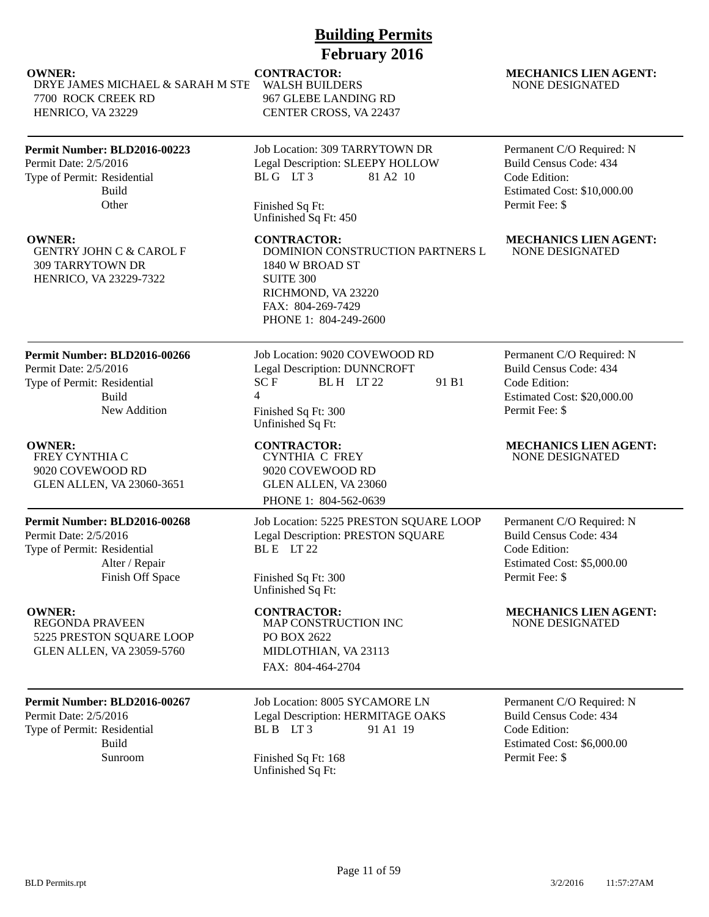# Building Permits
## February 2016

**OWNER:**
DRYE JAMES MICHAEL & SARAH M STE
7700 ROCK CREEK RD
HENRICO, VA 23229

**CONTRACTOR:**
WALSH BUILDERS
967 GLEBE LANDING RD
CENTER CROSS, VA 22437

**MECHANICS LIEN AGENT:**
NONE DESIGNATED

---

**Permit Number: BLD2016-00223**
Permit Date: 2/5/2016
Type of Permit: Residential
Build
Other

Job Location: 309 TARRYTOWN DR
Legal Description: SLEEPY HOLLOW
BL G LT 3 81 A2 10

Finished Sq Ft:
Unfinished Sq Ft: 450

Permanent C/O Required: N
Build Census Code: 434
Code Edition:
Estimated Cost: $10,000.00
Permit Fee: $

**OWNER:**
GENTRY JOHN C & CAROL F
309 TARRYTOWN DR
HENRICO, VA 23229-7322

**CONTRACTOR:**
DOMINION CONSTRUCTION PARTNERS L
1840 W BROAD ST
SUITE 300
RICHMOND, VA 23220
FAX: 804-269-7429
PHONE 1: 804-249-2600

**MECHANICS LIEN AGENT:**
NONE DESIGNATED

---

**Permit Number: BLD2016-00266**
Permit Date: 2/5/2016
Type of Permit: Residential
Build
New Addition

Job Location: 9020 COVEWOOD RD
Legal Description: DUNNCROFT
SC F BL H LT 22 91 B1
4

Finished Sq Ft: 300
Unfinished Sq Ft:

Permanent C/O Required: N
Build Census Code: 434
Code Edition:
Estimated Cost: $20,000.00
Permit Fee: $

**OWNER:**
FREY CYNTHIA C
9020 COVEWOOD RD
GLEN ALLEN, VA 23060-3651

**CONTRACTOR:**
CYNTHIA C FREY
9020 COVEWOOD RD
GLEN ALLEN, VA 23060
PHONE 1: 804-562-0639

**MECHANICS LIEN AGENT:**
NONE DESIGNATED

---

**Permit Number: BLD2016-00268**
Permit Date: 2/5/2016
Type of Permit: Residential
Alter / Repair
Finish Off Space

Job Location: 5225 PRESTON SQUARE LOOP
Legal Description: PRESTON SQUARE
BL E LT 22

Finished Sq Ft: 300
Unfinished Sq Ft:

Permanent C/O Required: N
Build Census Code: 434
Code Edition:
Estimated Cost: $5,000.00
Permit Fee: $

**OWNER:**
REGONDA PRAVEEN
5225 PRESTON SQUARE LOOP
GLEN ALLEN, VA 23059-5760

**CONTRACTOR:**
MAP CONSTRUCTION INC
PO BOX 2622
MIDLOTHIAN, VA 23113
FAX: 804-464-2704

**MECHANICS LIEN AGENT:**
NONE DESIGNATED

---

**Permit Number: BLD2016-00267**
Permit Date: 2/5/2016
Type of Permit: Residential
Build
Sunroom

Job Location: 8005 SYCAMORE LN
Legal Description: HERMITAGE OAKS
BL B LT 3 91 A1 19

Finished Sq Ft: 168
Unfinished Sq Ft:

Permanent C/O Required: N
Build Census Code: 434
Code Edition:
Estimated Cost: $6,000.00
Permit Fee: $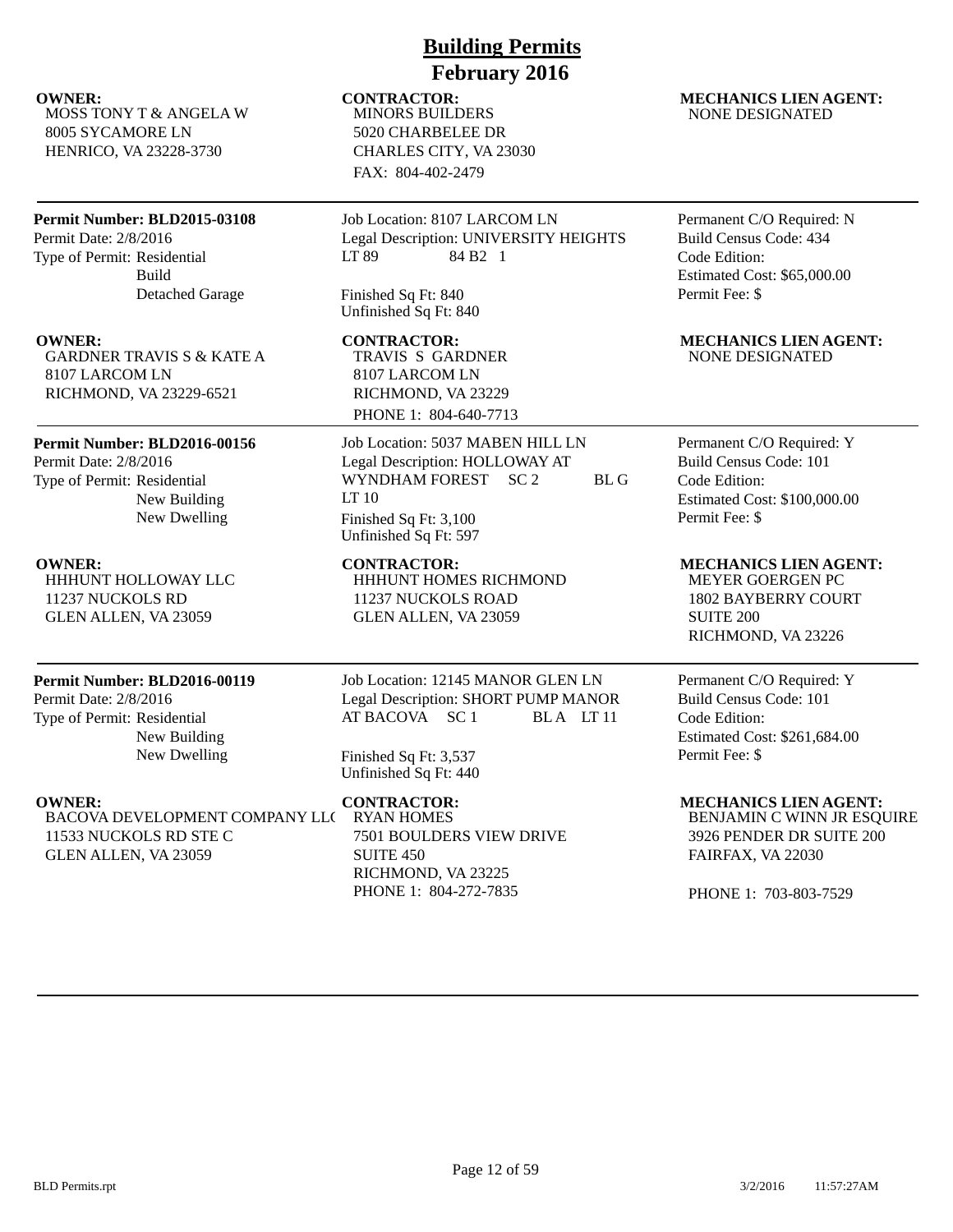# Building Permits
## February 2016

**OWNER:**
MOSS TONY T & ANGELA W
8005 SYCAMORE LN
HENRICO, VA 23228-3730

**CONTRACTOR:**
MINORS BUILDERS
5020 CHARBELEE DR
CHARLES CITY, VA 23030
FAX: 804-402-2479

**MECHANICS LIEN AGENT:**
NONE DESIGNATED

---

**Permit Number: BLD2015-03108**
Permit Date: 2/8/2016
Type of Permit: Residential
Build
Detached Garage

Job Location: 8107 LARCOM LN
Legal Description: UNIVERSITY HEIGHTS LT 89 84 B2 1
Finished Sq Ft: 840
Unfinished Sq Ft: 840

Permanent C/O Required: N
Build Census Code: 434
Code Edition:
Estimated Cost: $65,000.00
Permit Fee: $

**OWNER:**
GARDNER TRAVIS S & KATE A
8107 LARCOM LN
RICHMOND, VA 23229-6521

**CONTRACTOR:**
TRAVIS S GARDNER
8107 LARCOM LN
RICHMOND, VA 23229
PHONE 1: 804-640-7713

**MECHANICS LIEN AGENT:**
NONE DESIGNATED

---

**Permit Number: BLD2016-00156**
Permit Date: 2/8/2016
Type of Permit: Residential
New Building
New Dwelling

Job Location: 5037 MABEN HILL LN
Legal Description: HOLLOWAY AT WYNDHAM FOREST SC 2 BL G LT 10
Finished Sq Ft: 3,100
Unfinished Sq Ft: 597

Permanent C/O Required: Y
Build Census Code: 101
Code Edition:
Estimated Cost: $100,000.00
Permit Fee: $

**OWNER:**
HHHUNT HOLLOWAY LLC
11237 NUCKOLS RD
GLEN ALLEN, VA 23059

**CONTRACTOR:**
HHHUNT HOMES RICHMOND
11237 NUCKOLS ROAD
GLEN ALLEN, VA 23059

**MECHANICS LIEN AGENT:**
MEYER GOERGEN PC
1802 BAYBERRY COURT
SUITE 200
RICHMOND, VA 23226

---

**Permit Number: BLD2016-00119**
Permit Date: 2/8/2016
Type of Permit: Residential
New Building
New Dwelling

Job Location: 12145 MANOR GLEN LN
Legal Description: SHORT PUMP MANOR AT BACOVA SC 1 BL A LT 11
Finished Sq Ft: 3,537
Unfinished Sq Ft: 440

Permanent C/O Required: Y
Build Census Code: 101
Code Edition:
Estimated Cost: $261,684.00
Permit Fee: $

**OWNER:**
BACOVA DEVELOPMENT COMPANY LL(
11533 NUCKOLS RD STE C
GLEN ALLEN, VA 23059

**CONTRACTOR:**
RYAN HOMES
7501 BOULDERS VIEW DRIVE
SUITE 450
RICHMOND, VA 23225
PHONE 1: 804-272-7835

**MECHANICS LIEN AGENT:**
BENJAMIN C WINN JR ESQUIRE
3926 PENDER DR SUITE 200
FAIRFAX, VA 22030
PHONE 1: 703-803-7529

---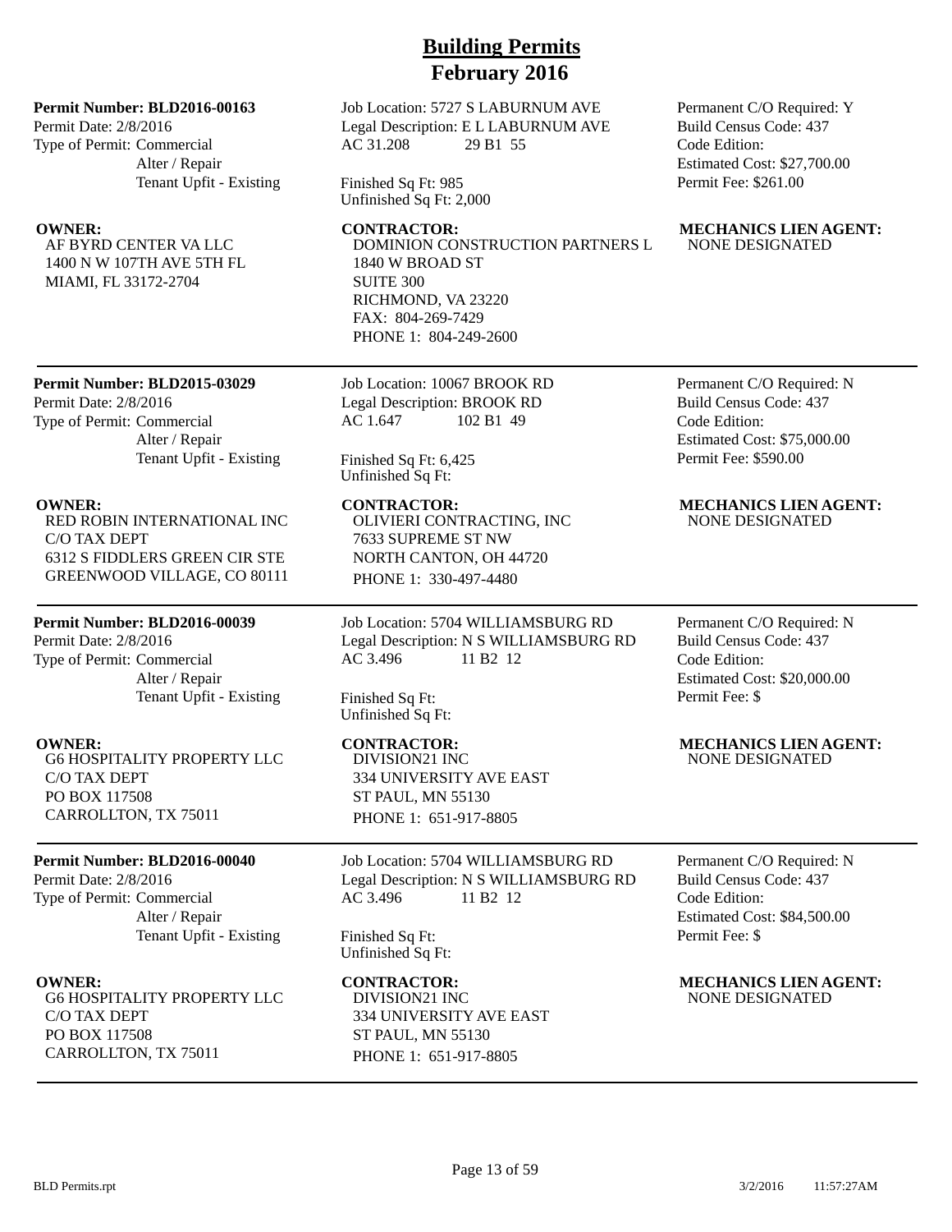# Building Permits
## February 2016

**Permit Number: BLD2016-00163**
Permit Date: 2/8/2016
Type of Permit: Commercial
Alter / Repair
Tenant Upfit - Existing

Job Location: 5727 S LABURNUM AVE
Legal Description: E L LABURNUM AVE
AC 31.208 29 B1 55

Finished Sq Ft: 985
Unfinished Sq Ft: 2,000

Permanent C/O Required: Y
Build Census Code: 437
Code Edition:
Estimated Cost: $27,700.00
Permit Fee: $261.00

**OWNER:**
AF BYRD CENTER VA LLC
1400 N W 107TH AVE 5TH FL
MIAMI, FL 33172-2704

**CONTRACTOR:**
DOMINION CONSTRUCTION PARTNERS L
1840 W BROAD ST
SUITE 300
RICHMOND, VA 23220
FAX: 804-269-7429
PHONE 1: 804-249-2600

**MECHANICS LIEN AGENT:**
NONE DESIGNATED

---

**Permit Number: BLD2015-03029**
Permit Date: 2/8/2016
Type of Permit: Commercial
Alter / Repair
Tenant Upfit - Existing

Job Location: 10067 BROOK RD
Legal Description: BROOK RD
AC 1.647 102 B1 49

Finished Sq Ft: 6,425
Unfinished Sq Ft:

Permanent C/O Required: N
Build Census Code: 437
Code Edition:
Estimated Cost: $75,000.00
Permit Fee: $590.00

**OWNER:**
RED ROBIN INTERNATIONAL INC
C/O TAX DEPT
6312 S FIDDLERS GREEN CIR STE
GREENWOOD VILLAGE, CO 80111

**CONTRACTOR:**
OLIVIERI CONTRACTING, INC
7633 SUPREME ST NW
NORTH CANTON, OH 44720
PHONE 1: 330-497-4480

**MECHANICS LIEN AGENT:**
NONE DESIGNATED

---

**Permit Number: BLD2016-00039**
Permit Date: 2/8/2016
Type of Permit: Commercial
Alter / Repair
Tenant Upfit - Existing

Job Location: 5704 WILLIAMSBURG RD
Legal Description: N S WILLIAMSBURG RD
AC 3.496 11 B2 12

Finished Sq Ft:
Unfinished Sq Ft:

Permanent C/O Required: N
Build Census Code: 437
Code Edition:
Estimated Cost: $20,000.00
Permit Fee: $

**OWNER:**
G6 HOSPITALITY PROPERTY LLC
C/O TAX DEPT
PO BOX 117508
CARROLLTON, TX 75011

**CONTRACTOR:**
DIVISION21 INC
334 UNIVERSITY AVE EAST
ST PAUL, MN 55130
PHONE 1: 651-917-8805

**MECHANICS LIEN AGENT:**
NONE DESIGNATED

---

**Permit Number: BLD2016-00040**
Permit Date: 2/8/2016
Type of Permit: Commercial
Alter / Repair
Tenant Upfit - Existing

Job Location: 5704 WILLIAMSBURG RD
Legal Description: N S WILLIAMSBURG RD
AC 3.496 11 B2 12

Finished Sq Ft:
Unfinished Sq Ft:

Permanent C/O Required: N
Build Census Code: 437
Code Edition:
Estimated Cost: $84,500.00
Permit Fee: $

**OWNER:**
G6 HOSPITALITY PROPERTY LLC
C/O TAX DEPT
PO BOX 117508
CARROLLTON, TX 75011

**CONTRACTOR:**
DIVISION21 INC
334 UNIVERSITY AVE EAST
ST PAUL, MN 55130
PHONE 1: 651-917-8805

**MECHANICS LIEN AGENT:**
NONE DESIGNATED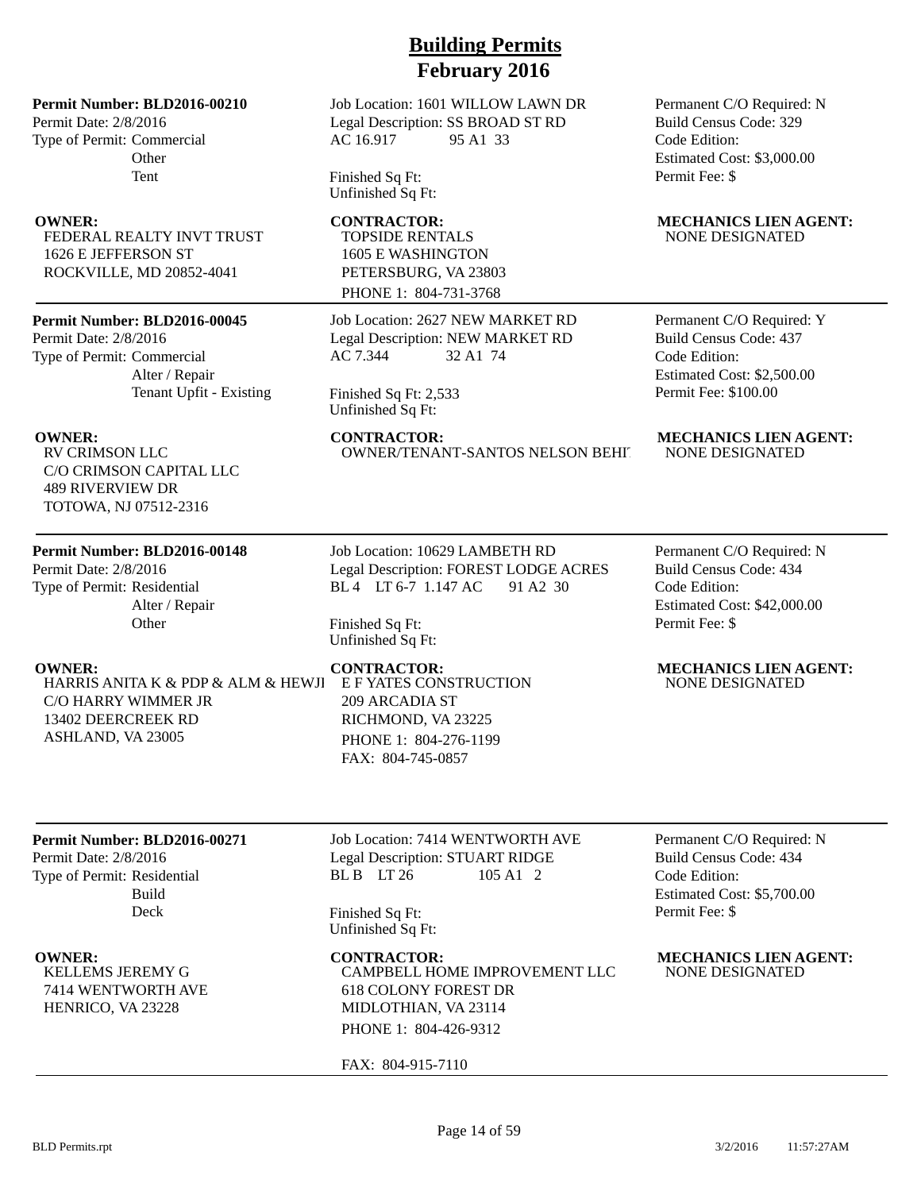# Building Permits
## February 2016

**Permit Number: BLD2016-00210**
Permit Date: 2/8/2016
Type of Permit: Commercial
Other
Tent

Job Location: 1601 WILLOW LAWN DR
Legal Description: SS BROAD ST RD
AC 16.917 95 A1 33

Finished Sq Ft:
Unfinished Sq Ft:

Permanent C/O Required: N
Build Census Code: 329
Code Edition:
Estimated Cost: $3,000.00
Permit Fee: $

**OWNER:**
FEDERAL REALTY INVT TRUST
1626 E JEFFERSON ST
ROCKVILLE, MD 20852-4041

**CONTRACTOR:**
TOPSIDE RENTALS
1605 E WASHINGTON
PETERSBURG, VA 23803
PHONE 1: 804-731-3768

**MECHANICS LIEN AGENT:**
NONE DESIGNATED

---

**Permit Number: BLD2016-00045**
Permit Date: 2/8/2016
Type of Permit: Commercial
Alter / Repair
Tenant Upfit - Existing

Job Location: 2627 NEW MARKET RD
Legal Description: NEW MARKET RD
AC 7.344 32 A1 74

Finished Sq Ft: 2,533
Unfinished Sq Ft:

Permanent C/O Required: Y
Build Census Code: 437
Code Edition:
Estimated Cost: $2,500.00
Permit Fee: $100.00

**OWNER:**
RV CRIMSON LLC
C/O CRIMSON CAPITAL LLC
489 RIVERVIEW DR
TOTOWA, NJ 07512-2316

**CONTRACTOR:**
OWNER/TENANT-SANTOS NELSON BEHI

**MECHANICS LIEN AGENT:**
NONE DESIGNATED

---

**Permit Number: BLD2016-00148**
Permit Date: 2/8/2016
Type of Permit: Residential
Alter / Repair
Other

Job Location: 10629 LAMBETH RD
Legal Description: FOREST LODGE ACRES
BL 4 LT 6-7 1.147 AC 91 A2 30

Finished Sq Ft:
Unfinished Sq Ft:

Permanent C/O Required: N
Build Census Code: 434
Code Edition:
Estimated Cost: $42,000.00
Permit Fee: $

**OWNER:**
HARRIS ANITA K & PDP & ALM & HEWJI
C/O HARRY WIMMER JR
13402 DEERCREEK RD
ASHLAND, VA 23005

**CONTRACTOR:**
E F YATES CONSTRUCTION
209 ARCADIA ST
RICHMOND, VA 23225
PHONE 1: 804-276-1199
FAX: 804-745-0857

**MECHANICS LIEN AGENT:**
NONE DESIGNATED

---

**Permit Number: BLD2016-00271**
Permit Date: 2/8/2016
Type of Permit: Residential
Build
Deck

Job Location: 7414 WENTWORTH AVE
Legal Description: STUART RIDGE
BL B LT 26 105 A1 2

Finished Sq Ft:
Unfinished Sq Ft:

Permanent C/O Required: N
Build Census Code: 434
Code Edition:
Estimated Cost: $5,700.00
Permit Fee: $

**OWNER:**
KELLEMS JEREMY G
7414 WENTWORTH AVE
HENRICO, VA 23228

**CONTRACTOR:**
CAMPBELL HOME IMPROVEMENT LLC
618 COLONY FOREST DR
MIDLOTHIAN, VA 23114
PHONE 1: 804-426-9312

FAX: 804-915-7110

**MECHANICS LIEN AGENT:**
NONE DESIGNATED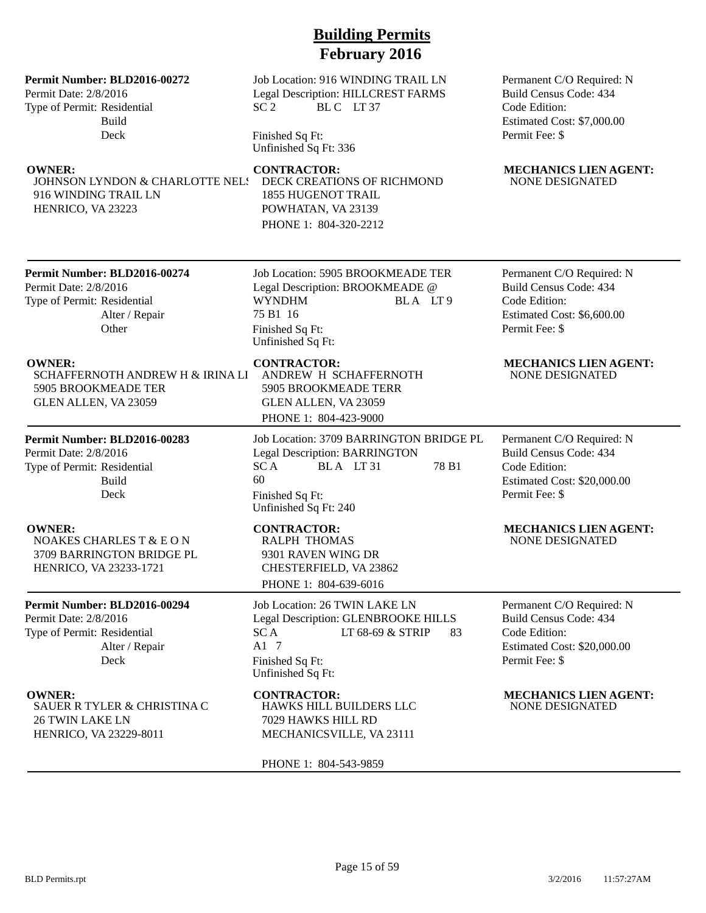# Building Permits
## February 2016

**Permit Number: BLD2016-00272**
Permit Date: 2/8/2016
Type of Permit: Residential
Build
Deck

Job Location: 916 WINDING TRAIL LN
Legal Description: HILLCREST FARMS
SC 2 BL C LT 37

Finished Sq Ft:
Unfinished Sq Ft: 336

Permanent C/O Required: N
Build Census Code: 434
Code Edition:
Estimated Cost: $7,000.00
Permit Fee: $

**OWNER:**
JOHNSON LYNDON & CHARLOTTE NELS
916 WINDING TRAIL LN
HENRICO, VA 23223

**CONTRACTOR:**
DECK CREATIONS OF RICHMOND
1855 HUGENOT TRAIL
POWHATAN, VA 23139
PHONE 1: 804-320-2212

**MECHANICS LIEN AGENT:**
NONE DESIGNATED

---

**Permit Number: BLD2016-00274**
Permit Date: 2/8/2016
Type of Permit: Residential
Alter / Repair
Other

Job Location: 5905 BROOKMEADE TER
Legal Description: BROOKMEADE @ WYNDHM BL A LT 9
75 B1 16
Finished Sq Ft:
Unfinished Sq Ft:

Permanent C/O Required: N
Build Census Code: 434
Code Edition:
Estimated Cost: $6,600.00
Permit Fee: $

**OWNER:**
SCHAFFERNOTH ANDREW H & IRINA LI
5905 BROOKMEADE TER
GLEN ALLEN, VA 23059

**CONTRACTOR:**
ANDREW H SCHAFFERNOTH
5905 BROOKMEADE TERR
GLEN ALLEN, VA 23059
PHONE 1: 804-423-9000

**MECHANICS LIEN AGENT:**
NONE DESIGNATED

---

**Permit Number: BLD2016-00283**
Permit Date: 2/8/2016
Type of Permit: Residential
Build
Deck

Job Location: 3709 BARRINGTON BRIDGE PL
Legal Description: BARRINGTON
SC A BL A LT 31 78 B1
60
Finished Sq Ft:
Unfinished Sq Ft: 240

Permanent C/O Required: N
Build Census Code: 434
Code Edition:
Estimated Cost: $20,000.00
Permit Fee: $

**OWNER:**
NOAKES CHARLES T & E O N
3709 BARRINGTON BRIDGE PL
HENRICO, VA 23233-1721

**CONTRACTOR:**
RALPH THOMAS
9301 RAVEN WING DR
CHESTERFIELD, VA 23862
PHONE 1: 804-639-6016

**MECHANICS LIEN AGENT:**
NONE DESIGNATED

---

**Permit Number: BLD2016-00294**
Permit Date: 2/8/2016
Type of Permit: Residential
Alter / Repair
Deck

Job Location: 26 TWIN LAKE LN
Legal Description: GLENBROOKE HILLS
SC A LT 68-69 & STRIP 83
A1 7
Finished Sq Ft:
Unfinished Sq Ft:

Permanent C/O Required: N
Build Census Code: 434
Code Edition:
Estimated Cost: $20,000.00
Permit Fee: $

**OWNER:**
SAUER R TYLER & CHRISTINA C
26 TWIN LAKE LN
HENRICO, VA 23229-8011

**CONTRACTOR:**
HAWKS HILL BUILDERS LLC
7029 HAWKS HILL RD
MECHANICSVILLE, VA 23111

PHONE 1: 804-543-9859

**MECHANICS LIEN AGENT:**
NONE DESIGNATED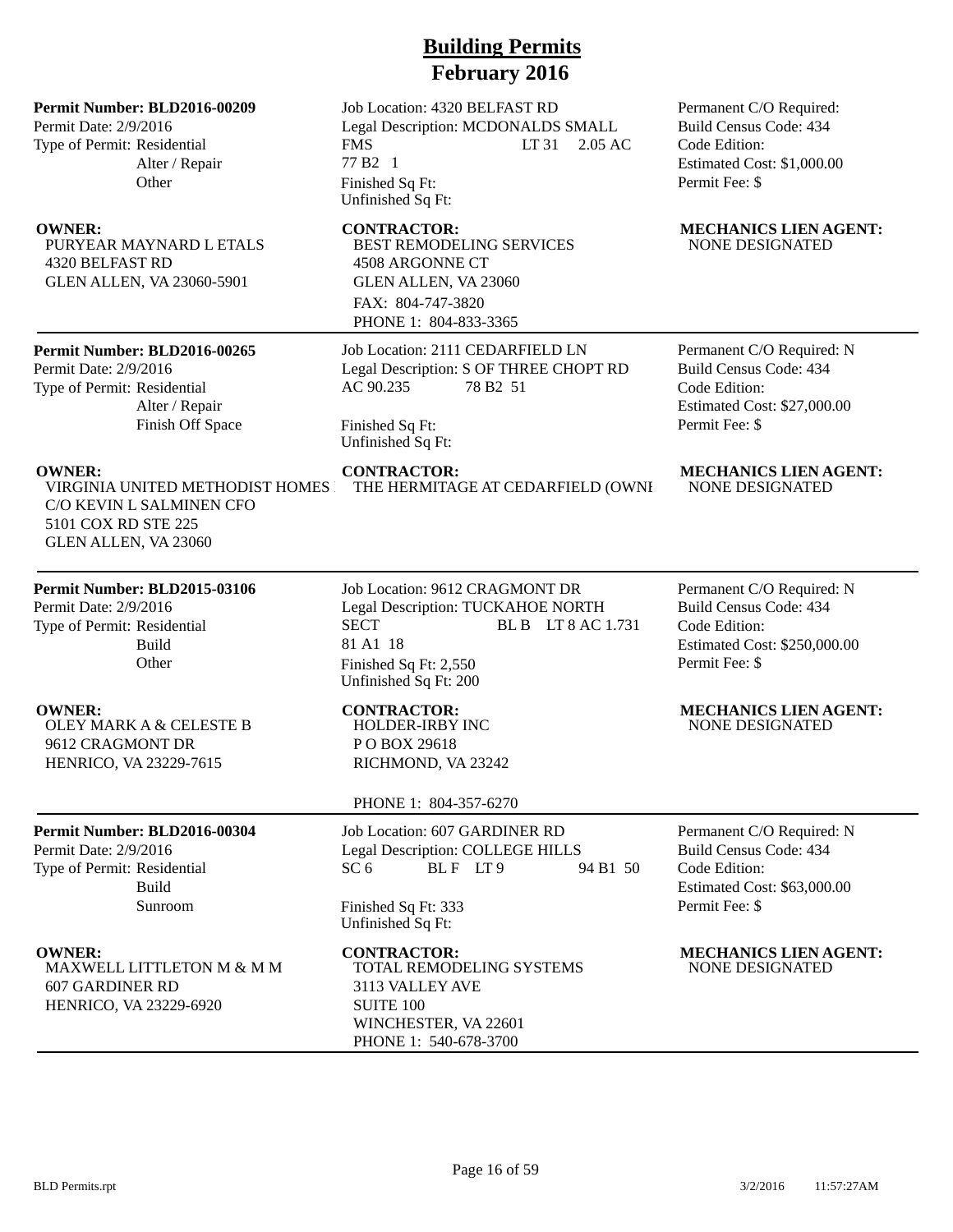# Building Permits
# February 2016

**Permit Number: BLD2016-00209**
Permit Date: 2/9/2016
Type of Permit: Residential
Alter / Repair
Other

Job Location: 4320 BELFAST RD
Legal Description: MCDONALDS SMALL FMS LT 31 2.05 AC 77 B2 1
Finished Sq Ft:
Unfinished Sq Ft:

Permanent C/O Required:
Build Census Code: 434
Code Edition:
Estimated Cost: $1,000.00
Permit Fee: $

**OWNER:**
PURYEAR MAYNARD L ETALS
4320 BELFAST RD
GLEN ALLEN, VA 23060-5901

**CONTRACTOR:**
BEST REMODELING SERVICES
4508 ARGONNE CT
GLEN ALLEN, VA 23060
FAX: 804-747-3820
PHONE 1: 804-833-3365

**MECHANICS LIEN AGENT:**
NONE DESIGNATED

---

**Permit Number: BLD2016-00265**
Permit Date: 2/9/2016
Type of Permit: Residential
Alter / Repair
Finish Off Space

Job Location: 2111 CEDARFIELD LN
Legal Description: S OF THREE CHOPT RD AC 90.235 78 B2 51
Finished Sq Ft:
Unfinished Sq Ft:

Permanent C/O Required: N
Build Census Code: 434
Code Edition:
Estimated Cost: $27,000.00
Permit Fee: $

**OWNER:**
VIRGINIA UNITED METHODIST HOMES
C/O KEVIN L SALMINEN CFO
5101 COX RD STE 225
GLEN ALLEN, VA 23060

**CONTRACTOR:**
THE HERMITAGE AT CEDARFIELD (OWNI

**MECHANICS LIEN AGENT:**
NONE DESIGNATED

---

**Permit Number: BLD2015-03106**
Permit Date: 2/9/2016
Type of Permit: Residential
Build
Other

Job Location: 9612 CRAGMONT DR
Legal Description: TUCKAHOE NORTH SECT BL B LT 8 AC 1.731 81 A1 18
Finished Sq Ft: 2,550
Unfinished Sq Ft: 200

Permanent C/O Required: N
Build Census Code: 434
Code Edition:
Estimated Cost: $250,000.00
Permit Fee: $

**OWNER:**
OLEY MARK A & CELESTE B
9612 CRAGMONT DR
HENRICO, VA 23229-7615

**CONTRACTOR:**
HOLDER-IRBY INC
P O BOX 29618
RICHMOND, VA 23242
PHONE 1: 804-357-6270

**MECHANICS LIEN AGENT:**
NONE DESIGNATED

---

**Permit Number: BLD2016-00304**
Permit Date: 2/9/2016
Type of Permit: Residential
Build
Sunroom

Job Location: 607 GARDINER RD
Legal Description: COLLEGE HILLS SC 6 BL F LT 9 94 B1 50
Finished Sq Ft: 333
Unfinished Sq Ft:

Permanent C/O Required: N
Build Census Code: 434
Code Edition:
Estimated Cost: $63,000.00
Permit Fee: $

**OWNER:**
MAXWELL LITTLETON M & M M
607 GARDINER RD
HENRICO, VA 23229-6920

**CONTRACTOR:**
TOTAL REMODELING SYSTEMS
3113 VALLEY AVE
SUITE 100
WINCHESTER, VA 22601
PHONE 1: 540-678-3700

**MECHANICS LIEN AGENT:**
NONE DESIGNATED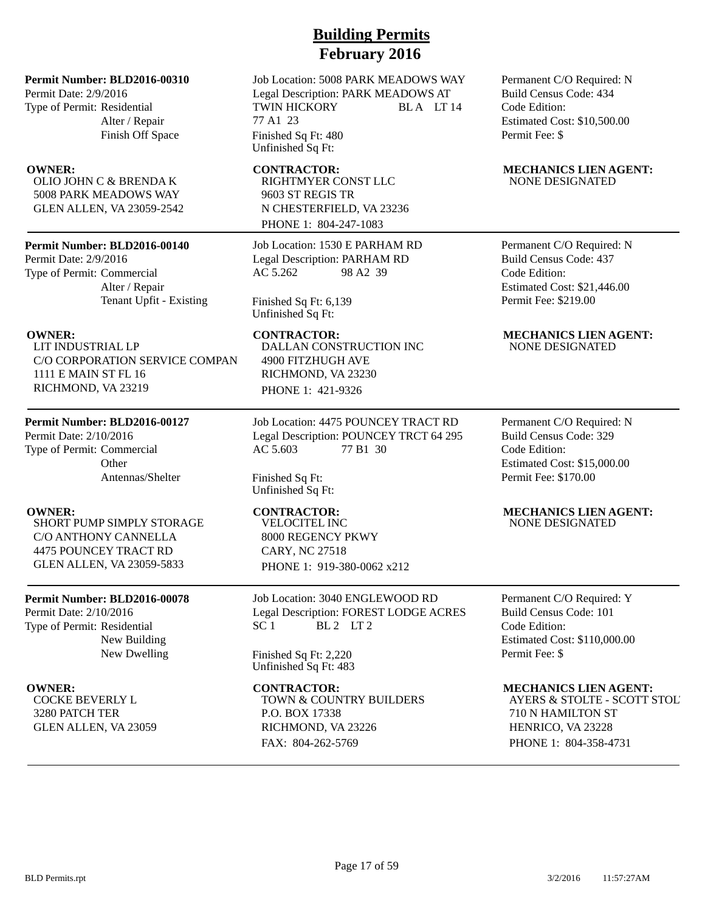# Building Permits
## February 2016

**Permit Number: BLD2016-00310**
Permit Date: 2/9/2016
Type of Permit: Residential
Alter / Repair
Finish Off Space

Job Location: 5008 PARK MEADOWS WAY
Legal Description: PARK MEADOWS AT TWIN HICKORY BL A LT 14
77 A1 23
Finished Sq Ft: 480
Unfinished Sq Ft:

Permanent C/O Required: N
Build Census Code: 434
Code Edition:
Estimated Cost: $10,500.00
Permit Fee: $

**OWNER:**
OLIO JOHN C & BRENDA K
5008 PARK MEADOWS WAY
GLEN ALLEN, VA 23059-2542

**CONTRACTOR:**
RIGHTMYER CONST LLC
9603 ST REGIS TR
N CHESTERFIELD, VA 23236
PHONE 1: 804-247-1083

**MECHANICS LIEN AGENT:**
NONE DESIGNATED

---

**Permit Number: BLD2016-00140**
Permit Date: 2/9/2016
Type of Permit: Commercial
Alter / Repair
Tenant Upfit - Existing

Job Location: 1530 E PARHAM RD
Legal Description: PARHAM RD
AC 5.262 98 A2 39
Finished Sq Ft: 6,139
Unfinished Sq Ft:

Permanent C/O Required: N
Build Census Code: 437
Code Edition:
Estimated Cost: $21,446.00
Permit Fee: $219.00

**OWNER:**
LIT INDUSTRIAL LP
C/O CORPORATION SERVICE COMPAN
1111 E MAIN ST FL 16
RICHMOND, VA 23219

**CONTRACTOR:**
DALLAN CONSTRUCTION INC
4900 FITZHUGH AVE
RICHMOND, VA 23230
PHONE 1: 421-9326

**MECHANICS LIEN AGENT:**
NONE DESIGNATED

---

**Permit Number: BLD2016-00127**
Permit Date: 2/10/2016
Type of Permit: Commercial
Other
Antennas/Shelter

Job Location: 4475 POUNCEY TRACT RD
Legal Description: POUNCEY TRCT 64 295
AC 5.603 77 B1 30
Finished Sq Ft:
Unfinished Sq Ft:

Permanent C/O Required: N
Build Census Code: 329
Code Edition:
Estimated Cost: $15,000.00
Permit Fee: $170.00

**OWNER:**
SHORT PUMP SIMPLY STORAGE
C/O ANTHONY CANNELLA
4475 POUNCEY TRACT RD
GLEN ALLEN, VA 23059-5833

**CONTRACTOR:**
VELOCITEL INC
8000 REGENCY PKWY
CARY, NC 27518
PHONE 1: 919-380-0062 x212

**MECHANICS LIEN AGENT:**
NONE DESIGNATED

---

**Permit Number: BLD2016-00078**
Permit Date: 2/10/2016
Type of Permit: Residential
New Building
New Dwelling

Job Location: 3040 ENGLEWOOD RD
Legal Description: FOREST LODGE ACRES SC 1 BL 2 LT 2
Finished Sq Ft: 2,220
Unfinished Sq Ft: 483

Permanent C/O Required: Y
Build Census Code: 101
Code Edition:
Estimated Cost: $110,000.00
Permit Fee: $

**OWNER:**
COCKE BEVERLY L
3280 PATCH TER
GLEN ALLEN, VA 23059

**CONTRACTOR:**
TOWN & COUNTRY BUILDERS
P.O. BOX 17338
RICHMOND, VA 23226
FAX: 804-262-5769

**MECHANICS LIEN AGENT:**
AYERS & STOLTE - SCOTT STOL
710 N HAMILTON ST
HENRICO, VA 23228
PHONE 1: 804-358-4731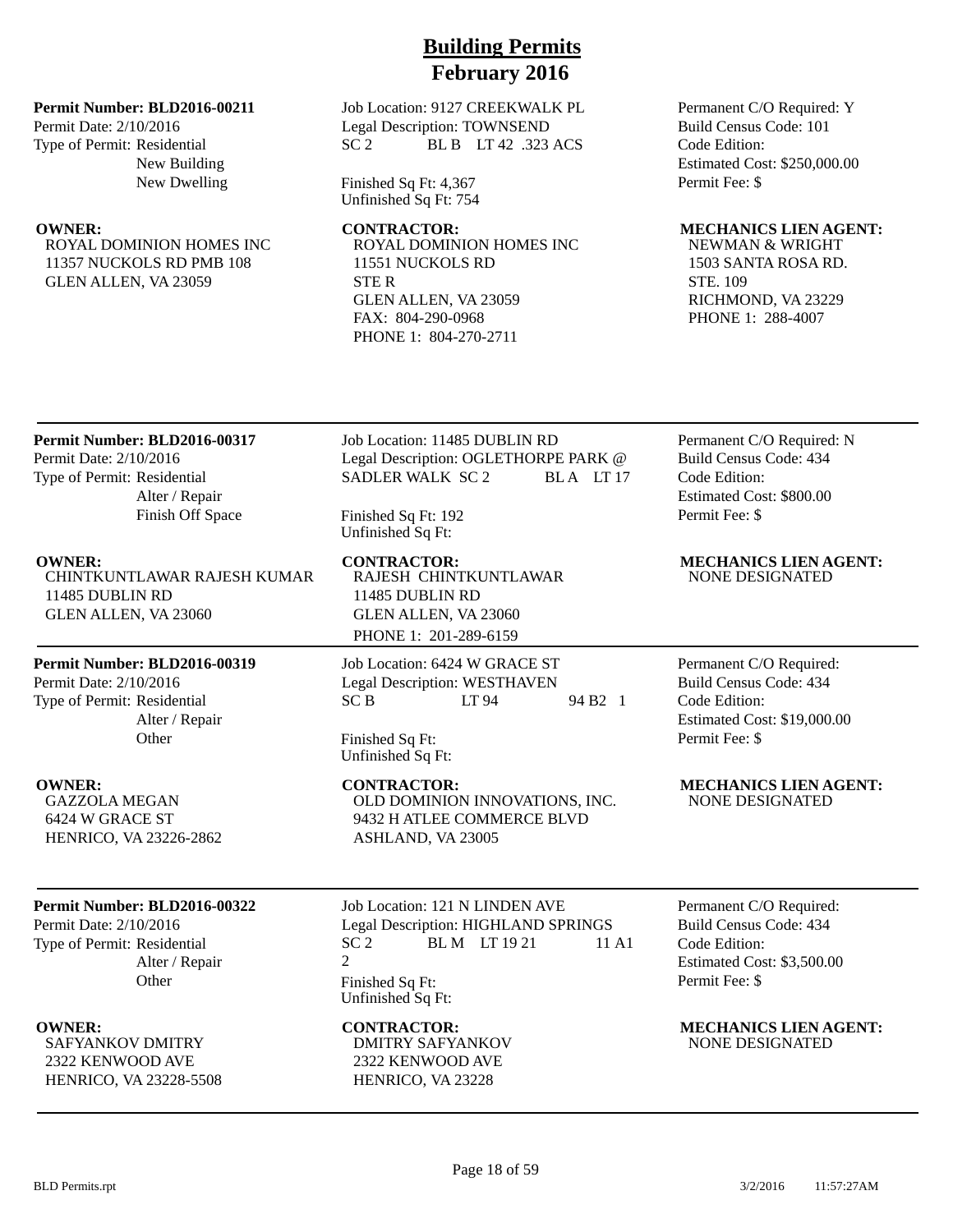# Building Permits
## February 2016

**Permit Number: BLD2016-00211**
Permit Date: 2/10/2016
Type of Permit: Residential
New Building
New Dwelling

Job Location: 9127 CREEKWALK PL
Legal Description: TOWNSEND
SC 2 BL B LT 42 .323 ACS

Finished Sq Ft: 4,367
Unfinished Sq Ft: 754

Permanent C/O Required: Y
Build Census Code: 101
Code Edition:
Estimated Cost: $250,000.00
Permit Fee: $

**OWNER:**
ROYAL DOMINION HOMES INC
11357 NUCKOLS RD PMB 108
GLEN ALLEN, VA 23059

**CONTRACTOR:**
ROYAL DOMINION HOMES INC
11551 NUCKOLS RD
STE R
GLEN ALLEN, VA 23059
FAX: 804-290-0968
PHONE 1: 804-270-2711

**MECHANICS LIEN AGENT:**
NEWMAN & WRIGHT
1503 SANTA ROSA RD.
STE. 109
RICHMOND, VA 23229
PHONE 1: 288-4007

---

**Permit Number: BLD2016-00317**
Permit Date: 2/10/2016
Type of Permit: Residential
Alter / Repair
Finish Off Space

Job Location: 11485 DUBLIN RD
Legal Description: OGLETHORPE PARK @ SADLER WALK SC 2 BL A LT 17

Finished Sq Ft: 192
Unfinished Sq Ft:

Permanent C/O Required: N
Build Census Code: 434
Code Edition:
Estimated Cost: $800.00
Permit Fee: $

**OWNER:**
CHINTKUNTLAWAR RAJESH KUMAR
11485 DUBLIN RD
GLEN ALLEN, VA 23060

**CONTRACTOR:**
RAJESH CHINTKUNTLAWAR
11485 DUBLIN RD
GLEN ALLEN, VA 23060
PHONE 1: 201-289-6159

**MECHANICS LIEN AGENT:**
NONE DESIGNATED

---

**Permit Number: BLD2016-00319**
Permit Date: 2/10/2016
Type of Permit: Residential
Alter / Repair
Other

Job Location: 6424 W GRACE ST
Legal Description: WESTHAVEN
SC B LT 94 94 B2 1

Finished Sq Ft:
Unfinished Sq Ft:

Permanent C/O Required:
Build Census Code: 434
Code Edition:
Estimated Cost: $19,000.00
Permit Fee: $

**OWNER:**
GAZZOLA MEGAN
6424 W GRACE ST
HENRICO, VA 23226-2862

**CONTRACTOR:**
OLD DOMINION INNOVATIONS, INC.
9432 H ATLEE COMMERCE BLVD
ASHLAND, VA 23005

**MECHANICS LIEN AGENT:**
NONE DESIGNATED

---

**Permit Number: BLD2016-00322**
Permit Date: 2/10/2016
Type of Permit: Residential
Alter / Repair
Other

Job Location: 121 N LINDEN AVE
Legal Description: HIGHLAND SPRINGS
SC 2 BL M LT 19 21 11 A1 2

Finished Sq Ft:
Unfinished Sq Ft:

Permanent C/O Required:
Build Census Code: 434
Code Edition:
Estimated Cost: $3,500.00
Permit Fee: $

**OWNER:**
SAFYANKOV DMITRY
2322 KENWOOD AVE
HENRICO, VA 23228-5508

**CONTRACTOR:**
DMITRY SAFYANKOV
2322 KENWOOD AVE
HENRICO, VA 23228

**MECHANICS LIEN AGENT:**
NONE DESIGNATED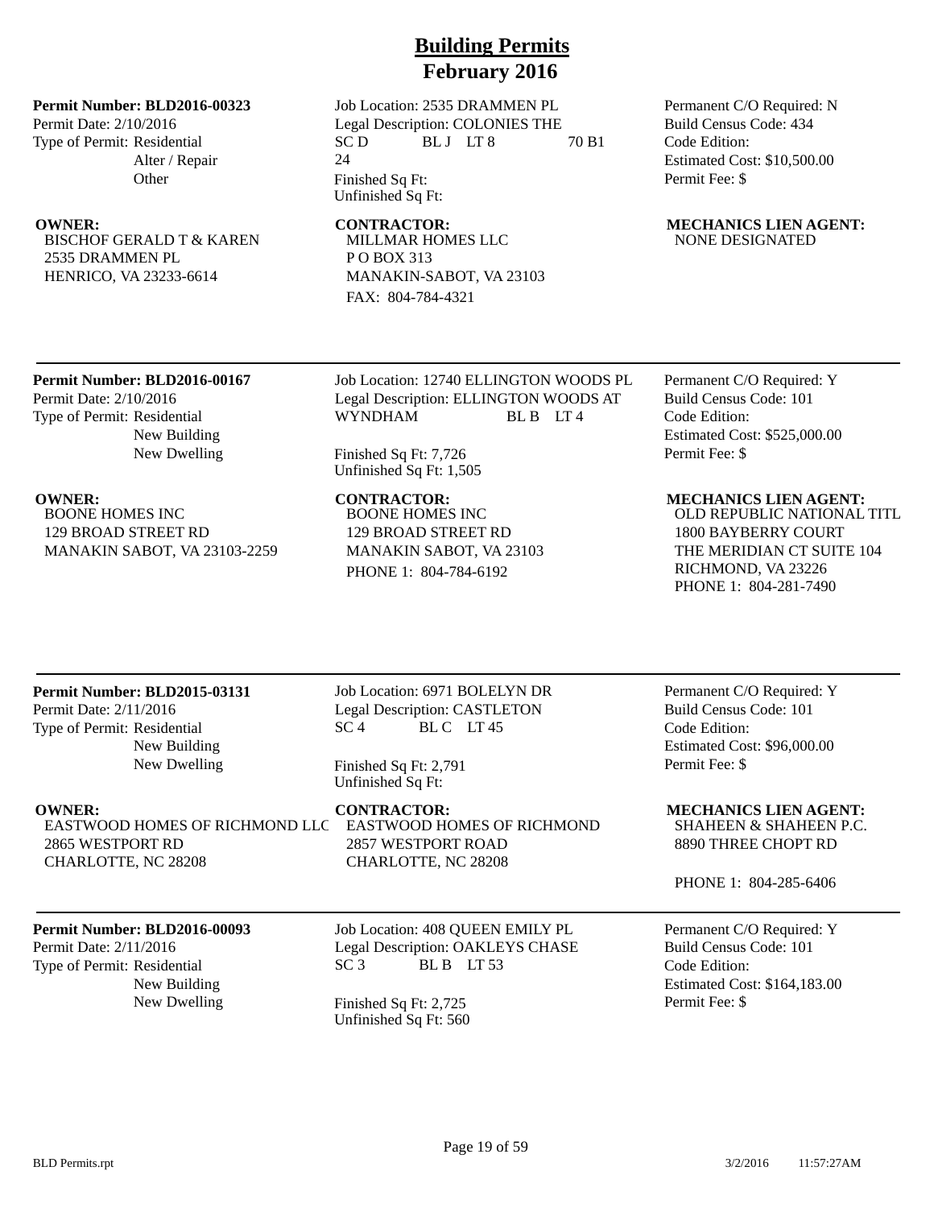# Building Permits
## February 2016

---

**Permit Number: BLD2016-00323**
Permit Date: 2/10/2016
Type of Permit: Residential
Alter / Repair
Other

Job Location: 2535 DRAMMEN PL
Legal Description: COLONIES THE
SC D BL J LT 8 70 B1 24
Finished Sq Ft:
Unfinished Sq Ft:

Permanent C/O Required: N
Build Census Code: 434
Code Edition:
Estimated Cost: $10,500.00
Permit Fee: $

**OWNER:**
BISCHOF GERALD T & KAREN
2535 DRAMMEN PL
HENRICO, VA 23233-6614

**CONTRACTOR:**
MILLMAR HOMES LLC
P O BOX 313
MANAKIN-SABOT, VA 23103
FAX: 804-784-4321

**MECHANICS LIEN AGENT:**
NONE DESIGNATED

---

**Permit Number: BLD2016-00167**
Permit Date: 2/10/2016
Type of Permit: Residential
New Building
New Dwelling

Job Location: 12740 ELLINGTON WOODS PL
Legal Description: ELLINGTON WOODS AT WYNDHAM BL B LT 4
Finished Sq Ft: 7,726
Unfinished Sq Ft: 1,505

Permanent C/O Required: Y
Build Census Code: 101
Code Edition:
Estimated Cost: $525,000.00
Permit Fee: $

**OWNER:**
BOONE HOMES INC
129 BROAD STREET RD
MANAKIN SABOT, VA 23103-2259

**CONTRACTOR:**
BOONE HOMES INC
129 BROAD STREET RD
MANAKIN SABOT, VA 23103
PHONE 1: 804-784-6192

**MECHANICS LIEN AGENT:**
OLD REPUBLIC NATIONAL TITL
1800 BAYBERRY COURT
THE MERIDIAN CT SUITE 104
RICHMOND, VA 23226
PHONE 1: 804-281-7490

---

**Permit Number: BLD2015-03131**
Permit Date: 2/11/2016
Type of Permit: Residential
New Building
New Dwelling

Job Location: 6971 BOLELYN DR
Legal Description: CASTLETON
SC 4 BL C LT 45
Finished Sq Ft: 2,791
Unfinished Sq Ft:

Permanent C/O Required: Y
Build Census Code: 101
Code Edition:
Estimated Cost: $96,000.00
Permit Fee: $

**OWNER:**
EASTWOOD HOMES OF RICHMOND LLC
2865 WESTPORT RD
CHARLOTTE, NC 28208

**CONTRACTOR:**
EASTWOOD HOMES OF RICHMOND
2857 WESTPORT ROAD
CHARLOTTE, NC 28208

**MECHANICS LIEN AGENT:**
SHAHEEN & SHAHEEN P.C.
8890 THREE CHOPT RD
PHONE 1: 804-285-6406

---

**Permit Number: BLD2016-00093**
Permit Date: 2/11/2016
Type of Permit: Residential
New Building
New Dwelling

Job Location: 408 QUEEN EMILY PL
Legal Description: OAKLEYS CHASE
SC 3 BL B LT 53
Finished Sq Ft: 2,725
Unfinished Sq Ft: 560

Permanent C/O Required: Y
Build Census Code: 101
Code Edition:
Estimated Cost: $164,183.00
Permit Fee: $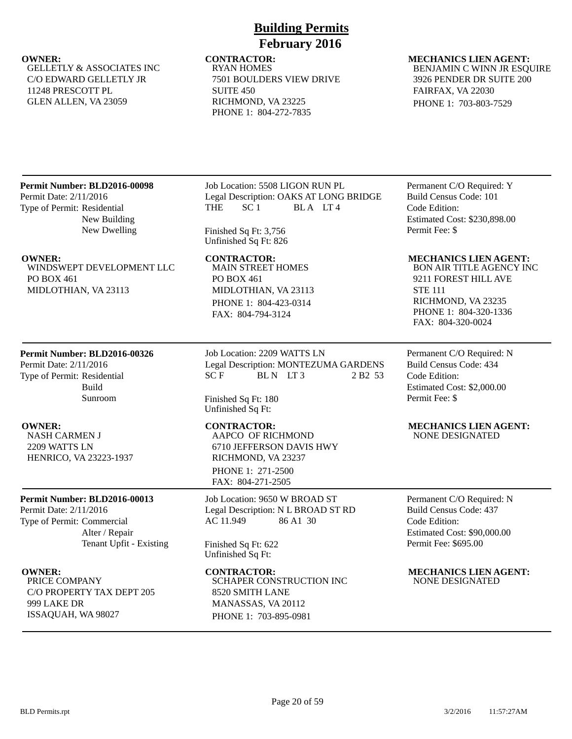# Building Permits
## February 2016

**OWNER:**
GELLETLY & ASSOCIATES INC
C/O EDWARD GELLETLY JR
11248 PRESCOTT PL
GLEN ALLEN, VA 23059

**CONTRACTOR:**
RYAN HOMES
7501 BOULDERS VIEW DRIVE
SUITE 450
RICHMOND, VA 23225
PHONE 1: 804-272-7835

**MECHANICS LIEN AGENT:**
BENJAMIN C WINN JR ESQUIRE
3926 PENDER DR SUITE 200
FAIRFAX, VA 22030
PHONE 1: 703-803-7529

---

**Permit Number: BLD2016-00098**
Permit Date: 2/11/2016
Type of Permit: Residential
New Building
New Dwelling

Job Location: 5508 LIGON RUN PL
Legal Description: OAKS AT LONG BRIDGE THE SC 1 BL A LT 4

Finished Sq Ft: 3,756
Unfinished Sq Ft: 826

Permanent C/O Required: Y
Build Census Code: 101
Code Edition:
Estimated Cost: $230,898.00
Permit Fee: $

**OWNER:**
WINDSWEPT DEVELOPMENT LLC
PO BOX 461
MIDLOTHIAN, VA 23113

**CONTRACTOR:**
MAIN STREET HOMES
PO BOX 461
MIDLOTHIAN, VA 23113
PHONE 1: 804-423-0314
FAX: 804-794-3124

**MECHANICS LIEN AGENT:**
BON AIR TITLE AGENCY INC
9211 FOREST HILL AVE
STE 111
RICHMOND, VA 23235
PHONE 1: 804-320-1336
FAX: 804-320-0024

---

**Permit Number: BLD2016-00326**
Permit Date: 2/11/2016
Type of Permit: Residential
Build
Sunroom

Job Location: 2209 WATTS LN
Legal Description: MONTEZUMA GARDENS SC F BL N LT 3 2 B2 53

Finished Sq Ft: 180
Unfinished Sq Ft:

Permanent C/O Required: N
Build Census Code: 434
Code Edition:
Estimated Cost: $2,000.00
Permit Fee: $

**OWNER:**
NASH CARMEN J
2209 WATTS LN
HENRICO, VA 23223-1937

**CONTRACTOR:**
AAPCO OF RICHMOND
6710 JEFFERSON DAVIS HWY
RICHMOND, VA 23237
PHONE 1: 271-2500
FAX: 804-271-2505

**MECHANICS LIEN AGENT:**
NONE DESIGNATED

---

**Permit Number: BLD2016-00013**
Permit Date: 2/11/2016
Type of Permit: Commercial
Alter / Repair
Tenant Upfit - Existing

Job Location: 9650 W BROAD ST
Legal Description: N L BROAD ST RD AC 11.949 86 A1 30

Finished Sq Ft: 622
Unfinished Sq Ft:

Permanent C/O Required: N
Build Census Code: 437
Code Edition:
Estimated Cost: $90,000.00
Permit Fee: $695.00

**OWNER:**
PRICE COMPANY
C/O PROPERTY TAX DEPT 205
999 LAKE DR
ISSAQUAH, WA 98027

**CONTRACTOR:**
SCHAPER CONSTRUCTION INC
8520 SMITH LANE
MANASSAS, VA 20112
PHONE 1: 703-895-0981

**MECHANICS LIEN AGENT:**
NONE DESIGNATED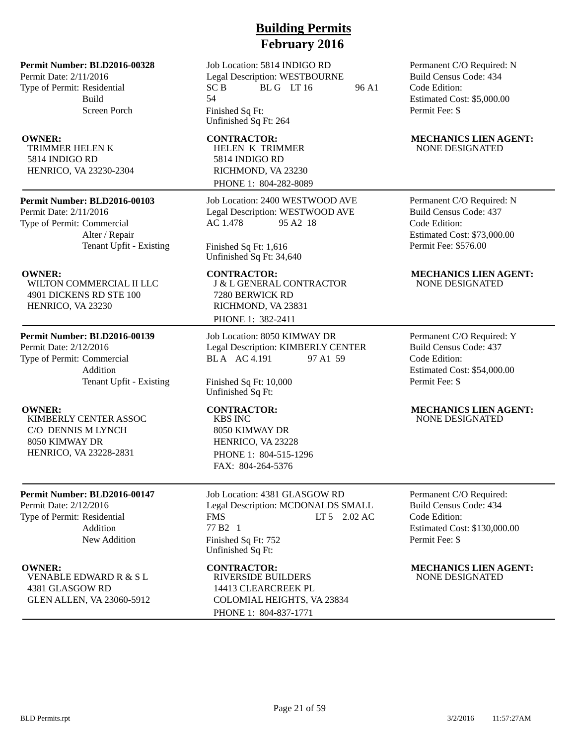# Building Permits
## February 2016

**Permit Number: BLD2016-00328**
Permit Date: 2/11/2016
Type of Permit: Residential
Build
Screen Porch

Job Location: 5814 INDIGO RD
Legal Description: WESTBOURNE SC B BL G LT 16 96 A1 54
Finished Sq Ft:
Unfinished Sq Ft: 264

Permanent C/O Required: N
Build Census Code: 434
Code Edition:
Estimated Cost: $5,000.00
Permit Fee: $

**OWNER:**
TRIMMER HELEN K
5814 INDIGO RD
HENRICO, VA 23230-2304

**CONTRACTOR:**
HELEN K TRIMMER
5814 INDIGO RD
RICHMOND, VA 23230
PHONE 1: 804-282-8089

**MECHANICS LIEN AGENT:**
NONE DESIGNATED

---

**Permit Number: BLD2016-00103**
Permit Date: 2/11/2016
Type of Permit: Commercial
Alter / Repair
Tenant Upfit - Existing

Job Location: 2400 WESTWOOD AVE
Legal Description: WESTWOOD AVE AC 1.478 95 A2 18
Finished Sq Ft: 1,616
Unfinished Sq Ft: 34,640

Permanent C/O Required: N
Build Census Code: 437
Code Edition:
Estimated Cost: $73,000.00
Permit Fee: $576.00

**OWNER:**
WILTON COMMERCIAL II LLC
4901 DICKENS RD STE 100
HENRICO, VA 23230

**CONTRACTOR:**
J & L GENERAL CONTRACTOR
7280 BERWICK RD
RICHMOND, VA 23831
PHONE 1: 382-2411

**MECHANICS LIEN AGENT:**
NONE DESIGNATED

---

**Permit Number: BLD2016-00139**
Permit Date: 2/12/2016
Type of Permit: Commercial
Addition
Tenant Upfit - Existing

Job Location: 8050 KIMWAY DR
Legal Description: KIMBERLY CENTER BL A AC 4.191 97 A1 59
Finished Sq Ft: 10,000
Unfinished Sq Ft:

Permanent C/O Required: Y
Build Census Code: 437
Code Edition:
Estimated Cost: $54,000.00
Permit Fee: $

**OWNER:**
KIMBERLY CENTER ASSOC
C/O DENNIS M LYNCH
8050 KIMWAY DR
HENRICO, VA 23228-2831

**CONTRACTOR:**
KBS INC
8050 KIMWAY DR
HENRICO, VA 23228
PHONE 1: 804-515-1296
FAX: 804-264-5376

**MECHANICS LIEN AGENT:**
NONE DESIGNATED

---

**Permit Number: BLD2016-00147**
Permit Date: 2/12/2016
Type of Permit: Residential
Addition
New Addition

Job Location: 4381 GLASGOW RD
Legal Description: MCDONALDS SMALL FMS LT 5 2.02 AC 77 B2 1
Finished Sq Ft: 752
Unfinished Sq Ft:

Permanent C/O Required:
Build Census Code: 434
Code Edition:
Estimated Cost: $130,000.00
Permit Fee: $

**OWNER:**
VENABLE EDWARD R & S L
4381 GLASGOW RD
GLEN ALLEN, VA 23060-5912

**CONTRACTOR:**
RIVERSIDE BUILDERS
14413 CLEARCREEK PL
COLOMIAL HEIGHTS, VA 23834
PHONE 1: 804-837-1771

**MECHANICS LIEN AGENT:**
NONE DESIGNATED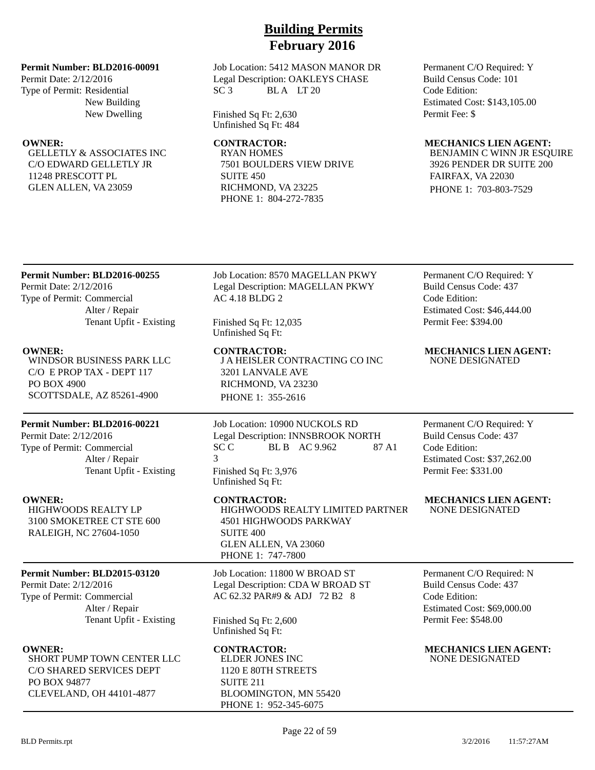# Building Permits
## February 2016

**Permit Number: BLD2016-00091**
Permit Date: 2/12/2016
Type of Permit: Residential
New Building
New Dwelling

Job Location: 5412 MASON MANOR DR
Legal Description: OAKLEYS CHASE
SC 3 BL A LT 20

Finished Sq Ft: 2,630
Unfinished Sq Ft: 484

Permanent C/O Required: Y
Build Census Code: 101
Code Edition:
Estimated Cost: $143,105.00
Permit Fee: $

**OWNER:**
GELLETLY & ASSOCIATES INC
C/O EDWARD GELLETLY JR
11248 PRESCOTT PL
GLEN ALLEN, VA 23059

**CONTRACTOR:**
RYAN HOMES
7501 BOULDERS VIEW DRIVE
SUITE 450
RICHMOND, VA 23225
PHONE 1: 804-272-7835

**MECHANICS LIEN AGENT:**
BENJAMIN C WINN JR ESQUIRE
3926 PENDER DR SUITE 200
FAIRFAX, VA 22030
PHONE 1: 703-803-7529

---

**Permit Number: BLD2016-00255**
Permit Date: 2/12/2016
Type of Permit: Commercial
Alter / Repair
Tenant Upfit - Existing

Job Location: 8570 MAGELLAN PKWY
Legal Description: MAGELLAN PKWY
AC 4.18 BLDG 2

Finished Sq Ft: 12,035
Unfinished Sq Ft:

Permanent C/O Required: Y
Build Census Code: 437
Code Edition:
Estimated Cost: $46,444.00
Permit Fee: $394.00

**OWNER:**
WINDSOR BUSINESS PARK LLC
C/O E PROP TAX - DEPT 117
PO BOX 4900
SCOTTSDALE, AZ 85261-4900

**CONTRACTOR:**
J A HEISLER CONTRACTING CO INC
3201 LANVALE AVE
RICHMOND, VA 23230
PHONE 1: 355-2616

**MECHANICS LIEN AGENT:**
NONE DESIGNATED

---

**Permit Number: BLD2016-00221**
Permit Date: 2/12/2016
Type of Permit: Commercial
Alter / Repair
Tenant Upfit - Existing

Job Location: 10900 NUCKOLS RD
Legal Description: INNSBROOK NORTH
SC C BL B AC 9.962 87 A1 3

Finished Sq Ft: 3,976
Unfinished Sq Ft:

Permanent C/O Required: Y
Build Census Code: 437
Code Edition:
Estimated Cost: $37,262.00
Permit Fee: $331.00

**OWNER:**
HIGHWOODS REALTY LP
3100 SMOKETREE CT STE 600
RALEIGH, NC 27604-1050

**CONTRACTOR:**
HIGHWOODS REALTY LIMITED PARTNER
4501 HIGHWOODS PARKWAY
SUITE 400
GLEN ALLEN, VA 23060
PHONE 1: 747-7800

**MECHANICS LIEN AGENT:**
NONE DESIGNATED

---

**Permit Number: BLD2015-03120**
Permit Date: 2/12/2016
Type of Permit: Commercial
Alter / Repair
Tenant Upfit - Existing

Job Location: 11800 W BROAD ST
Legal Description: CDA W BROAD ST
AC 62.32 PAR#9 & ADJ 72 B2 8

Finished Sq Ft: 2,600
Unfinished Sq Ft:

Permanent C/O Required: N
Build Census Code: 437
Code Edition:
Estimated Cost: $69,000.00
Permit Fee: $548.00

**OWNER:**
SHORT PUMP TOWN CENTER LLC
C/O SHARED SERVICES DEPT
PO BOX 94877
CLEVELAND, OH 44101-4877

**CONTRACTOR:**
ELDER JONES INC
1120 E 80TH STREETS
SUITE 211
BLOOMINGTON, MN 55420
PHONE 1: 952-345-6075

**MECHANICS LIEN AGENT:**
NONE DESIGNATED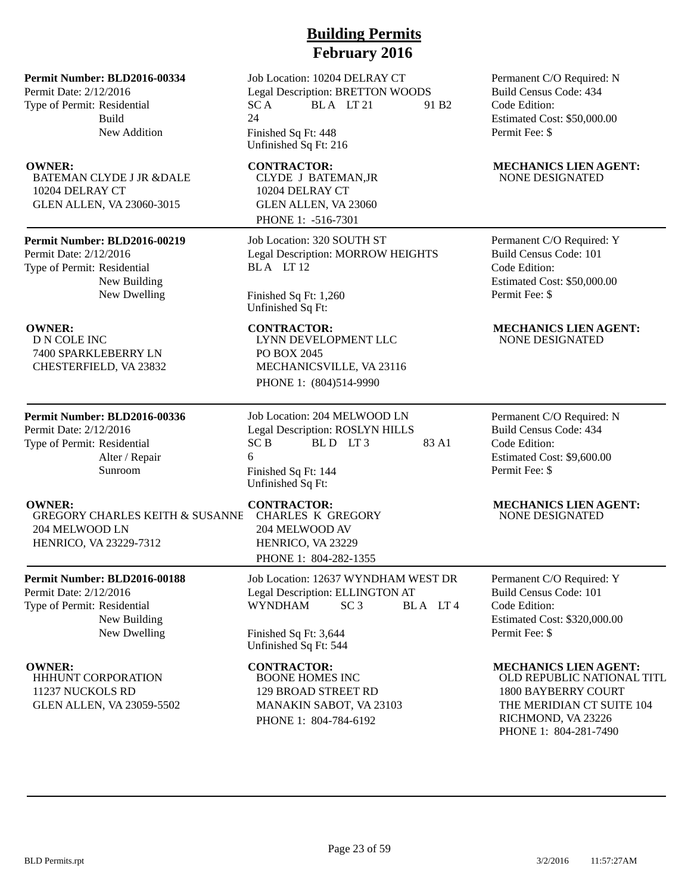# Building Permits
# February 2016

**Permit Number: BLD2016-00334**
Permit Date: 2/12/2016
Type of Permit: Residential
Build
New Addition

Job Location: 10204 DELRAY CT
Legal Description: BRETTON WOODS
SC A BL A LT 21 91 B2
24
Finished Sq Ft: 448
Unfinished Sq Ft: 216

Permanent C/O Required: N
Build Census Code: 434
Code Edition:
Estimated Cost: $50,000.00
Permit Fee: $

**OWNER:**
BATEMAN CLYDE J JR &DALE
10204 DELRAY CT
GLEN ALLEN, VA 23060-3015

**CONTRACTOR:**
CLYDE J BATEMAN,JR
10204 DELRAY CT
GLEN ALLEN, VA 23060
PHONE 1: -516-7301

**MECHANICS LIEN AGENT:**
NONE DESIGNATED

---

**Permit Number: BLD2016-00219**
Permit Date: 2/12/2016
Type of Permit: Residential
New Building
New Dwelling

Job Location: 320 SOUTH ST
Legal Description: MORROW HEIGHTS
BL A LT 12

Finished Sq Ft: 1,260
Unfinished Sq Ft:

Permanent C/O Required: Y
Build Census Code: 101
Code Edition:
Estimated Cost: $50,000.00
Permit Fee: $

**OWNER:**
D N COLE INC
7400 SPARKLEBERRY LN
CHESTERFIELD, VA 23832

**CONTRACTOR:**
LYNN DEVELOPMENT LLC
PO BOX 2045
MECHANICSVILLE, VA 23116
PHONE 1: (804)514-9990

**MECHANICS LIEN AGENT:**
NONE DESIGNATED

---

**Permit Number: BLD2016-00336**
Permit Date: 2/12/2016
Type of Permit: Residential
Alter / Repair
Sunroom

Job Location: 204 MELWOOD LN
Legal Description: ROSLYN HILLS
SC B BL D LT 3 83 A1
6
Finished Sq Ft: 144
Unfinished Sq Ft:

Permanent C/O Required: N
Build Census Code: 434
Code Edition:
Estimated Cost: $9,600.00
Permit Fee: $

**OWNER:**
GREGORY CHARLES KEITH & SUSANNE
204 MELWOOD LN
HENRICO, VA 23229-7312

**CONTRACTOR:**
CHARLES K GREGORY
204 MELWOOD AV
HENRICO, VA 23229
PHONE 1: 804-282-1355

**MECHANICS LIEN AGENT:**
NONE DESIGNATED

---

**Permit Number: BLD2016-00188**
Permit Date: 2/12/2016
Type of Permit: Residential
New Building
New Dwelling

Job Location: 12637 WYNDHAM WEST DR
Legal Description: ELLINGTON AT
WYNDHAM SC 3 BL A LT 4

Finished Sq Ft: 3,644
Unfinished Sq Ft: 544

Permanent C/O Required: Y
Build Census Code: 101
Code Edition:
Estimated Cost: $320,000.00
Permit Fee: $

**OWNER:**
HHHUNT CORPORATION
11237 NUCKOLS RD
GLEN ALLEN, VA 23059-5502

**CONTRACTOR:**
BOONE HOMES INC
129 BROAD STREET RD
MANAKIN SABOT, VA 23103
PHONE 1: 804-784-6192

**MECHANICS LIEN AGENT:**
OLD REPUBLIC NATIONAL TITL
1800 BAYBERRY COURT
THE MERIDIAN CT SUITE 104
RICHMOND, VA 23226
PHONE 1: 804-281-7490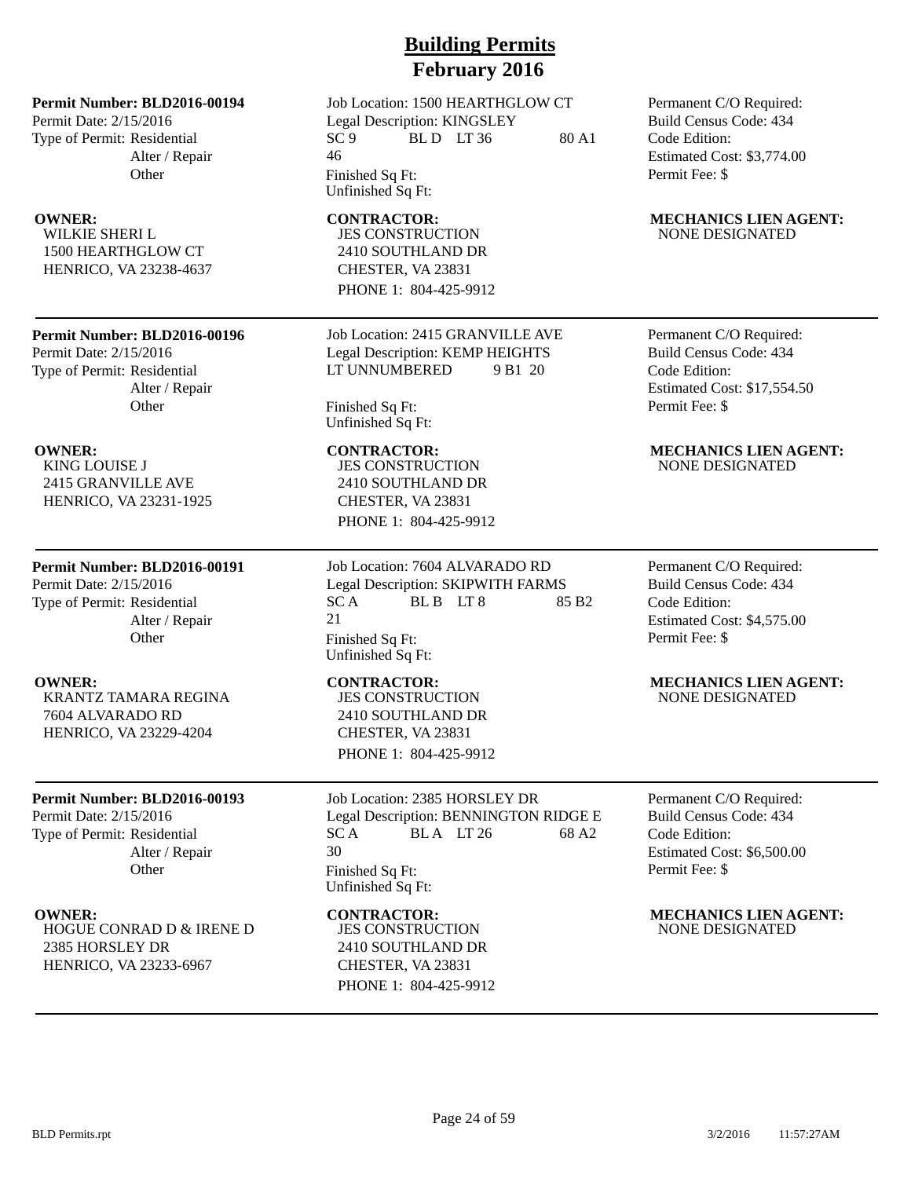# Building Permits
## February 2016

**Permit Number: BLD2016-00194**
Permit Date: 2/15/2016
Type of Permit: Residential
Alter / Repair
Other

Job Location: 1500 HEARTHGLOW CT
Legal Description: KINGSLEY
SC 9 BL D LT 36 80 A1
46
Finished Sq Ft:
Unfinished Sq Ft:

Permanent C/O Required:
Build Census Code: 434
Code Edition:
Estimated Cost: $3,774.00
Permit Fee: $

**OWNER:**
WILKIE SHERI L
1500 HEARTHGLOW CT
HENRICO, VA 23238-4637

**CONTRACTOR:**
JES CONSTRUCTION
2410 SOUTHLAND DR
CHESTER, VA 23831
PHONE 1: 804-425-9912

**MECHANICS LIEN AGENT:**
NONE DESIGNATED

---

**Permit Number: BLD2016-00196**
Permit Date: 2/15/2016
Type of Permit: Residential
Alter / Repair
Other

Job Location: 2415 GRANVILLE AVE
Legal Description: KEMP HEIGHTS
LT UNNUMBERED 9 B1 20

Finished Sq Ft:
Unfinished Sq Ft:

Permanent C/O Required:
Build Census Code: 434
Code Edition:
Estimated Cost: $17,554.50
Permit Fee: $

**OWNER:**
KING LOUISE J
2415 GRANVILLE AVE
HENRICO, VA 23231-1925

**CONTRACTOR:**
JES CONSTRUCTION
2410 SOUTHLAND DR
CHESTER, VA 23831
PHONE 1: 804-425-9912

**MECHANICS LIEN AGENT:**
NONE DESIGNATED

---

**Permit Number: BLD2016-00191**
Permit Date: 2/15/2016
Type of Permit: Residential
Alter / Repair
Other

Job Location: 7604 ALVARADO RD
Legal Description: SKIPWITH FARMS
SC A BL B LT 8 85 B2
21
Finished Sq Ft:
Unfinished Sq Ft:

Permanent C/O Required:
Build Census Code: 434
Code Edition:
Estimated Cost: $4,575.00
Permit Fee: $

**OWNER:**
KRANTZ TAMARA REGINA
7604 ALVARADO RD
HENRICO, VA 23229-4204

**CONTRACTOR:**
JES CONSTRUCTION
2410 SOUTHLAND DR
CHESTER, VA 23831
PHONE 1: 804-425-9912

**MECHANICS LIEN AGENT:**
NONE DESIGNATED

---

**Permit Number: BLD2016-00193**
Permit Date: 2/15/2016
Type of Permit: Residential
Alter / Repair
Other

Job Location: 2385 HORSLEY DR
Legal Description: BENNINGTON RIDGE E
SC A BL A LT 26 68 A2
30
Finished Sq Ft:
Unfinished Sq Ft:

Permanent C/O Required:
Build Census Code: 434
Code Edition:
Estimated Cost: $6,500.00
Permit Fee: $

**OWNER:**
HOGUE CONRAD D & IRENE D
2385 HORSLEY DR
HENRICO, VA 23233-6967

**CONTRACTOR:**
JES CONSTRUCTION
2410 SOUTHLAND DR
CHESTER, VA 23831
PHONE 1: 804-425-9912

**MECHANICS LIEN AGENT:**
NONE DESIGNATED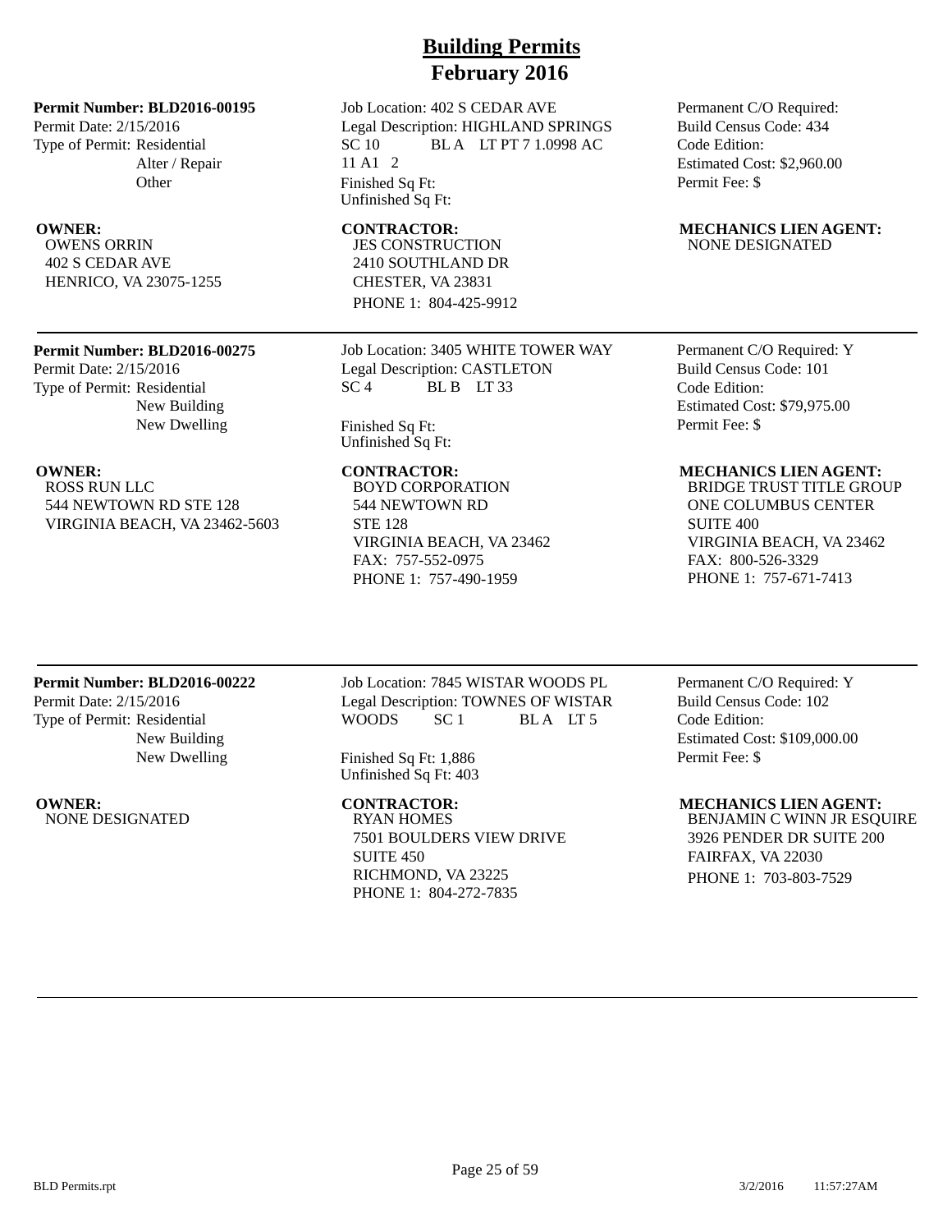# Building Permits
## February 2016

**Permit Number: BLD2016-00195**
Permit Date: 2/15/2016
Type of Permit: Residential
Alter / Repair
Other

Job Location: 402 S CEDAR AVE
Legal Description: HIGHLAND SPRINGS SC 10 BL A LT PT 7 1.0998 AC 11 A1 2
Finished Sq Ft:
Unfinished Sq Ft:

Permanent C/O Required:
Build Census Code: 434
Code Edition:
Estimated Cost: $2,960.00
Permit Fee: $

**OWNER:**
OWENS ORRIN
402 S CEDAR AVE
HENRICO, VA 23075-1255

**CONTRACTOR:**
JES CONSTRUCTION
2410 SOUTHLAND DR
CHESTER, VA 23831
PHONE 1: 804-425-9912

**MECHANICS LIEN AGENT:**
NONE DESIGNATED

---

**Permit Number: BLD2016-00275**
Permit Date: 2/15/2016
Type of Permit: Residential
New Building
New Dwelling

Job Location: 3405 WHITE TOWER WAY
Legal Description: CASTLETON SC 4 BL B LT 33
Finished Sq Ft:
Unfinished Sq Ft:

Permanent C/O Required: Y
Build Census Code: 101
Code Edition:
Estimated Cost: $79,975.00
Permit Fee: $

**OWNER:**
ROSS RUN LLC
544 NEWTOWN RD STE 128
VIRGINIA BEACH, VA 23462-5603

**CONTRACTOR:**
BOYD CORPORATION
544 NEWTOWN RD
STE 128
VIRGINIA BEACH, VA 23462
FAX: 757-552-0975
PHONE 1: 757-490-1959

**MECHANICS LIEN AGENT:**
BRIDGE TRUST TITLE GROUP
ONE COLUMBUS CENTER
SUITE 400
VIRGINIA BEACH, VA 23462
FAX: 800-526-3329
PHONE 1: 757-671-7413

---

**Permit Number: BLD2016-00222**
Permit Date: 2/15/2016
Type of Permit: Residential
New Building
New Dwelling

Job Location: 7845 WISTAR WOODS PL
Legal Description: TOWNES OF WISTAR WOODS SC 1 BL A LT 5
Finished Sq Ft: 1,886
Unfinished Sq Ft: 403

Permanent C/O Required: Y
Build Census Code: 102
Code Edition:
Estimated Cost: $109,000.00
Permit Fee: $

**OWNER:**
NONE DESIGNATED

**CONTRACTOR:**
RYAN HOMES
7501 BOULDERS VIEW DRIVE
SUITE 450
RICHMOND, VA 23225
PHONE 1: 804-272-7835

**MECHANICS LIEN AGENT:**
BENJAMIN C WINN JR ESQUIRE
3926 PENDER DR SUITE 200
FAIRFAX, VA 22030
PHONE 1: 703-803-7529

---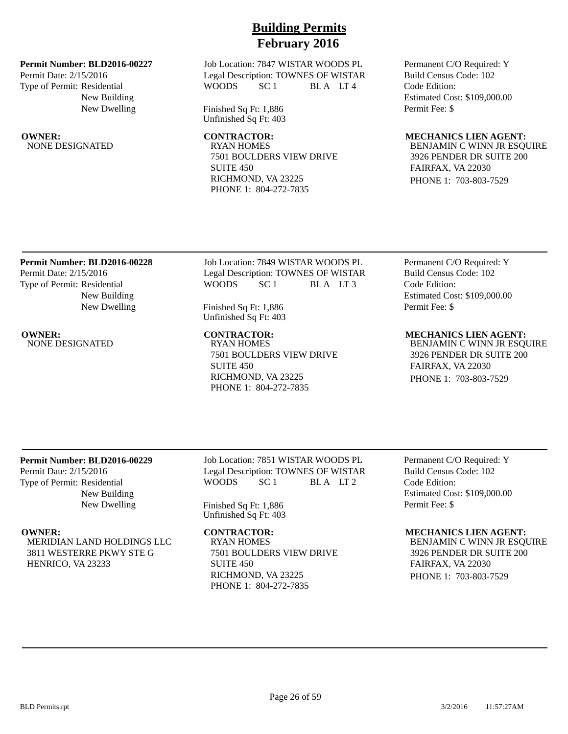# Building Permits
# February 2016

**Permit Number: BLD2016-00227**
Permit Date: 2/15/2016
Type of Permit: Residential
New Building
New Dwelling

Job Location: 7847 WISTAR WOODS PL
Legal Description: TOWNES OF WISTAR WOODS SC 1 BL A LT 4

Finished Sq Ft: 1,886
Unfinished Sq Ft: 403

Permanent C/O Required: Y
Build Census Code: 102
Code Edition:
Estimated Cost: $109,000.00
Permit Fee: $

**OWNER:**
NONE DESIGNATED

**CONTRACTOR:**
RYAN HOMES
7501 BOULDERS VIEW DRIVE
SUITE 450
RICHMOND, VA 23225
PHONE 1: 804-272-7835

**MECHANICS LIEN AGENT:**
BENJAMIN C WINN JR ESQUIRE
3926 PENDER DR SUITE 200
FAIRFAX, VA 22030
PHONE 1: 703-803-7529

---

**Permit Number: BLD2016-00228**
Permit Date: 2/15/2016
Type of Permit: Residential
New Building
New Dwelling

Job Location: 7849 WISTAR WOODS PL
Legal Description: TOWNES OF WISTAR WOODS SC 1 BL A LT 3

Finished Sq Ft: 1,886
Unfinished Sq Ft: 403

Permanent C/O Required: Y
Build Census Code: 102
Code Edition:
Estimated Cost: $109,000.00
Permit Fee: $

**OWNER:**
NONE DESIGNATED

**CONTRACTOR:**
RYAN HOMES
7501 BOULDERS VIEW DRIVE
SUITE 450
RICHMOND, VA 23225
PHONE 1: 804-272-7835

**MECHANICS LIEN AGENT:**
BENJAMIN C WINN JR ESQUIRE
3926 PENDER DR SUITE 200
FAIRFAX, VA 22030
PHONE 1: 703-803-7529

---

**Permit Number: BLD2016-00229**
Permit Date: 2/15/2016
Type of Permit: Residential
New Building
New Dwelling

Job Location: 7851 WISTAR WOODS PL
Legal Description: TOWNES OF WISTAR WOODS SC 1 BL A LT 2

Finished Sq Ft: 1,886
Unfinished Sq Ft: 403

Permanent C/O Required: Y
Build Census Code: 102
Code Edition:
Estimated Cost: $109,000.00
Permit Fee: $

**OWNER:**
MERIDIAN LAND HOLDINGS LLC
3811 WESTERRE PKWY STE G
HENRICO, VA 23233

**CONTRACTOR:**
RYAN HOMES
7501 BOULDERS VIEW DRIVE
SUITE 450
RICHMOND, VA 23225
PHONE 1: 804-272-7835

**MECHANICS LIEN AGENT:**
BENJAMIN C WINN JR ESQUIRE
3926 PENDER DR SUITE 200
FAIRFAX, VA 22030
PHONE 1: 703-803-7529

---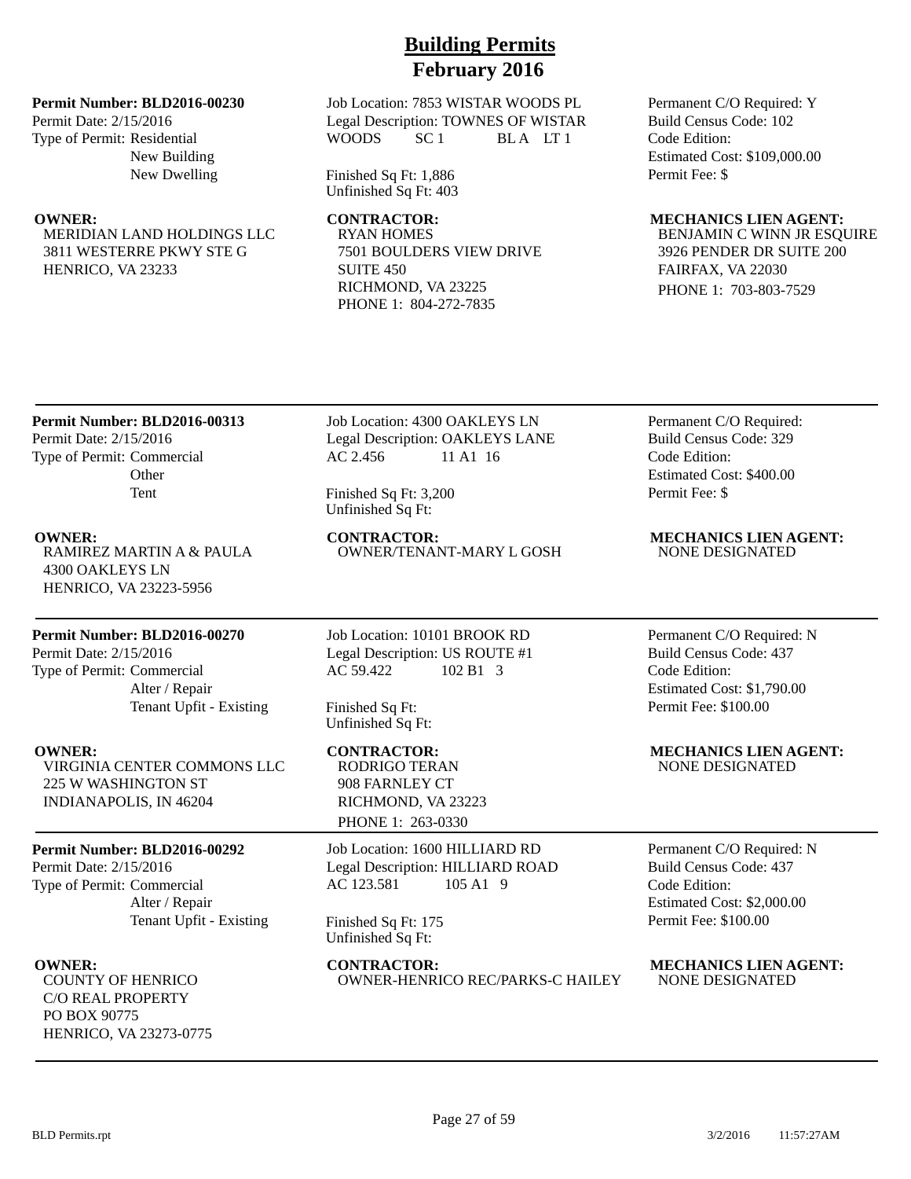# Building Permits
## February 2016

**Permit Number: BLD2016-00230**
Permit Date: 2/15/2016
Type of Permit: Residential
New Building
New Dwelling

Job Location: 7853 WISTAR WOODS PL
Legal Description: TOWNES OF WISTAR WOODS SC 1 BL A LT 1

Finished Sq Ft: 1,886
Unfinished Sq Ft: 403

Permanent C/O Required: Y
Build Census Code: 102
Code Edition:
Estimated Cost: $109,000.00
Permit Fee: $

**OWNER:**
MERIDIAN LAND HOLDINGS LLC
3811 WESTERRE PKWY STE G
HENRICO, VA 23233

**CONTRACTOR:**
RYAN HOMES
7501 BOULDERS VIEW DRIVE
SUITE 450
RICHMOND, VA 23225
PHONE 1: 804-272-7835

**MECHANICS LIEN AGENT:**
BENJAMIN C WINN JR ESQUIRE
3926 PENDER DR SUITE 200
FAIRFAX, VA 22030
PHONE 1: 703-803-7529

---

**Permit Number: BLD2016-00313**
Permit Date: 2/15/2016
Type of Permit: Commercial
Other
Tent

Job Location: 4300 OAKLEYS LN
Legal Description: OAKLEYS LANE AC 2.456 11 A1 16

Finished Sq Ft: 3,200
Unfinished Sq Ft:

Permanent C/O Required:
Build Census Code: 329
Code Edition:
Estimated Cost: $400.00
Permit Fee: $

**OWNER:**
RAMIREZ MARTIN A & PAULA
4300 OAKLEYS LN
HENRICO, VA 23223-5956

**CONTRACTOR:**
OWNER/TENANT-MARY L GOSH

**MECHANICS LIEN AGENT:**
NONE DESIGNATED

---

**Permit Number: BLD2016-00270**
Permit Date: 2/15/2016
Type of Permit: Commercial
Alter / Repair
Tenant Upfit - Existing

Job Location: 10101 BROOK RD
Legal Description: US ROUTE #1 AC 59.422 102 B1 3

Finished Sq Ft:
Unfinished Sq Ft:

Permanent C/O Required: N
Build Census Code: 437
Code Edition:
Estimated Cost: $1,790.00
Permit Fee: $100.00

**OWNER:**
VIRGINIA CENTER COMMONS LLC
225 W WASHINGTON ST
INDIANAPOLIS, IN 46204

**CONTRACTOR:**
RODRIGO TERAN
908 FARNLEY CT
RICHMOND, VA 23223
PHONE 1: 263-0330

**MECHANICS LIEN AGENT:**
NONE DESIGNATED

---

**Permit Number: BLD2016-00292**
Permit Date: 2/15/2016
Type of Permit: Commercial
Alter / Repair
Tenant Upfit - Existing

Job Location: 1600 HILLIARD RD
Legal Description: HILLIARD ROAD AC 123.581 105 A1 9

Finished Sq Ft: 175
Unfinished Sq Ft:

Permanent C/O Required: N
Build Census Code: 437
Code Edition:
Estimated Cost: $2,000.00
Permit Fee: $100.00

**OWNER:**
COUNTY OF HENRICO
C/O REAL PROPERTY
PO BOX 90775
HENRICO, VA 23273-0775

**CONTRACTOR:**
OWNER-HENRICO REC/PARKS-C HAILEY

**MECHANICS LIEN AGENT:**
NONE DESIGNATED

---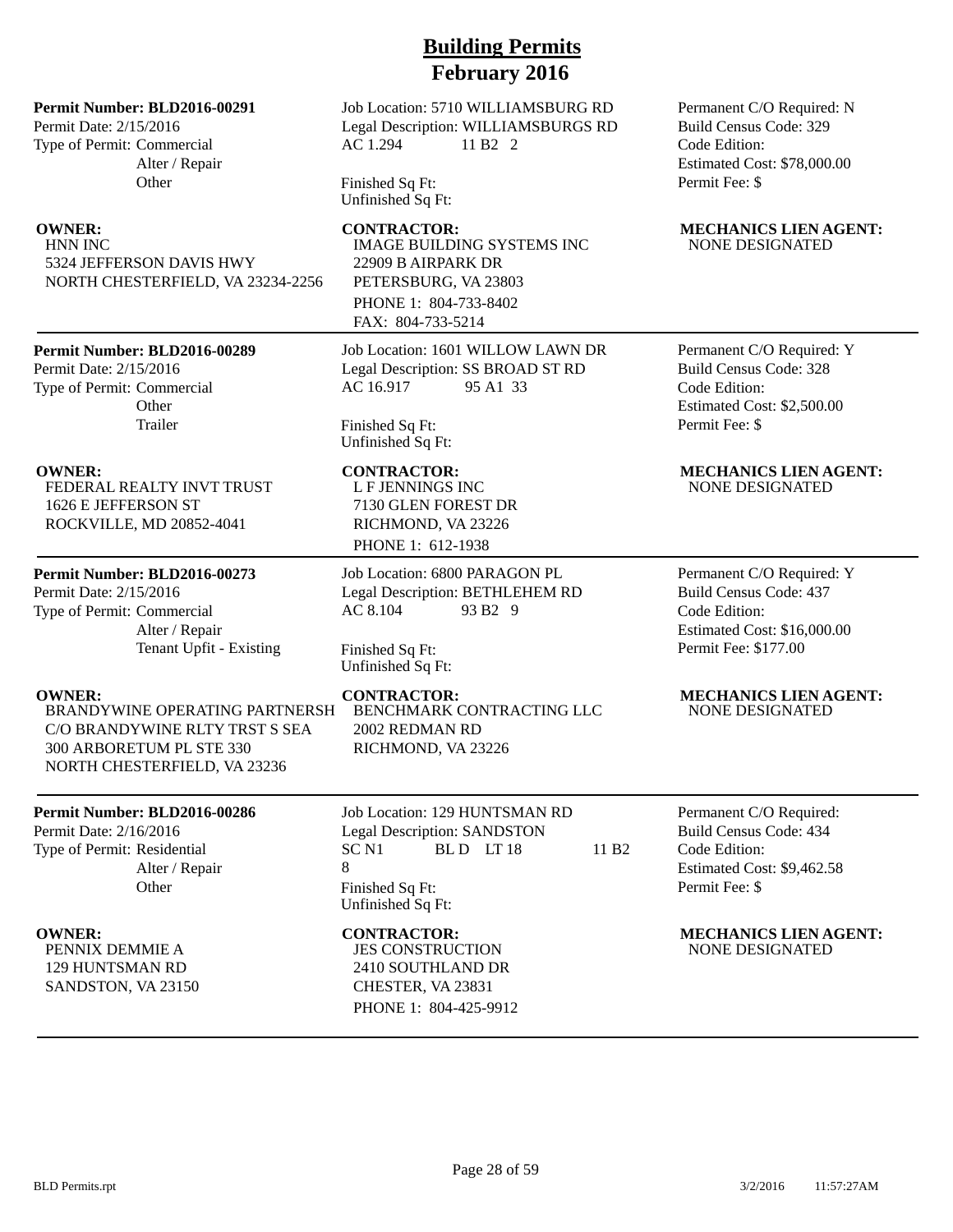# Building Permits
## February 2016

**Permit Number: BLD2016-00291**
Permit Date: 2/15/2016
Type of Permit: Commercial
Alter / Repair
Other

Job Location: 5710 WILLIAMSBURG RD
Legal Description: WILLIAMSBURGS RD
AC 1.294 11 B2 2

Finished Sq Ft:
Unfinished Sq Ft:

Permanent C/O Required: N
Build Census Code: 329
Code Edition:
Estimated Cost: $78,000.00
Permit Fee: $

**OWNER:**
HNN INC
5324 JEFFERSON DAVIS HWY
NORTH CHESTERFIELD, VA 23234-2256

**CONTRACTOR:**
IMAGE BUILDING SYSTEMS INC
22909 B AIRPARK DR
PETERSBURG, VA 23803
PHONE 1: 804-733-8402
FAX: 804-733-5214

**MECHANICS LIEN AGENT:**
NONE DESIGNATED

---

**Permit Number: BLD2016-00289**
Permit Date: 2/15/2016
Type of Permit: Commercial
Other
Trailer

Job Location: 1601 WILLOW LAWN DR
Legal Description: SS BROAD ST RD
AC 16.917 95 A1 33

Finished Sq Ft:
Unfinished Sq Ft:

Permanent C/O Required: Y
Build Census Code: 328
Code Edition:
Estimated Cost: $2,500.00
Permit Fee: $

**OWNER:**
FEDERAL REALTY INVT TRUST
1626 E JEFFERSON ST
ROCKVILLE, MD 20852-4041

**CONTRACTOR:**
L F JENNINGS INC
7130 GLEN FOREST DR
RICHMOND, VA 23226
PHONE 1: 612-1938

**MECHANICS LIEN AGENT:**
NONE DESIGNATED

---

**Permit Number: BLD2016-00273**
Permit Date: 2/15/2016
Type of Permit: Commercial
Alter / Repair
Tenant Upfit - Existing

Job Location: 6800 PARAGON PL
Legal Description: BETHLEHEM RD
AC 8.104 93 B2 9

Finished Sq Ft:
Unfinished Sq Ft:

Permanent C/O Required: Y
Build Census Code: 437
Code Edition:
Estimated Cost: $16,000.00
Permit Fee: $177.00

**OWNER:**
BRANDYWINE OPERATING PARTNERSH
C/O BRANDYWINE RLTY TRST S SEA
300 ARBORETUM PL STE 330
NORTH CHESTERFIELD, VA 23236

**CONTRACTOR:**
BENCHMARK CONTRACTING LLC
2002 REDMAN RD
RICHMOND, VA 23226

**MECHANICS LIEN AGENT:**
NONE DESIGNATED

---

**Permit Number: BLD2016-00286**
Permit Date: 2/16/2016
Type of Permit: Residential
Alter / Repair
Other

Job Location: 129 HUNTSMAN RD
Legal Description: SANDSTON
SC N1 BL D LT 18 11 B2
8
Finished Sq Ft:
Unfinished Sq Ft:

Permanent C/O Required:
Build Census Code: 434
Code Edition:
Estimated Cost: $9,462.58
Permit Fee: $

**OWNER:**
PENNIX DEMMIE A
129 HUNTSMAN RD
SANDSTON, VA 23150

**CONTRACTOR:**
JES CONSTRUCTION
2410 SOUTHLAND DR
CHESTER, VA 23831
PHONE 1: 804-425-9912

**MECHANICS LIEN AGENT:**
NONE DESIGNATED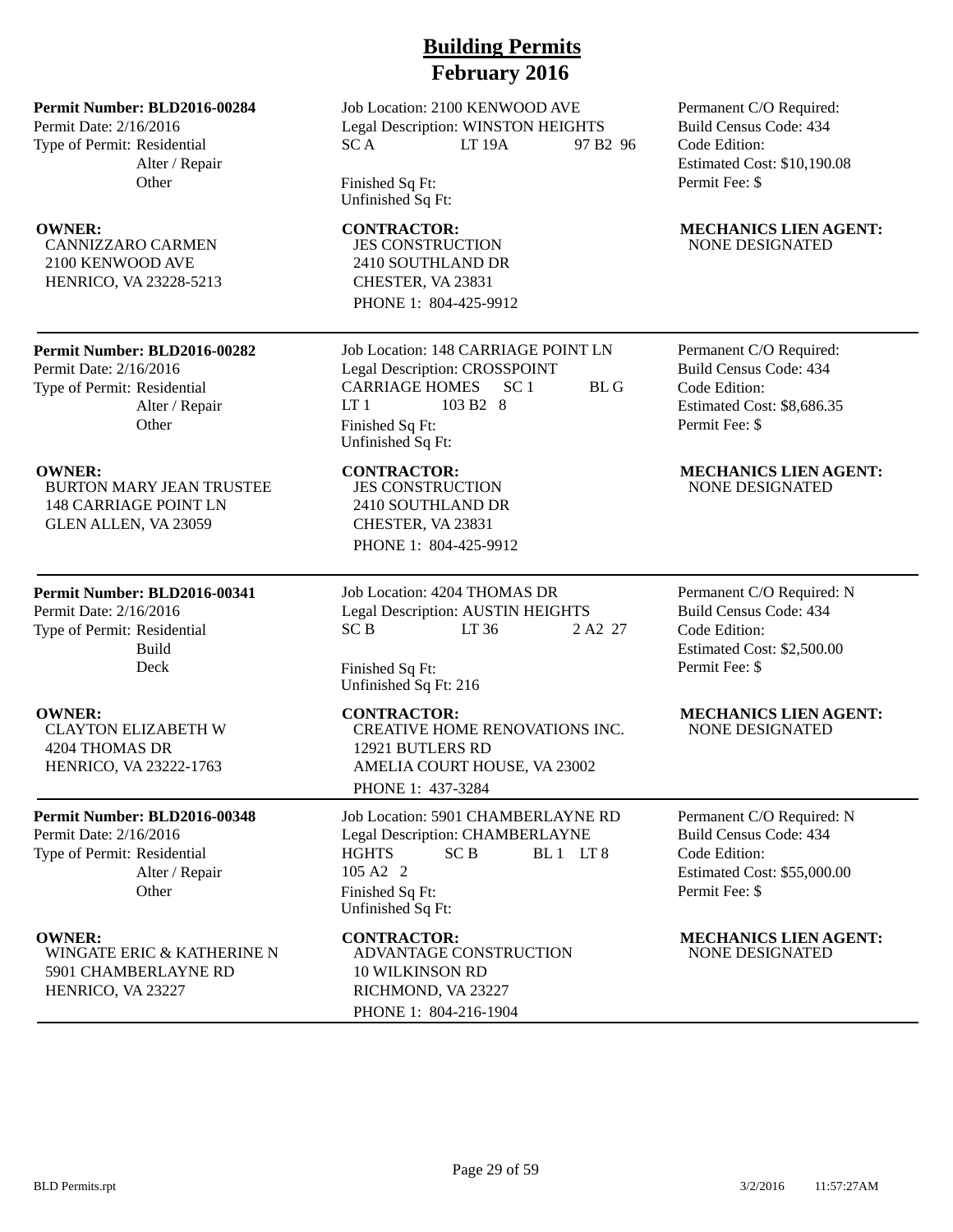# Building Permits
## February 2016

**Permit Number: BLD2016-00284**
Permit Date: 2/16/2016
Type of Permit: Residential
Alter / Repair
Other

Job Location: 2100 KENWOOD AVE
Legal Description: WINSTON HEIGHTS SC A LT 19A 97 B2 96
Finished Sq Ft:
Unfinished Sq Ft:

Permanent C/O Required:
Build Census Code: 434
Code Edition:
Estimated Cost: $10,190.08
Permit Fee: $

**OWNER:**
CANNIZZARO CARMEN
2100 KENWOOD AVE
HENRICO, VA 23228-5213

**CONTRACTOR:**
JES CONSTRUCTION
2410 SOUTHLAND DR
CHESTER, VA 23831
PHONE 1: 804-425-9912

**MECHANICS LIEN AGENT:**
NONE DESIGNATED

---

**Permit Number: BLD2016-00282**
Permit Date: 2/16/2016
Type of Permit: Residential
Alter / Repair
Other

Job Location: 148 CARRIAGE POINT LN
Legal Description: CROSSPOINT CARRIAGE HOMES SC 1 BL G LT 1 103 B2 8
Finished Sq Ft:
Unfinished Sq Ft:

Permanent C/O Required:
Build Census Code: 434
Code Edition:
Estimated Cost: $8,686.35
Permit Fee: $

**OWNER:**
BURTON MARY JEAN TRUSTEE
148 CARRIAGE POINT LN
GLEN ALLEN, VA 23059

**CONTRACTOR:**
JES CONSTRUCTION
2410 SOUTHLAND DR
CHESTER, VA 23831
PHONE 1: 804-425-9912

**MECHANICS LIEN AGENT:**
NONE DESIGNATED

---

**Permit Number: BLD2016-00341**
Permit Date: 2/16/2016
Type of Permit: Residential
Build
Deck

Job Location: 4204 THOMAS DR
Legal Description: AUSTIN HEIGHTS SC B LT 36 2 A2 27
Finished Sq Ft:
Unfinished Sq Ft: 216

Permanent C/O Required: N
Build Census Code: 434
Code Edition:
Estimated Cost: $2,500.00
Permit Fee: $

**OWNER:**
CLAYTON ELIZABETH W
4204 THOMAS DR
HENRICO, VA 23222-1763

**CONTRACTOR:**
CREATIVE HOME RENOVATIONS INC.
12921 BUTLERS RD
AMELIA COURT HOUSE, VA 23002
PHONE 1: 437-3284

**MECHANICS LIEN AGENT:**
NONE DESIGNATED

---

**Permit Number: BLD2016-00348**
Permit Date: 2/16/2016
Type of Permit: Residential
Alter / Repair
Other

Job Location: 5901 CHAMBERLAYNE RD
Legal Description: CHAMBERLAYNE HGHTS SC B BL 1 LT 8 105 A2 2
Finished Sq Ft:
Unfinished Sq Ft:

Permanent C/O Required: N
Build Census Code: 434
Code Edition:
Estimated Cost: $55,000.00
Permit Fee: $

**OWNER:**
WINGATE ERIC & KATHERINE N
5901 CHAMBERLAYNE RD
HENRICO, VA 23227

**CONTRACTOR:**
ADVANTAGE CONSTRUCTION
10 WILKINSON RD
RICHMOND, VA 23227
PHONE 1: 804-216-1904

**MECHANICS LIEN AGENT:**
NONE DESIGNATED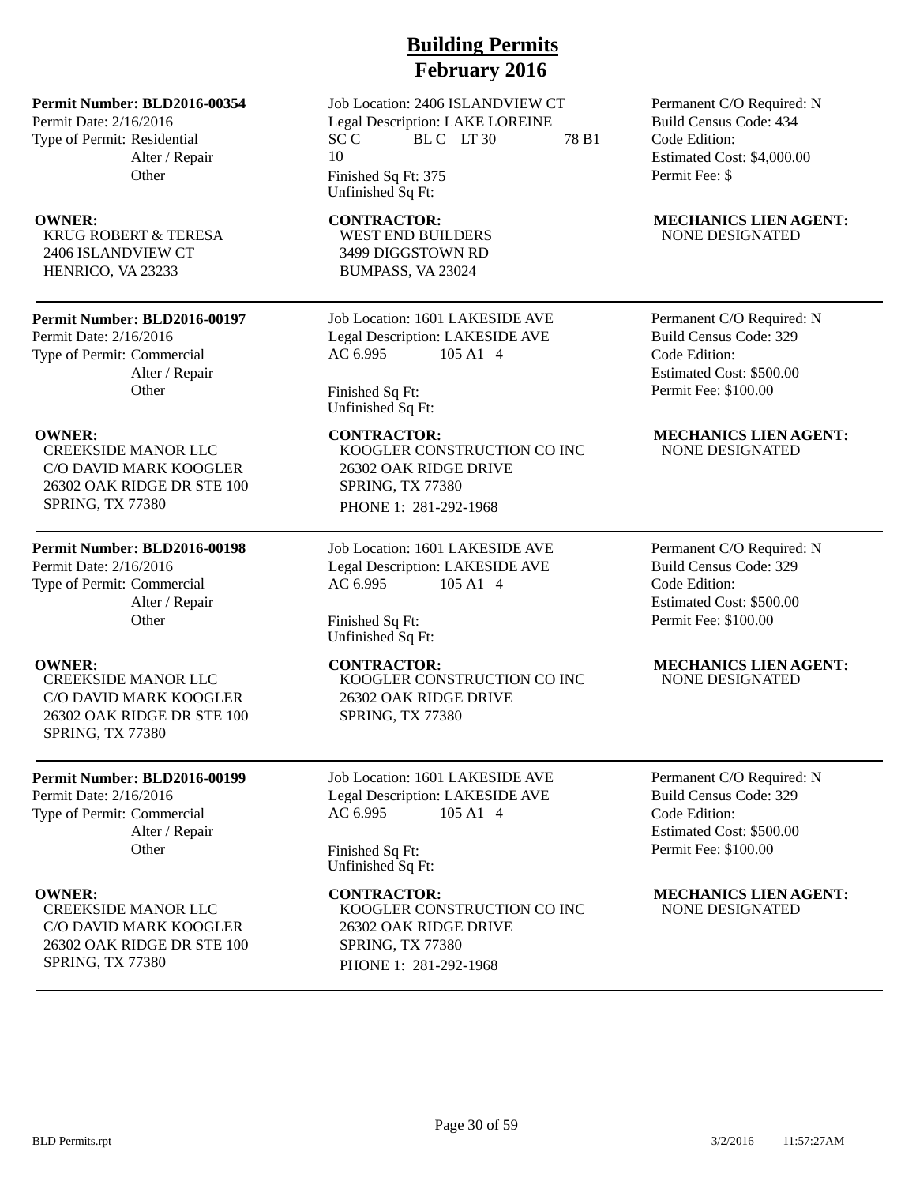# Building Permits
# February 2016

**Permit Number: BLD2016-00354**
Permit Date: 2/16/2016
Type of Permit: Residential
Alter / Repair
Other

Job Location: 2406 ISLANDVIEW CT
Legal Description: LAKE LOREINE SC C BL C LT 30 78 B1 10
Finished Sq Ft: 375
Unfinished Sq Ft:

Permanent C/O Required: N
Build Census Code: 434
Code Edition:
Estimated Cost: $4,000.00
Permit Fee: $

**OWNER:**
KRUG ROBERT & TERESA
2406 ISLANDVIEW CT
HENRICO, VA 23233

**CONTRACTOR:**
WEST END BUILDERS
3499 DIGGSTOWN RD
BUMPASS, VA 23024

**MECHANICS LIEN AGENT:**
NONE DESIGNATED

---

**Permit Number: BLD2016-00197**
Permit Date: 2/16/2016
Type of Permit: Commercial
Alter / Repair
Other

Job Location: 1601 LAKESIDE AVE
Legal Description: LAKESIDE AVE AC 6.995 105 A1 4
Finished Sq Ft:
Unfinished Sq Ft:

Permanent C/O Required: N
Build Census Code: 329
Code Edition:
Estimated Cost: $500.00
Permit Fee: $100.00

**OWNER:**
CREEKSIDE MANOR LLC
C/O DAVID MARK KOOGLER
26302 OAK RIDGE DR STE 100
SPRING, TX 77380

**CONTRACTOR:**
KOOGLER CONSTRUCTION CO INC
26302 OAK RIDGE DRIVE
SPRING, TX 77380
PHONE 1: 281-292-1968

**MECHANICS LIEN AGENT:**
NONE DESIGNATED

---

**Permit Number: BLD2016-00198**
Permit Date: 2/16/2016
Type of Permit: Commercial
Alter / Repair
Other

Job Location: 1601 LAKESIDE AVE
Legal Description: LAKESIDE AVE AC 6.995 105 A1 4
Finished Sq Ft:
Unfinished Sq Ft:

Permanent C/O Required: N
Build Census Code: 329
Code Edition:
Estimated Cost: $500.00
Permit Fee: $100.00

**OWNER:**
CREEKSIDE MANOR LLC
C/O DAVID MARK KOOGLER
26302 OAK RIDGE DR STE 100
SPRING, TX 77380

**CONTRACTOR:**
KOOGLER CONSTRUCTION CO INC
26302 OAK RIDGE DRIVE
SPRING, TX 77380

**MECHANICS LIEN AGENT:**
NONE DESIGNATED

---

**Permit Number: BLD2016-00199**
Permit Date: 2/16/2016
Type of Permit: Commercial
Alter / Repair
Other

Job Location: 1601 LAKESIDE AVE
Legal Description: LAKESIDE AVE AC 6.995 105 A1 4
Finished Sq Ft:
Unfinished Sq Ft:

Permanent C/O Required: N
Build Census Code: 329
Code Edition:
Estimated Cost: $500.00
Permit Fee: $100.00

**OWNER:**
CREEKSIDE MANOR LLC
C/O DAVID MARK KOOGLER
26302 OAK RIDGE DR STE 100
SPRING, TX 77380

**CONTRACTOR:**
KOOGLER CONSTRUCTION CO INC
26302 OAK RIDGE DRIVE
SPRING, TX 77380
PHONE 1: 281-292-1968

**MECHANICS LIEN AGENT:**
NONE DESIGNATED

---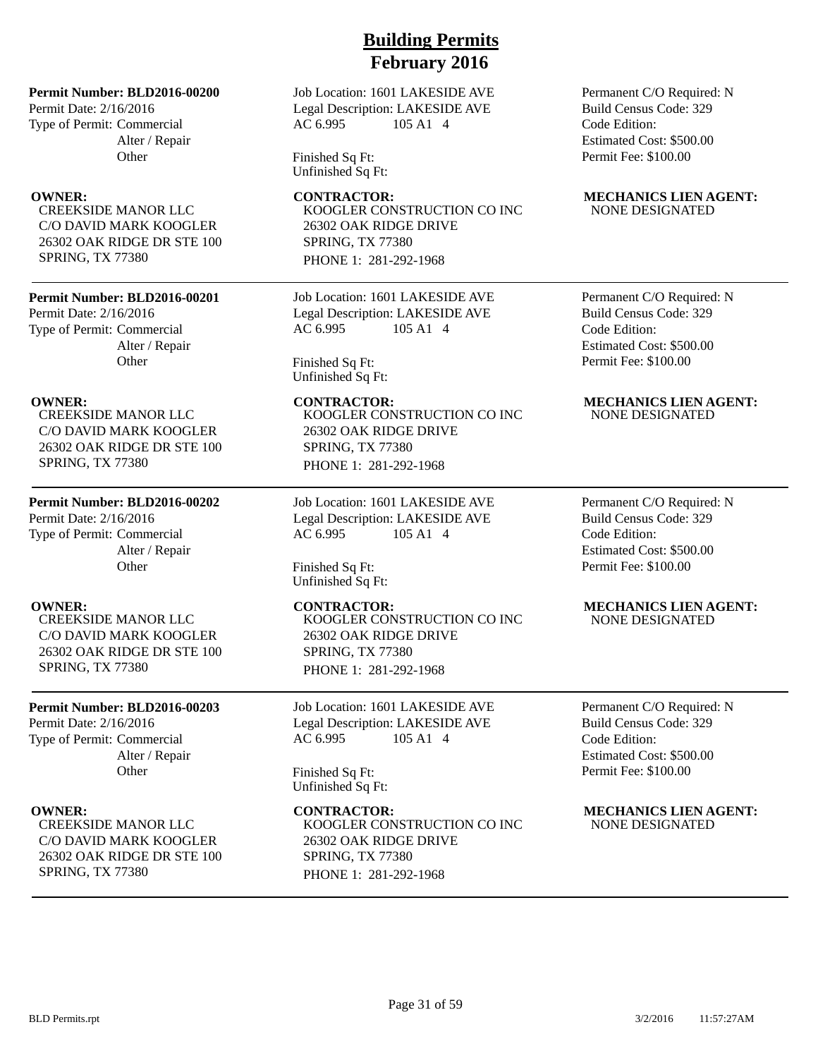# Building Permits
## February 2016

**Permit Number: BLD2016-00200**
Permit Date: 2/16/2016
Type of Permit: Commercial
Alter / Repair
Other

Job Location: 1601 LAKESIDE AVE
Legal Description: LAKESIDE AVE
AC 6.995 105 A1 4

Finished Sq Ft:
Unfinished Sq Ft:

Permanent C/O Required: N
Build Census Code: 329
Code Edition:
Estimated Cost: $500.00
Permit Fee: $100.00

**OWNER:**
CREEKSIDE MANOR LLC
C/O DAVID MARK KOOGLER
26302 OAK RIDGE DR STE 100
SPRING, TX 77380

**CONTRACTOR:**
KOOGLER CONSTRUCTION CO INC
26302 OAK RIDGE DRIVE
SPRING, TX 77380
PHONE 1: 281-292-1968

**MECHANICS LIEN AGENT:**
NONE DESIGNATED

---

**Permit Number: BLD2016-00201**
Permit Date: 2/16/2016
Type of Permit: Commercial
Alter / Repair
Other

Job Location: 1601 LAKESIDE AVE
Legal Description: LAKESIDE AVE
AC 6.995 105 A1 4

Finished Sq Ft:
Unfinished Sq Ft:

Permanent C/O Required: N
Build Census Code: 329
Code Edition:
Estimated Cost: $500.00
Permit Fee: $100.00

**OWNER:**
CREEKSIDE MANOR LLC
C/O DAVID MARK KOOGLER
26302 OAK RIDGE DR STE 100
SPRING, TX 77380

**CONTRACTOR:**
KOOGLER CONSTRUCTION CO INC
26302 OAK RIDGE DRIVE
SPRING, TX 77380
PHONE 1: 281-292-1968

**MECHANICS LIEN AGENT:**
NONE DESIGNATED

---

**Permit Number: BLD2016-00202**
Permit Date: 2/16/2016
Type of Permit: Commercial
Alter / Repair
Other

Job Location: 1601 LAKESIDE AVE
Legal Description: LAKESIDE AVE
AC 6.995 105 A1 4

Finished Sq Ft:
Unfinished Sq Ft:

Permanent C/O Required: N
Build Census Code: 329
Code Edition:
Estimated Cost: $500.00
Permit Fee: $100.00

**OWNER:**
CREEKSIDE MANOR LLC
C/O DAVID MARK KOOGLER
26302 OAK RIDGE DR STE 100
SPRING, TX 77380

**CONTRACTOR:**
KOOGLER CONSTRUCTION CO INC
26302 OAK RIDGE DRIVE
SPRING, TX 77380
PHONE 1: 281-292-1968

**MECHANICS LIEN AGENT:**
NONE DESIGNATED

---

**Permit Number: BLD2016-00203**
Permit Date: 2/16/2016
Type of Permit: Commercial
Alter / Repair
Other

Job Location: 1601 LAKESIDE AVE
Legal Description: LAKESIDE AVE
AC 6.995 105 A1 4

Finished Sq Ft:
Unfinished Sq Ft:

Permanent C/O Required: N
Build Census Code: 329
Code Edition:
Estimated Cost: $500.00
Permit Fee: $100.00

**OWNER:**
CREEKSIDE MANOR LLC
C/O DAVID MARK KOOGLER
26302 OAK RIDGE DR STE 100
SPRING, TX 77380

**CONTRACTOR:**
KOOGLER CONSTRUCTION CO INC
26302 OAK RIDGE DRIVE
SPRING, TX 77380
PHONE 1: 281-292-1968

**MECHANICS LIEN AGENT:**
NONE DESIGNATED

---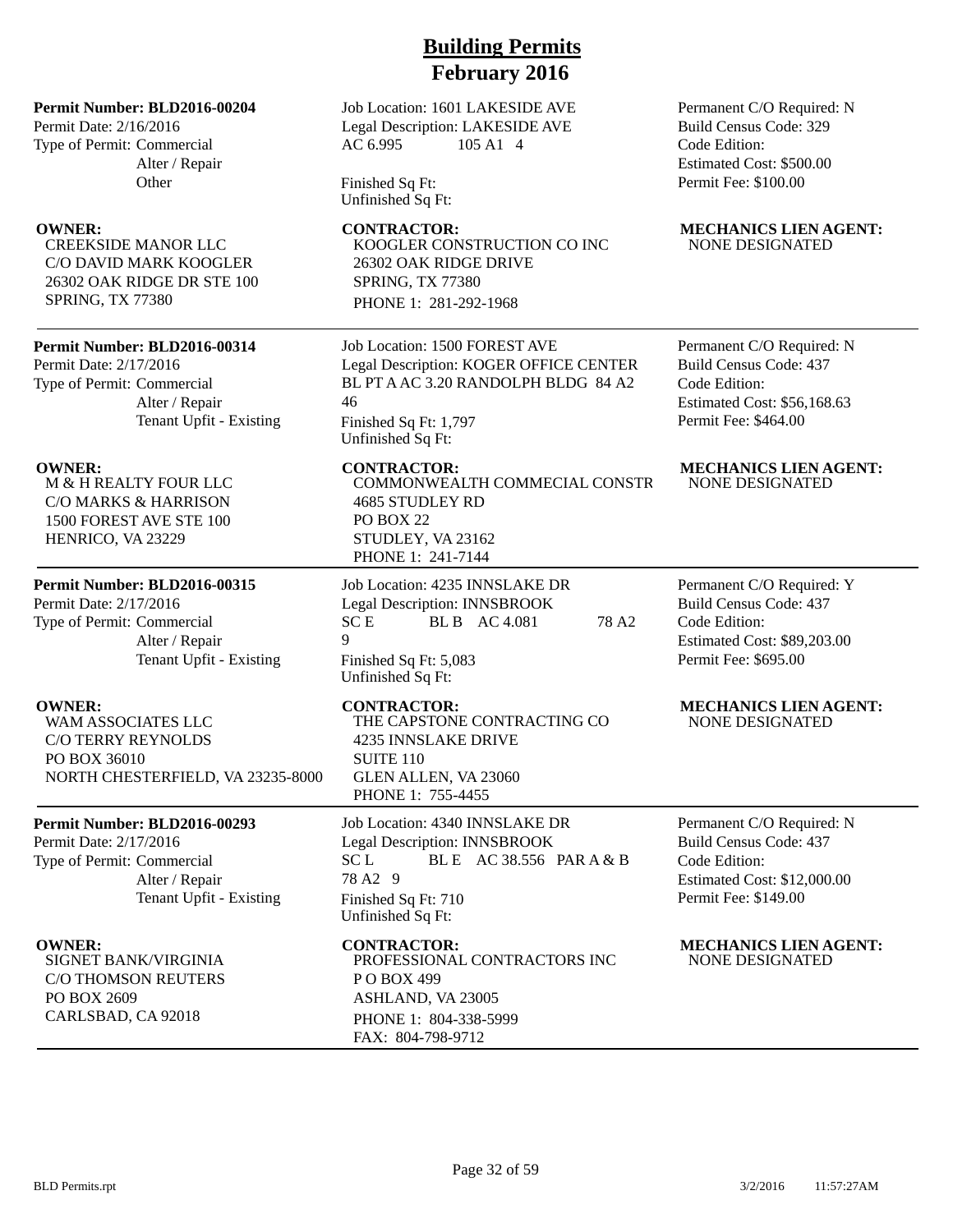# Building Permits
## February 2016

**Permit Number: BLD2016-00204**
Permit Date: 2/16/2016
Type of Permit: Commercial
Alter / Repair
Other

Job Location: 1601 LAKESIDE AVE
Legal Description: LAKESIDE AVE
AC 6.995 105 A1 4

Finished Sq Ft:
Unfinished Sq Ft:

Permanent C/O Required: N
Build Census Code: 329
Code Edition:
Estimated Cost: $500.00
Permit Fee: $100.00

**OWNER:**
CREEKSIDE MANOR LLC
C/O DAVID MARK KOOGLER
26302 OAK RIDGE DR STE 100
SPRING, TX 77380

**CONTRACTOR:**
KOOGLER CONSTRUCTION CO INC
26302 OAK RIDGE DRIVE
SPRING, TX 77380
PHONE 1: 281-292-1968

**MECHANICS LIEN AGENT:**
NONE DESIGNATED

---

**Permit Number: BLD2016-00314**
Permit Date: 2/17/2016
Type of Permit: Commercial
Alter / Repair
Tenant Upfit - Existing

Job Location: 1500 FOREST AVE
Legal Description: KOGER OFFICE CENTER BL PT A AC 3.20 RANDOLPH BLDG 84 A2 46
Finished Sq Ft: 1,797
Unfinished Sq Ft:

Permanent C/O Required: N
Build Census Code: 437
Code Edition:
Estimated Cost: $56,168.63
Permit Fee: $464.00

**OWNER:**
M & H REALTY FOUR LLC
C/O MARKS & HARRISON
1500 FOREST AVE STE 100
HENRICO, VA 23229

**CONTRACTOR:**
COMMONWEALTH COMMECIAL CONSTR
4685 STUDLEY RD
PO BOX 22
STUDLEY, VA 23162
PHONE 1: 241-7144

**MECHANICS LIEN AGENT:**
NONE DESIGNATED

---

**Permit Number: BLD2016-00315**
Permit Date: 2/17/2016
Type of Permit: Commercial
Alter / Repair
Tenant Upfit - Existing

Job Location: 4235 INNSLAKE DR
Legal Description: INNSBROOK
SC E BL B AC 4.081 78 A2 9
Finished Sq Ft: 5,083
Unfinished Sq Ft:

Permanent C/O Required: Y
Build Census Code: 437
Code Edition:
Estimated Cost: $89,203.00
Permit Fee: $695.00

**OWNER:**
WAM ASSOCIATES LLC
C/O TERRY REYNOLDS
PO BOX 36010
NORTH CHESTERFIELD, VA 23235-8000

**CONTRACTOR:**
THE CAPSTONE CONTRACTING CO
4235 INNSLAKE DRIVE
SUITE 110
GLEN ALLEN, VA 23060
PHONE 1: 755-4455

**MECHANICS LIEN AGENT:**
NONE DESIGNATED

---

**Permit Number: BLD2016-00293**
Permit Date: 2/17/2016
Type of Permit: Commercial
Alter / Repair
Tenant Upfit - Existing

Job Location: 4340 INNSLAKE DR
Legal Description: INNSBROOK
SC L BL E AC 38.556 PAR A & B 78 A2 9
Finished Sq Ft: 710
Unfinished Sq Ft:

Permanent C/O Required: N
Build Census Code: 437
Code Edition:
Estimated Cost: $12,000.00
Permit Fee: $149.00

**OWNER:**
SIGNET BANK/VIRGINIA
C/O THOMSON REUTERS
PO BOX 2609
CARLSBAD, CA 92018

**CONTRACTOR:**
PROFESSIONAL CONTRACTORS INC
P O BOX 499
ASHLAND, VA 23005
PHONE 1: 804-338-5999
FAX: 804-798-9712

**MECHANICS LIEN AGENT:**
NONE DESIGNATED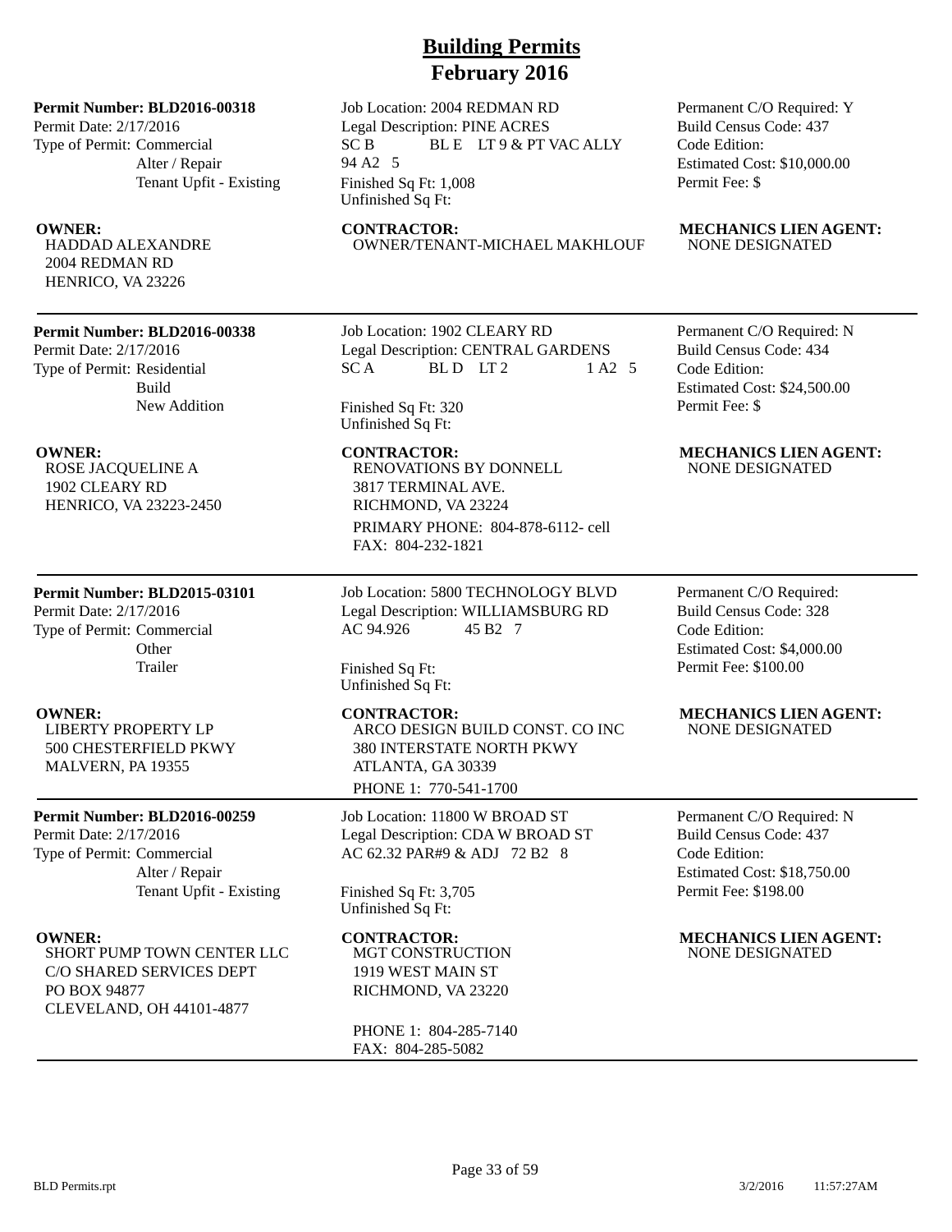# Building Permits
# February 2016

**Permit Number: BLD2016-00318**
Permit Date: 2/17/2016
Type of Permit: Commercial
Alter / Repair
Tenant Upfit - Existing

Job Location: 2004 REDMAN RD
Legal Description: PINE ACRES
SC B BL E LT 9 & PT VAC ALLY
94 A2 5
Finished Sq Ft: 1,008
Unfinished Sq Ft:

Permanent C/O Required: Y
Build Census Code: 437
Code Edition:
Estimated Cost: $10,000.00
Permit Fee: $

**OWNER:**
HADDAD ALEXANDRE
2004 REDMAN RD
HENRICO, VA 23226

**CONTRACTOR:**
OWNER/TENANT-MICHAEL MAKHLOUF

**MECHANICS LIEN AGENT:**
NONE DESIGNATED

---

**Permit Number: BLD2016-00338**
Permit Date: 2/17/2016
Type of Permit: Residential
Build
New Addition

Job Location: 1902 CLEARY RD
Legal Description: CENTRAL GARDENS
SC A BL D LT 2 1 A2 5
Finished Sq Ft: 320
Unfinished Sq Ft:

Permanent C/O Required: N
Build Census Code: 434
Code Edition:
Estimated Cost: $24,500.00
Permit Fee: $

**OWNER:**
ROSE JACQUELINE A
1902 CLEARY RD
HENRICO, VA 23223-2450

**CONTRACTOR:**
RENOVATIONS BY DONNELL
3817 TERMINAL AVE.
RICHMOND, VA 23224
PRIMARY PHONE: 804-878-6112- cell
FAX: 804-232-1821

**MECHANICS LIEN AGENT:**
NONE DESIGNATED

---

**Permit Number: BLD2015-03101**
Permit Date: 2/17/2016
Type of Permit: Commercial
Other
Trailer

Job Location: 5800 TECHNOLOGY BLVD
Legal Description: WILLIAMSBURG RD
AC 94.926 45 B2 7
Finished Sq Ft:
Unfinished Sq Ft:

Permanent C/O Required:
Build Census Code: 328
Code Edition:
Estimated Cost: $4,000.00
Permit Fee: $100.00

**OWNER:**
LIBERTY PROPERTY LP
500 CHESTERFIELD PKWY
MALVERN, PA 19355

**CONTRACTOR:**
ARCO DESIGN BUILD CONST. CO INC
380 INTERSTATE NORTH PKWY
ATLANTA, GA 30339
PHONE 1: 770-541-1700

**MECHANICS LIEN AGENT:**
NONE DESIGNATED

---

**Permit Number: BLD2016-00259**
Permit Date: 2/17/2016
Type of Permit: Commercial
Alter / Repair
Tenant Upfit - Existing

Job Location: 11800 W BROAD ST
Legal Description: CDA W BROAD ST
AC 62.32 PAR#9 & ADJ 72 B2 8
Finished Sq Ft: 3,705
Unfinished Sq Ft:

Permanent C/O Required: N
Build Census Code: 437
Code Edition:
Estimated Cost: $18,750.00
Permit Fee: $198.00

**OWNER:**
SHORT PUMP TOWN CENTER LLC
C/O SHARED SERVICES DEPT
PO BOX 94877
CLEVELAND, OH 44101-4877

**CONTRACTOR:**
MGT CONSTRUCTION
1919 WEST MAIN ST
RICHMOND, VA 23220
PHONE 1: 804-285-7140
FAX: 804-285-5082

**MECHANICS LIEN AGENT:**
NONE DESIGNATED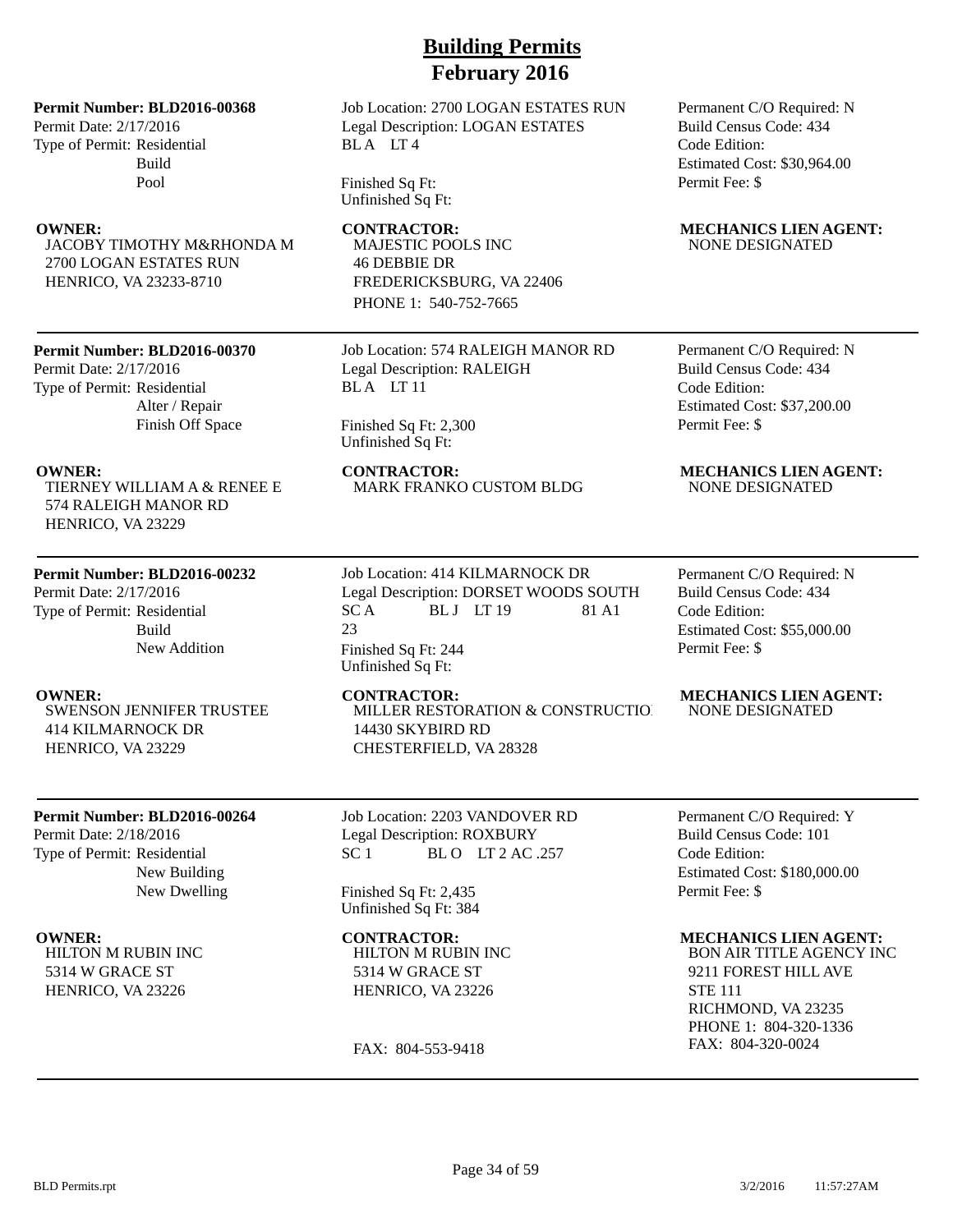# Building Permits
## February 2016

**Permit Number: BLD2016-00368**
Permit Date: 2/17/2016
Type of Permit: Residential
Build
Pool

Job Location: 2700 LOGAN ESTATES RUN
Legal Description: LOGAN ESTATES
BL A LT 4

Finished Sq Ft:
Unfinished Sq Ft:

Permanent C/O Required: N
Build Census Code: 434
Code Edition:
Estimated Cost: $30,964.00
Permit Fee: $

**OWNER:**
JACOBY TIMOTHY M&RHONDA M
2700 LOGAN ESTATES RUN
HENRICO, VA 23233-8710

**CONTRACTOR:**
MAJESTIC POOLS INC
46 DEBBIE DR
FREDERICKSBURG, VA 22406
PHONE 1: 540-752-7665

**MECHANICS LIEN AGENT:**
NONE DESIGNATED

---

**Permit Number: BLD2016-00370**
Permit Date: 2/17/2016
Type of Permit: Residential
Alter / Repair
Finish Off Space

Job Location: 574 RALEIGH MANOR RD
Legal Description: RALEIGH
BL A LT 11

Finished Sq Ft: 2,300
Unfinished Sq Ft:

Permanent C/O Required: N
Build Census Code: 434
Code Edition:
Estimated Cost: $37,200.00
Permit Fee: $

**OWNER:**
TIERNEY WILLIAM A & RENEE E
574 RALEIGH MANOR RD
HENRICO, VA 23229

**CONTRACTOR:**
MARK FRANKO CUSTOM BLDG

**MECHANICS LIEN AGENT:**
NONE DESIGNATED

---

**Permit Number: BLD2016-00232**
Permit Date: 2/17/2016
Type of Permit: Residential
Build
New Addition

Job Location: 414 KILMARNOCK DR
Legal Description: DORSET WOODS SOUTH
SC A BL J LT 19 81 A1
23
Finished Sq Ft: 244
Unfinished Sq Ft:

Permanent C/O Required: N
Build Census Code: 434
Code Edition:
Estimated Cost: $55,000.00
Permit Fee: $

**OWNER:**
SWENSON JENNIFER TRUSTEE
414 KILMARNOCK DR
HENRICO, VA 23229

**CONTRACTOR:**
MILLER RESTORATION & CONSTRUCTIO
14430 SKYBIRD RD
CHESTERFIELD, VA 28328

**MECHANICS LIEN AGENT:**
NONE DESIGNATED

---

**Permit Number: BLD2016-00264**
Permit Date: 2/18/2016
Type of Permit: Residential
New Building
New Dwelling

Job Location: 2203 VANDOVER RD
Legal Description: ROXBURY
SC 1 BL O LT 2 AC .257

Finished Sq Ft: 2,435
Unfinished Sq Ft: 384

Permanent C/O Required: Y
Build Census Code: 101
Code Edition:
Estimated Cost: $180,000.00
Permit Fee: $

**OWNER:**
HILTON M RUBIN INC
5314 W GRACE ST
HENRICO, VA 23226

**CONTRACTOR:**
HILTON M RUBIN INC
5314 W GRACE ST
HENRICO, VA 23226

FAX: 804-553-9418

**MECHANICS LIEN AGENT:**
BON AIR TITLE AGENCY INC
9211 FOREST HILL AVE
STE 111
RICHMOND, VA 23235
PHONE 1: 804-320-1336
FAX: 804-320-0024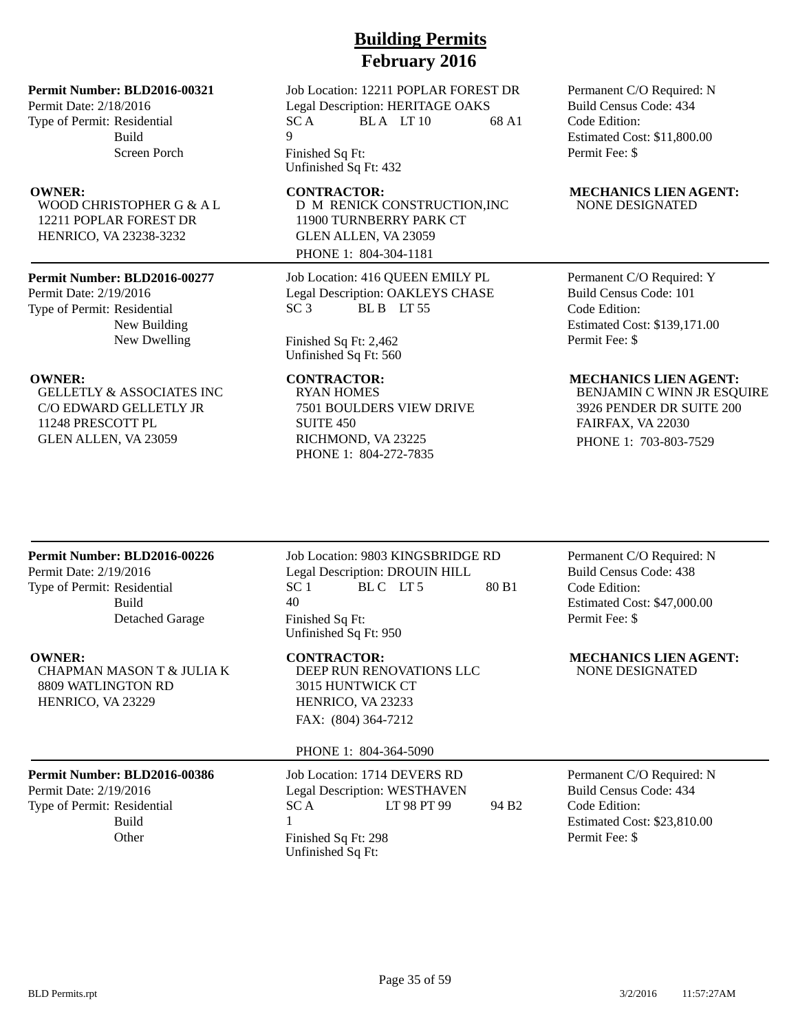# Building Permits
## February 2016

**Permit Number: BLD2016-00321**
Permit Date: 2/18/2016
Type of Permit: Residential
Build
Screen Porch

Job Location: 12211 POPLAR FOREST DR
Legal Description: HERITAGE OAKS
SC A BL A LT 10 68 A1 9
Finished Sq Ft:
Unfinished Sq Ft: 432

Permanent C/O Required: N
Build Census Code: 434
Code Edition:
Estimated Cost: $11,800.00
Permit Fee: $

**OWNER:**
WOOD CHRISTOPHER G & A L
12211 POPLAR FOREST DR
HENRICO, VA 23238-3232

**CONTRACTOR:**
D M RENICK CONSTRUCTION,INC
11900 TURNBERRY PARK CT
GLEN ALLEN, VA 23059
PHONE 1: 804-304-1181

**MECHANICS LIEN AGENT:**
NONE DESIGNATED

---

**Permit Number: BLD2016-00277**
Permit Date: 2/19/2016
Type of Permit: Residential
New Building
New Dwelling

Job Location: 416 QUEEN EMILY PL
Legal Description: OAKLEYS CHASE
SC 3 BL B LT 55
Finished Sq Ft: 2,462
Unfinished Sq Ft: 560

Permanent C/O Required: Y
Build Census Code: 101
Code Edition:
Estimated Cost: $139,171.00
Permit Fee: $

**OWNER:**
GELLETLY & ASSOCIATES INC
C/O EDWARD GELLETLY JR
11248 PRESCOTT PL
GLEN ALLEN, VA 23059

**CONTRACTOR:**
RYAN HOMES
7501 BOULDERS VIEW DRIVE
SUITE 450
RICHMOND, VA 23225
PHONE 1: 804-272-7835

**MECHANICS LIEN AGENT:**
BENJAMIN C WINN JR ESQUIRE
3926 PENDER DR SUITE 200
FAIRFAX, VA 22030
PHONE 1: 703-803-7529

---

**Permit Number: BLD2016-00226**
Permit Date: 2/19/2016
Type of Permit: Residential
Build
Detached Garage

Job Location: 9803 KINGSBRIDGE RD
Legal Description: DROUIN HILL
SC 1 BL C LT 5 80 B1 40
Finished Sq Ft:
Unfinished Sq Ft: 950

Permanent C/O Required: N
Build Census Code: 438
Code Edition:
Estimated Cost: $47,000.00
Permit Fee: $

**OWNER:**
CHAPMAN MASON T & JULIA K
8809 WATLINGTON RD
HENRICO, VA 23229

**CONTRACTOR:**
DEEP RUN RENOVATIONS LLC
3015 HUNTWICK CT
HENRICO, VA 23233
FAX: (804) 364-7212
PHONE 1: 804-364-5090

**MECHANICS LIEN AGENT:**
NONE DESIGNATED

---

**Permit Number: BLD2016-00386**
Permit Date: 2/19/2016
Type of Permit: Residential
Build
Other

Job Location: 1714 DEVERS RD
Legal Description: WESTHAVEN
SC A LT 98 PT 99 94 B2 1
Finished Sq Ft: 298
Unfinished Sq Ft:

Permanent C/O Required: N
Build Census Code: 434
Code Edition:
Estimated Cost: $23,810.00
Permit Fee: $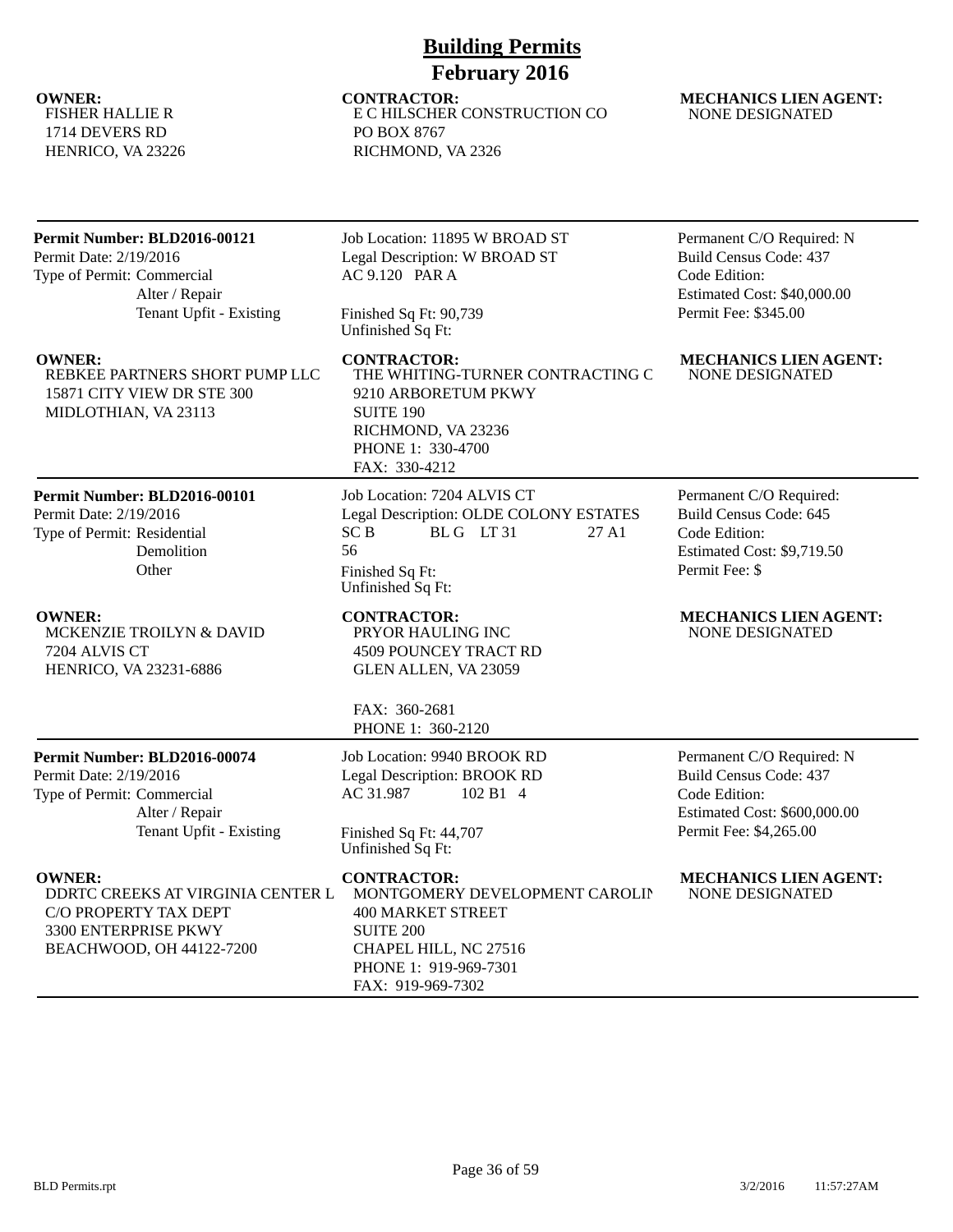# Building Permits
## February 2016

**OWNER:**
FISHER HALLIE R
1714 DEVERS RD
HENRICO, VA 23226

**CONTRACTOR:**
E C HILSCHER CONSTRUCTION CO
PO BOX 8767
RICHMOND, VA 2326

**MECHANICS LIEN AGENT:**
NONE DESIGNATED

---

**Permit Number: BLD2016-00121**
Permit Date: 2/19/2016
Type of Permit: Commercial
Alter / Repair
Tenant Upfit - Existing

Job Location: 11895 W BROAD ST
Legal Description: W BROAD ST
AC 9.120 PAR A
Finished Sq Ft: 90,739
Unfinished Sq Ft:

Permanent C/O Required: N
Build Census Code: 437
Code Edition:
Estimated Cost: $40,000.00
Permit Fee: $345.00

**OWNER:**
REBKEE PARTNERS SHORT PUMP LLC
15871 CITY VIEW DR STE 300
MIDLOTHIAN, VA 23113

**CONTRACTOR:**
THE WHITING-TURNER CONTRACTING C
9210 ARBORETUM PKWY
SUITE 190
RICHMOND, VA 23236
PHONE 1: 330-4700
FAX: 330-4212

**MECHANICS LIEN AGENT:**
NONE DESIGNATED

---

**Permit Number: BLD2016-00101**
Permit Date: 2/19/2016
Type of Permit: Residential
Demolition
Other

Job Location: 7204 ALVIS CT
Legal Description: OLDE COLONY ESTATES
SC B BL G LT 31 27 A1
56
Finished Sq Ft:
Unfinished Sq Ft:

Permanent C/O Required:
Build Census Code: 645
Code Edition:
Estimated Cost: $9,719.50
Permit Fee: $

**OWNER:**
MCKENZIE TROILYN & DAVID
7204 ALVIS CT
HENRICO, VA 23231-6886

**CONTRACTOR:**
PRYOR HAULING INC
4509 POUNCEY TRACT RD
GLEN ALLEN, VA 23059

FAX: 360-2681
PHONE 1: 360-2120

**MECHANICS LIEN AGENT:**
NONE DESIGNATED

---

**Permit Number: BLD2016-00074**
Permit Date: 2/19/2016
Type of Permit: Commercial
Alter / Repair
Tenant Upfit - Existing

Job Location: 9940 BROOK RD
Legal Description: BROOK RD
AC 31.987 102 B1 4
Finished Sq Ft: 44,707
Unfinished Sq Ft:

Permanent C/O Required: N
Build Census Code: 437
Code Edition:
Estimated Cost: $600,000.00
Permit Fee: $4,265.00

**OWNER:**
DDRTC CREEKS AT VIRGINIA CENTER L
C/O PROPERTY TAX DEPT
3300 ENTERPRISE PKWY
BEACHWOOD, OH 44122-7200

**CONTRACTOR:**
MONTGOMERY DEVELOPMENT CAROLIN
400 MARKET STREET
SUITE 200
CHAPEL HILL, NC 27516
PHONE 1: 919-969-7301
FAX: 919-969-7302

**MECHANICS LIEN AGENT:**
NONE DESIGNATED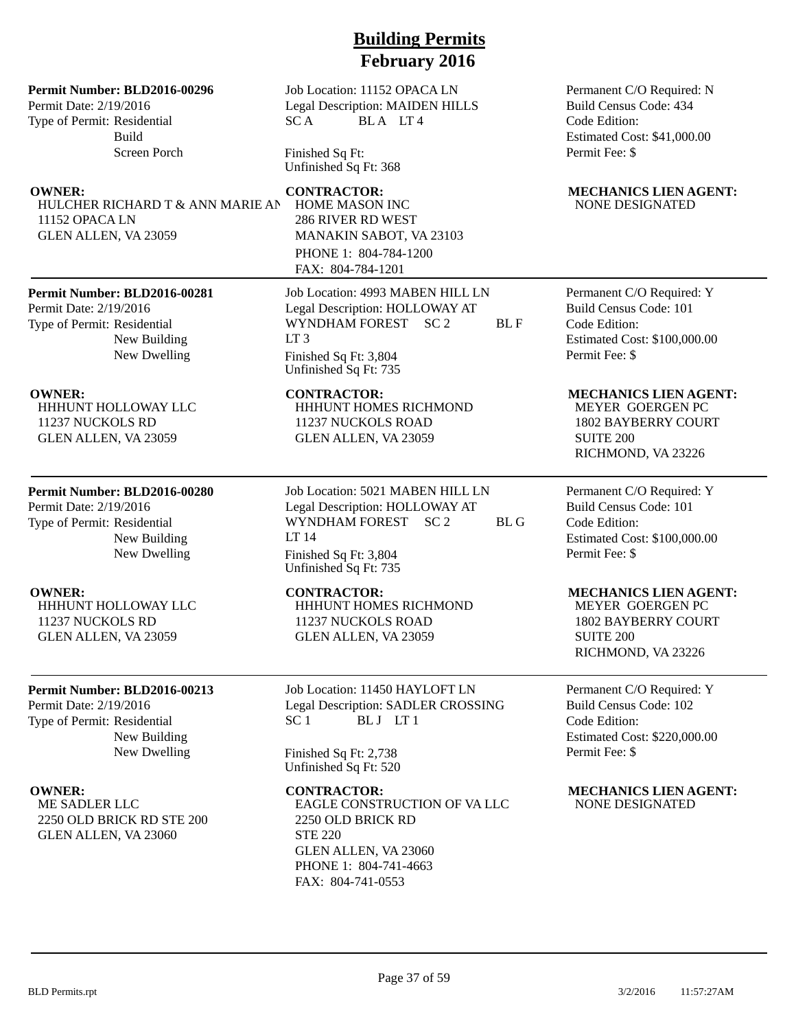# Building Permits
## February 2016

**Permit Number: BLD2016-00296**
Permit Date: 2/19/2016
Type of Permit: Residential
Build
Screen Porch

Job Location: 11152 OPACA LN
Legal Description: MAIDEN HILLS SC A BL A LT 4

Finished Sq Ft:
Unfinished Sq Ft: 368

Permanent C/O Required: N
Build Census Code: 434
Code Edition:
Estimated Cost: $41,000.00
Permit Fee: $

**OWNER:**
HULCHER RICHARD T & ANN MARIE AN
11152 OPACA LN
GLEN ALLEN, VA 23059

**CONTRACTOR:**
HOME MASON INC
286 RIVER RD WEST
MANAKIN SABOT, VA 23103
PHONE 1: 804-784-1200
FAX: 804-784-1201

**MECHANICS LIEN AGENT:**
NONE DESIGNATED

---

**Permit Number: BLD2016-00281**
Permit Date: 2/19/2016
Type of Permit: Residential
New Building
New Dwelling

Job Location: 4993 MABEN HILL LN
Legal Description: HOLLOWAY AT WYNDHAM FOREST SC 2 BL F LT 3

Finished Sq Ft: 3,804
Unfinished Sq Ft: 735

Permanent C/O Required: Y
Build Census Code: 101
Code Edition:
Estimated Cost: $100,000.00
Permit Fee: $

**OWNER:**
HHHUNT HOLLOWAY LLC
11237 NUCKOLS RD
GLEN ALLEN, VA 23059

**CONTRACTOR:**
HHHUNT HOMES RICHMOND
11237 NUCKOLS ROAD
GLEN ALLEN, VA 23059

**MECHANICS LIEN AGENT:**
MEYER GOERGEN PC
1802 BAYBERRY COURT
SUITE 200
RICHMOND, VA 23226

---

**Permit Number: BLD2016-00280**
Permit Date: 2/19/2016
Type of Permit: Residential
New Building
New Dwelling

Job Location: 5021 MABEN HILL LN
Legal Description: HOLLOWAY AT WYNDHAM FOREST SC 2 BL G LT 14

Finished Sq Ft: 3,804
Unfinished Sq Ft: 735

Permanent C/O Required: Y
Build Census Code: 101
Code Edition:
Estimated Cost: $100,000.00
Permit Fee: $

**OWNER:**
HHHUNT HOLLOWAY LLC
11237 NUCKOLS RD
GLEN ALLEN, VA 23059

**CONTRACTOR:**
HHHUNT HOMES RICHMOND
11237 NUCKOLS ROAD
GLEN ALLEN, VA 23059

**MECHANICS LIEN AGENT:**
MEYER GOERGEN PC
1802 BAYBERRY COURT
SUITE 200
RICHMOND, VA 23226

---

**Permit Number: BLD2016-00213**
Permit Date: 2/19/2016
Type of Permit: Residential
New Building
New Dwelling

Job Location: 11450 HAYLOFT LN
Legal Description: SADLER CROSSING SC 1 BL J LT 1

Finished Sq Ft: 2,738
Unfinished Sq Ft: 520

Permanent C/O Required: Y
Build Census Code: 102
Code Edition:
Estimated Cost: $220,000.00
Permit Fee: $

**OWNER:**
ME SADLER LLC
2250 OLD BRICK RD STE 200
GLEN ALLEN, VA 23060

**CONTRACTOR:**
EAGLE CONSTRUCTION OF VA LLC
2250 OLD BRICK RD
STE 220
GLEN ALLEN, VA 23060
PHONE 1: 804-741-4663
FAX: 804-741-0553

**MECHANICS LIEN AGENT:**
NONE DESIGNATED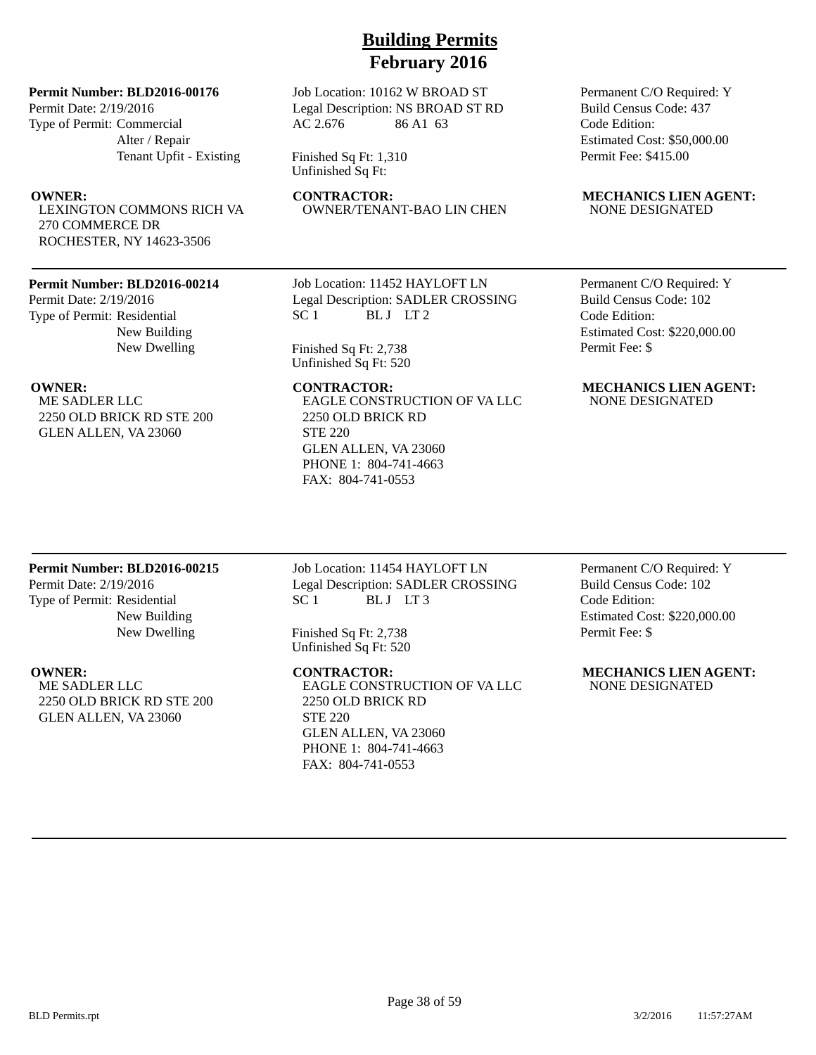# Building Permits
## February 2016

**Permit Number: BLD2016-00176**
Permit Date: 2/19/2016
Type of Permit: Commercial
Alter / Repair
Tenant Upfit - Existing

Job Location: 10162 W BROAD ST
Legal Description: NS BROAD ST RD
AC 2.676 86 A1 63

Finished Sq Ft: 1,310
Unfinished Sq Ft:

Permanent C/O Required: Y
Build Census Code: 437
Code Edition:
Estimated Cost: $50,000.00
Permit Fee: $415.00

**OWNER:**
LEXINGTON COMMONS RICH VA
270 COMMERCE DR
ROCHESTER, NY 14623-3506

**CONTRACTOR:**
OWNER/TENANT-BAO LIN CHEN

**MECHANICS LIEN AGENT:**
NONE DESIGNATED

---

**Permit Number: BLD2016-00214**
Permit Date: 2/19/2016
Type of Permit: Residential
New Building
New Dwelling

Job Location: 11452 HAYLOFT LN
Legal Description: SADLER CROSSING
SC 1 BL J LT 2

Finished Sq Ft: 2,738
Unfinished Sq Ft: 520

Permanent C/O Required: Y
Build Census Code: 102
Code Edition:
Estimated Cost: $220,000.00
Permit Fee: $

**OWNER:**
ME SADLER LLC
2250 OLD BRICK RD STE 200
GLEN ALLEN, VA 23060

**CONTRACTOR:**
EAGLE CONSTRUCTION OF VA LLC
2250 OLD BRICK RD
STE 220
GLEN ALLEN, VA 23060
PHONE 1: 804-741-4663
FAX: 804-741-0553

**MECHANICS LIEN AGENT:**
NONE DESIGNATED

---

**Permit Number: BLD2016-00215**
Permit Date: 2/19/2016
Type of Permit: Residential
New Building
New Dwelling

Job Location: 11454 HAYLOFT LN
Legal Description: SADLER CROSSING
SC 1 BL J LT 3

Finished Sq Ft: 2,738
Unfinished Sq Ft: 520

Permanent C/O Required: Y
Build Census Code: 102
Code Edition:
Estimated Cost: $220,000.00
Permit Fee: $

**OWNER:**
ME SADLER LLC
2250 OLD BRICK RD STE 200
GLEN ALLEN, VA 23060

**CONTRACTOR:**
EAGLE CONSTRUCTION OF VA LLC
2250 OLD BRICK RD
STE 220
GLEN ALLEN, VA 23060
PHONE 1: 804-741-4663
FAX: 804-741-0553

**MECHANICS LIEN AGENT:**
NONE DESIGNATED

---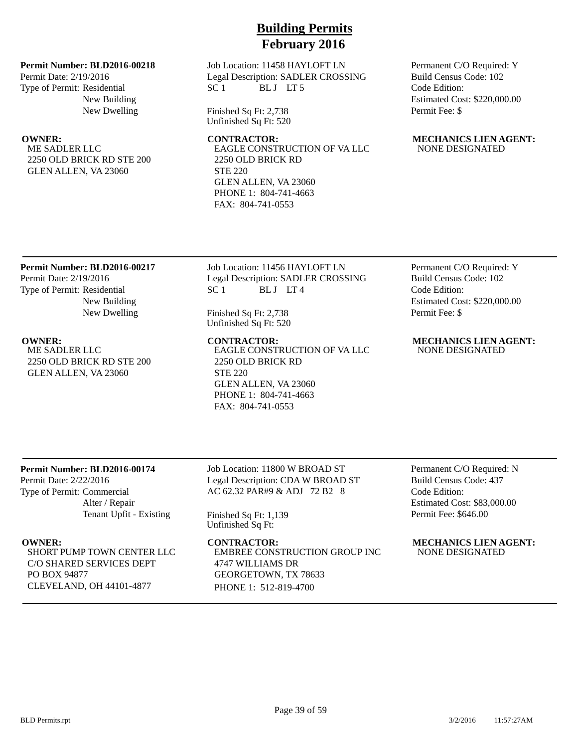# Building Permits
## February 2016

**Permit Number: BLD2016-00218**
Permit Date: 2/19/2016
Type of Permit: Residential
New Building
New Dwelling

Job Location: 11458 HAYLOFT LN
Legal Description: SADLER CROSSING
SC 1 BL J LT 5

Finished Sq Ft: 2,738
Unfinished Sq Ft: 520

Permanent C/O Required: Y
Build Census Code: 102
Code Edition:
Estimated Cost: $220,000.00
Permit Fee: $

**OWNER:**
ME SADLER LLC
2250 OLD BRICK RD STE 200
GLEN ALLEN, VA 23060

**CONTRACTOR:**
EAGLE CONSTRUCTION OF VA LLC
2250 OLD BRICK RD
STE 220
GLEN ALLEN, VA 23060
PHONE 1: 804-741-4663
FAX: 804-741-0553

**MECHANICS LIEN AGENT:**
NONE DESIGNATED

---

**Permit Number: BLD2016-00217**
Permit Date: 2/19/2016
Type of Permit: Residential
New Building
New Dwelling

Job Location: 11456 HAYLOFT LN
Legal Description: SADLER CROSSING
SC 1 BL J LT 4

Finished Sq Ft: 2,738
Unfinished Sq Ft: 520

Permanent C/O Required: Y
Build Census Code: 102
Code Edition:
Estimated Cost: $220,000.00
Permit Fee: $

**OWNER:**
ME SADLER LLC
2250 OLD BRICK RD STE 200
GLEN ALLEN, VA 23060

**CONTRACTOR:**
EAGLE CONSTRUCTION OF VA LLC
2250 OLD BRICK RD
STE 220
GLEN ALLEN, VA 23060
PHONE 1: 804-741-4663
FAX: 804-741-0553

**MECHANICS LIEN AGENT:**
NONE DESIGNATED

---

**Permit Number: BLD2016-00174**
Permit Date: 2/22/2016
Type of Permit: Commercial
Alter / Repair
Tenant Upfit - Existing

Job Location: 11800 W BROAD ST
Legal Description: CDA W BROAD ST
AC 62.32 PAR#9 & ADJ 72 B2 8

Finished Sq Ft: 1,139
Unfinished Sq Ft:

Permanent C/O Required: N
Build Census Code: 437
Code Edition:
Estimated Cost: $83,000.00
Permit Fee: $646.00

**OWNER:**
SHORT PUMP TOWN CENTER LLC
C/O SHARED SERVICES DEPT
PO BOX 94877
CLEVELAND, OH 44101-4877

**CONTRACTOR:**
EMBREE CONSTRUCTION GROUP INC
4747 WILLIAMS DR
GEORGETOWN, TX 78633
PHONE 1: 512-819-4700

**MECHANICS LIEN AGENT:**
NONE DESIGNATED

---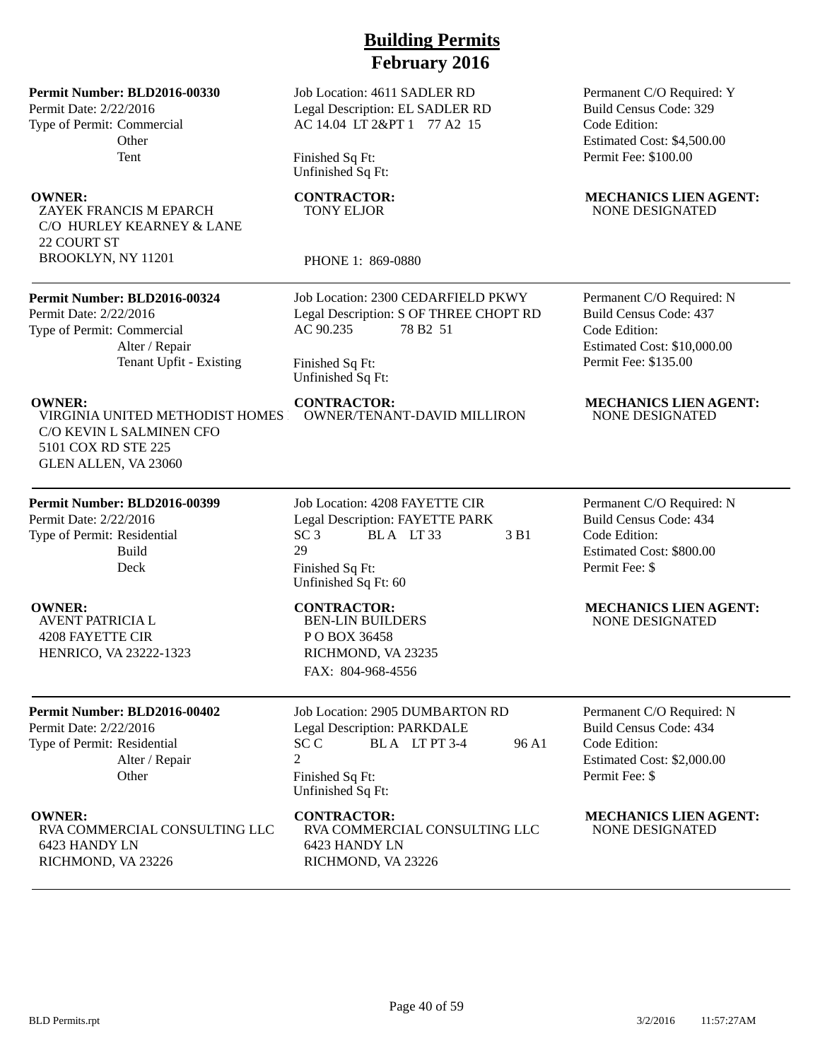# Building Permits
## February 2016

**Permit Number: BLD2016-00330**
Permit Date: 2/22/2016
Type of Permit: Commercial
Other
Tent

Job Location: 4611 SADLER RD
Legal Description: EL SADLER RD
AC 14.04 LT 2&PT 1 77 A2 15

Finished Sq Ft:
Unfinished Sq Ft:

Permanent C/O Required: Y
Build Census Code: 329
Code Edition:
Estimated Cost: $4,500.00
Permit Fee: $100.00

**OWNER:**
ZAYEK FRANCIS M EPARCH
C/O HURLEY KEARNEY & LANE
22 COURT ST
BROOKLYN, NY 11201

**CONTRACTOR:**
TONY ELJOR

PHONE 1: 869-0880

**MECHANICS LIEN AGENT:**
NONE DESIGNATED

---

**Permit Number: BLD2016-00324**
Permit Date: 2/22/2016
Type of Permit: Commercial
Alter / Repair
Tenant Upfit - Existing

Job Location: 2300 CEDARFIELD PKWY
Legal Description: S OF THREE CHOPT RD
AC 90.235 78 B2 51

Finished Sq Ft:
Unfinished Sq Ft:

Permanent C/O Required: N
Build Census Code: 437
Code Edition:
Estimated Cost: $10,000.00
Permit Fee: $135.00

**OWNER:**
VIRGINIA UNITED METHODIST HOMES
C/O KEVIN L SALMINEN CFO
5101 COX RD STE 225
GLEN ALLEN, VA 23060

**CONTRACTOR:**
OWNER/TENANT-DAVID MILLIRON

**MECHANICS LIEN AGENT:**
NONE DESIGNATED

---

**Permit Number: BLD2016-00399**
Permit Date: 2/22/2016
Type of Permit: Residential
Build
Deck

Job Location: 4208 FAYETTE CIR
Legal Description: FAYETTE PARK
SC 3 BL A LT 33 3 B1
29

Finished Sq Ft:
Unfinished Sq Ft: 60

Permanent C/O Required: N
Build Census Code: 434
Code Edition:
Estimated Cost: $800.00
Permit Fee: $

**OWNER:**
AVENT PATRICIA L
4208 FAYETTE CIR
HENRICO, VA 23222-1323

**CONTRACTOR:**
BEN-LIN BUILDERS
P O BOX 36458
RICHMOND, VA 23235
FAX: 804-968-4556

**MECHANICS LIEN AGENT:**
NONE DESIGNATED

---

**Permit Number: BLD2016-00402**
Permit Date: 2/22/2016
Type of Permit: Residential
Alter / Repair
Other

Job Location: 2905 DUMBARTON RD
Legal Description: PARKDALE
SC C BL A LT PT 3-4 96 A1
2

Finished Sq Ft:
Unfinished Sq Ft:

Permanent C/O Required: N
Build Census Code: 434
Code Edition:
Estimated Cost: $2,000.00
Permit Fee: $

**OWNER:**
RVA COMMERCIAL CONSULTING LLC
6423 HANDY LN
RICHMOND, VA 23226

**CONTRACTOR:**
RVA COMMERCIAL CONSULTING LLC
6423 HANDY LN
RICHMOND, VA 23226

**MECHANICS LIEN AGENT:**
NONE DESIGNATED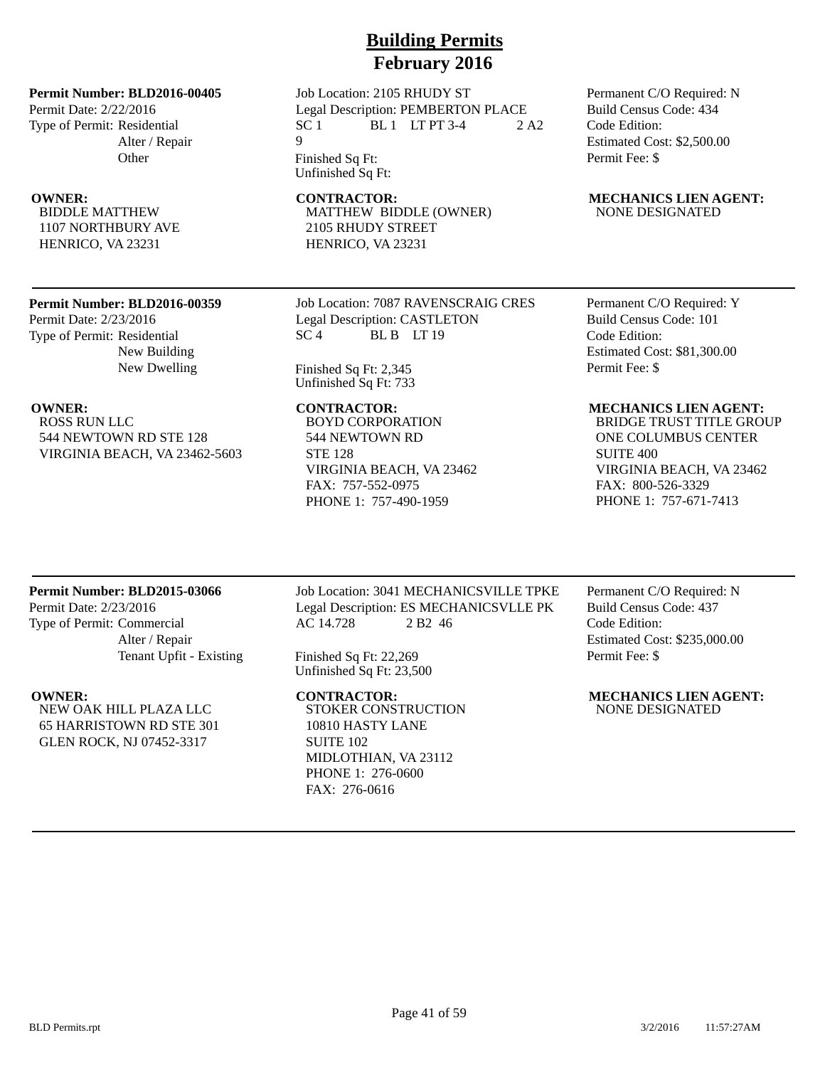# Building Permits
## February 2016

**Permit Number: BLD2016-00405**
Permit Date: 2/22/2016
Type of Permit: Residential
Alter / Repair
Other

Job Location: 2105 RHUDY ST
Legal Description: PEMBERTON PLACE
SC 1 BL 1 LT PT 3-4 2 A2 9
Finished Sq Ft:
Unfinished Sq Ft:

Permanent C/O Required: N
Build Census Code: 434
Code Edition:
Estimated Cost: $2,500.00
Permit Fee: $

**OWNER:**
BIDDLE MATTHEW
1107 NORTHBURY AVE
HENRICO, VA 23231

**CONTRACTOR:**
MATTHEW BIDDLE (OWNER)
2105 RHUDY STREET
HENRICO, VA 23231

**MECHANICS LIEN AGENT:**
NONE DESIGNATED

---

**Permit Number: BLD2016-00359**
Permit Date: 2/23/2016
Type of Permit: Residential
New Building
New Dwelling

Job Location: 7087 RAVENSCRAIG CRES
Legal Description: CASTLETON
SC 4 BL B LT 19
Finished Sq Ft: 2,345
Unfinished Sq Ft: 733

Permanent C/O Required: Y
Build Census Code: 101
Code Edition:
Estimated Cost: $81,300.00
Permit Fee: $

**OWNER:**
ROSS RUN LLC
544 NEWTOWN RD STE 128
VIRGINIA BEACH, VA 23462-5603

**CONTRACTOR:**
BOYD CORPORATION
544 NEWTOWN RD
STE 128
VIRGINIA BEACH, VA 23462
FAX: 757-552-0975
PHONE 1: 757-490-1959

**MECHANICS LIEN AGENT:**
BRIDGE TRUST TITLE GROUP
ONE COLUMBUS CENTER
SUITE 400
VIRGINIA BEACH, VA 23462
FAX: 800-526-3329
PHONE 1: 757-671-7413

---

**Permit Number: BLD2015-03066**
Permit Date: 2/23/2016
Type of Permit: Commercial
Alter / Repair
Tenant Upfit - Existing

Job Location: 3041 MECHANICSVILLE TPKE
Legal Description: ES MECHANICSVLLE PK
AC 14.728 2 B2 46
Finished Sq Ft: 22,269
Unfinished Sq Ft: 23,500

Permanent C/O Required: N
Build Census Code: 437
Code Edition:
Estimated Cost: $235,000.00
Permit Fee: $

**OWNER:**
NEW OAK HILL PLAZA LLC
65 HARRISTOWN RD STE 301
GLEN ROCK, NJ 07452-3317

**CONTRACTOR:**
STOKER CONSTRUCTION
10810 HASTY LANE
SUITE 102
MIDLOTHIAN, VA 23112
PHONE 1: 276-0600
FAX: 276-0616

**MECHANICS LIEN AGENT:**
NONE DESIGNATED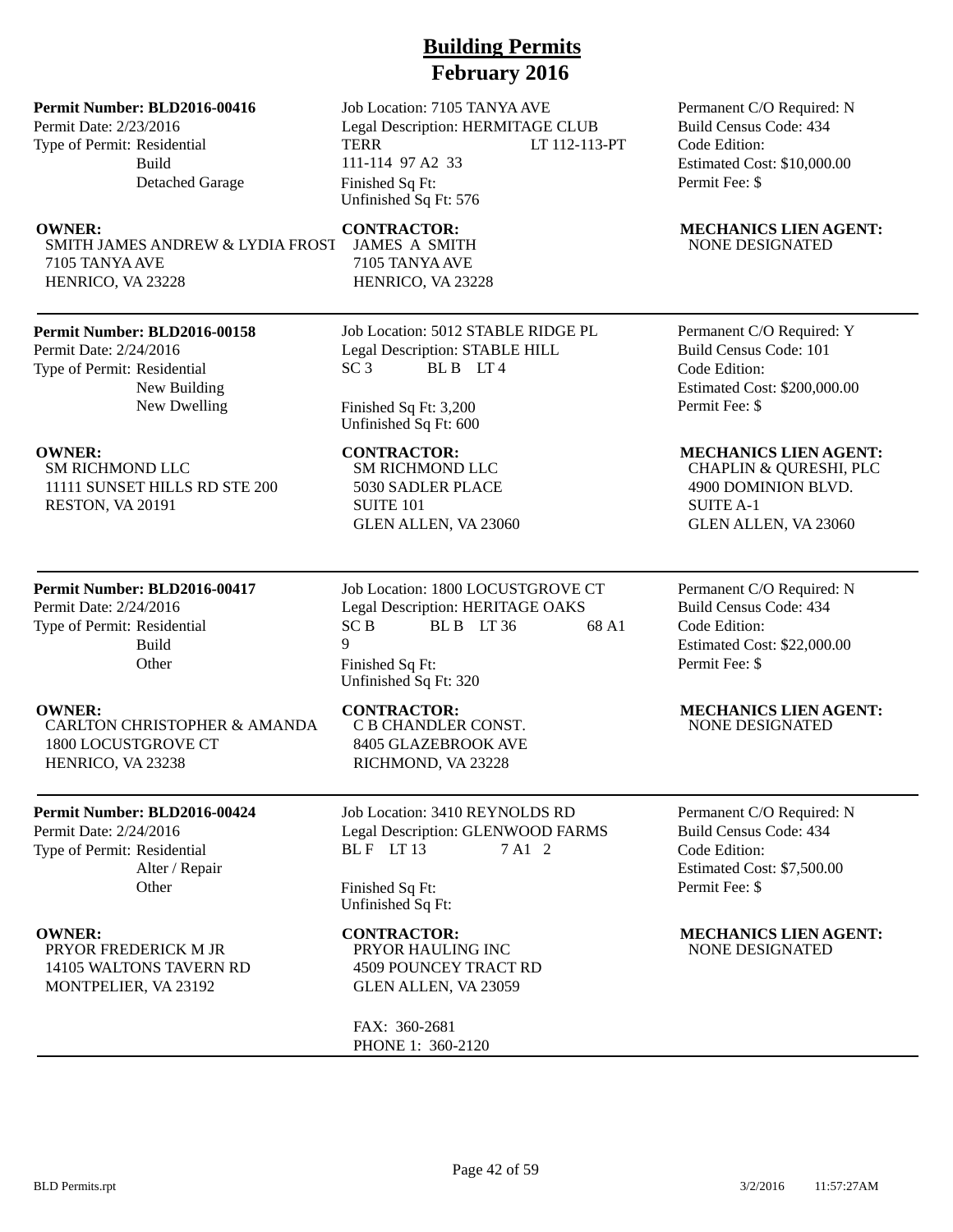# Building Permits
# February 2016

**Permit Number: BLD2016-00416**
Permit Date: 2/23/2016
Type of Permit: Residential
Build
Detached Garage

Job Location: 7105 TANYA AVE
Legal Description: HERMITAGE CLUB TERR LT 112-113-PT 111-114 97 A2 33
Finished Sq Ft:
Unfinished Sq Ft: 576

Permanent C/O Required: N
Build Census Code: 434
Code Edition:
Estimated Cost: $10,000.00
Permit Fee: $

**OWNER:**
SMITH JAMES ANDREW & LYDIA FROST
7105 TANYA AVE
HENRICO, VA 23228

**CONTRACTOR:**
JAMES A SMITH
7105 TANYA AVE
HENRICO, VA 23228

**MECHANICS LIEN AGENT:**
NONE DESIGNATED

---

**Permit Number: BLD2016-00158**
Permit Date: 2/24/2016
Type of Permit: Residential
New Building
New Dwelling

Job Location: 5012 STABLE RIDGE PL
Legal Description: STABLE HILL SC 3 BL B LT 4
Finished Sq Ft: 3,200
Unfinished Sq Ft: 600

Permanent C/O Required: Y
Build Census Code: 101
Code Edition:
Estimated Cost: $200,000.00
Permit Fee: $

**OWNER:**
SM RICHMOND LLC
11111 SUNSET HILLS RD STE 200
RESTON, VA 20191

**CONTRACTOR:**
SM RICHMOND LLC
5030 SADLER PLACE
SUITE 101
GLEN ALLEN, VA 23060

**MECHANICS LIEN AGENT:**
CHAPLIN & QURESHI, PLC
4900 DOMINION BLVD.
SUITE A-1
GLEN ALLEN, VA 23060

---

**Permit Number: BLD2016-00417**
Permit Date: 2/24/2016
Type of Permit: Residential
Build
Other

Job Location: 1800 LOCUSTGROVE CT
Legal Description: HERITAGE OAKS SC B BL B LT 36 68 A1 9
Finished Sq Ft:
Unfinished Sq Ft: 320

Permanent C/O Required: N
Build Census Code: 434
Code Edition:
Estimated Cost: $22,000.00
Permit Fee: $

**OWNER:**
CARLTON CHRISTOPHER & AMANDA
1800 LOCUSTGROVE CT
HENRICO, VA 23238

**CONTRACTOR:**
C B CHANDLER CONST.
8405 GLAZEBROOK AVE
RICHMOND, VA 23228

**MECHANICS LIEN AGENT:**
NONE DESIGNATED

---

**Permit Number: BLD2016-00424**
Permit Date: 2/24/2016
Type of Permit: Residential
Alter / Repair
Other

Job Location: 3410 REYNOLDS RD
Legal Description: GLENWOOD FARMS BL F LT 13 7 A1 2
Finished Sq Ft:
Unfinished Sq Ft:

Permanent C/O Required: N
Build Census Code: 434
Code Edition:
Estimated Cost: $7,500.00
Permit Fee: $

**OWNER:**
PRYOR FREDERICK M JR
14105 WALTONS TAVERN RD
MONTPELIER, VA 23192

**CONTRACTOR:**
PRYOR HAULING INC
4509 POUNCEY TRACT RD
GLEN ALLEN, VA 23059

FAX: 360-2681
PHONE 1: 360-2120

**MECHANICS LIEN AGENT:**
NONE DESIGNATED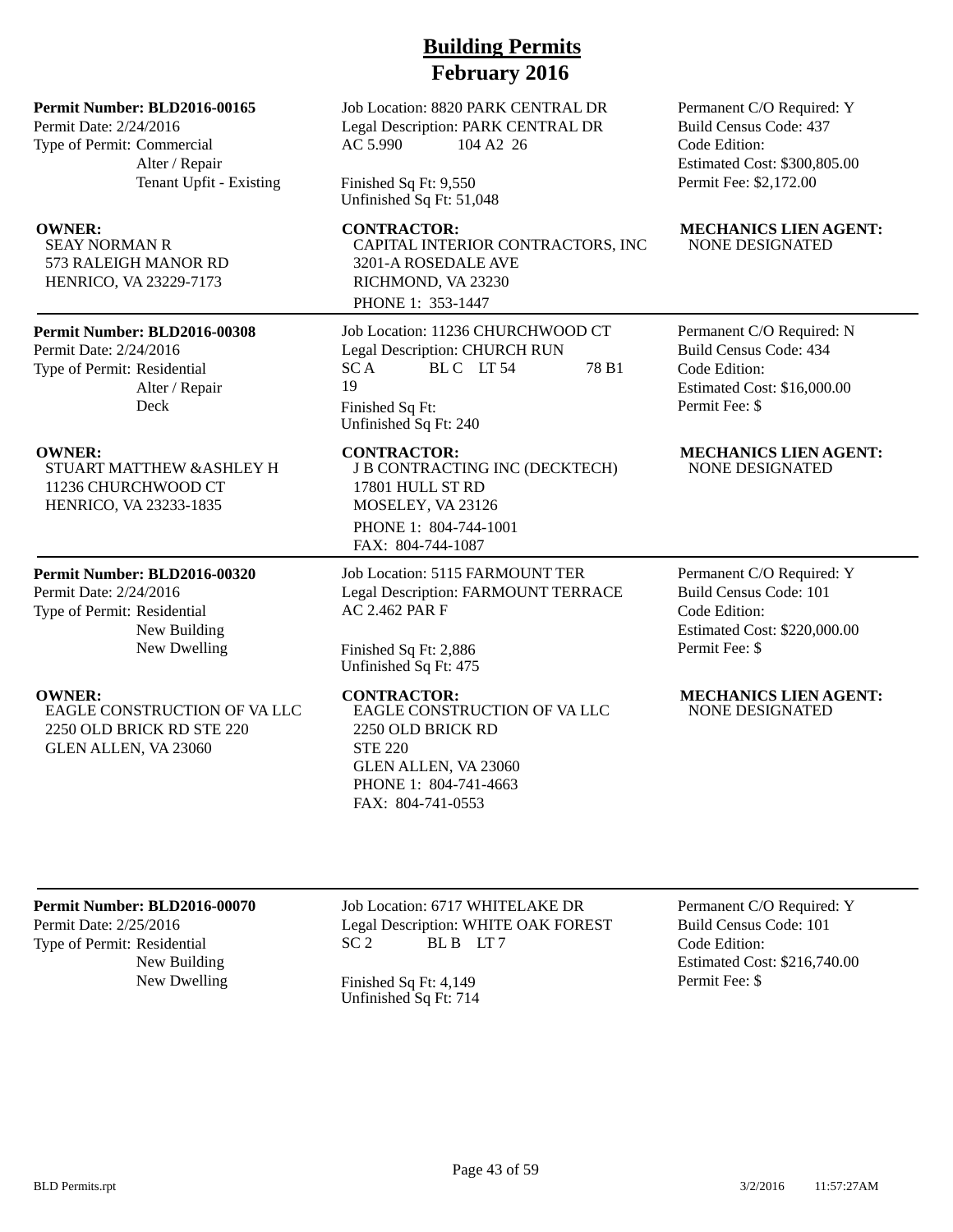# Building Permits
## February 2016

**Permit Number: BLD2016-00165**
Permit Date: 2/24/2016
Type of Permit: Commercial
Alter / Repair
Tenant Upfit - Existing

Job Location: 8820 PARK CENTRAL DR
Legal Description: PARK CENTRAL DR AC 5.990 104 A2 26

Finished Sq Ft: 9,550
Unfinished Sq Ft: 51,048

Permanent C/O Required: Y
Build Census Code: 437
Code Edition:
Estimated Cost: $300,805.00
Permit Fee: $2,172.00

**OWNER:**
SEAY NORMAN R
573 RALEIGH MANOR RD
HENRICO, VA 23229-7173

**CONTRACTOR:**
CAPITAL INTERIOR CONTRACTORS, INC
3201-A ROSEDALE AVE
RICHMOND, VA 23230
PHONE 1: 353-1447

**MECHANICS LIEN AGENT:**
NONE DESIGNATED

---

**Permit Number: BLD2016-00308**
Permit Date: 2/24/2016
Type of Permit: Residential
Alter / Repair
Deck

Job Location: 11236 CHURCHWOOD CT
Legal Description: CHURCH RUN SC A BL C LT 54 78 B1 19

Finished Sq Ft:
Unfinished Sq Ft: 240

Permanent C/O Required: N
Build Census Code: 434
Code Edition:
Estimated Cost: $16,000.00
Permit Fee: $

**OWNER:**
STUART MATTHEW &ASHLEY H
11236 CHURCHWOOD CT
HENRICO, VA 23233-1835

**CONTRACTOR:**
J B CONTRACTING INC (DECKTECH)
17801 HULL ST RD
MOSELEY, VA 23126
PHONE 1: 804-744-1001
FAX: 804-744-1087

**MECHANICS LIEN AGENT:**
NONE DESIGNATED

---

**Permit Number: BLD2016-00320**
Permit Date: 2/24/2016
Type of Permit: Residential
New Building
New Dwelling

Job Location: 5115 FARMOUNT TER
Legal Description: FARMOUNT TERRACE AC 2.462 PAR F

Finished Sq Ft: 2,886
Unfinished Sq Ft: 475

Permanent C/O Required: Y
Build Census Code: 101
Code Edition:
Estimated Cost: $220,000.00
Permit Fee: $

**OWNER:**
EAGLE CONSTRUCTION OF VA LLC
2250 OLD BRICK RD STE 220
GLEN ALLEN, VA 23060

**CONTRACTOR:**
EAGLE CONSTRUCTION OF VA LLC
2250 OLD BRICK RD
STE 220
GLEN ALLEN, VA 23060
PHONE 1: 804-741-4663
FAX: 804-741-0553

**MECHANICS LIEN AGENT:**
NONE DESIGNATED

---

**Permit Number: BLD2016-00070**
Permit Date: 2/25/2016
Type of Permit: Residential
New Building
New Dwelling

Job Location: 6717 WHITELAKE DR
Legal Description: WHITE OAK FOREST SC 2 BL B LT 7

Finished Sq Ft: 4,149
Unfinished Sq Ft: 714

Permanent C/O Required: Y
Build Census Code: 101
Code Edition:
Estimated Cost: $216,740.00
Permit Fee: $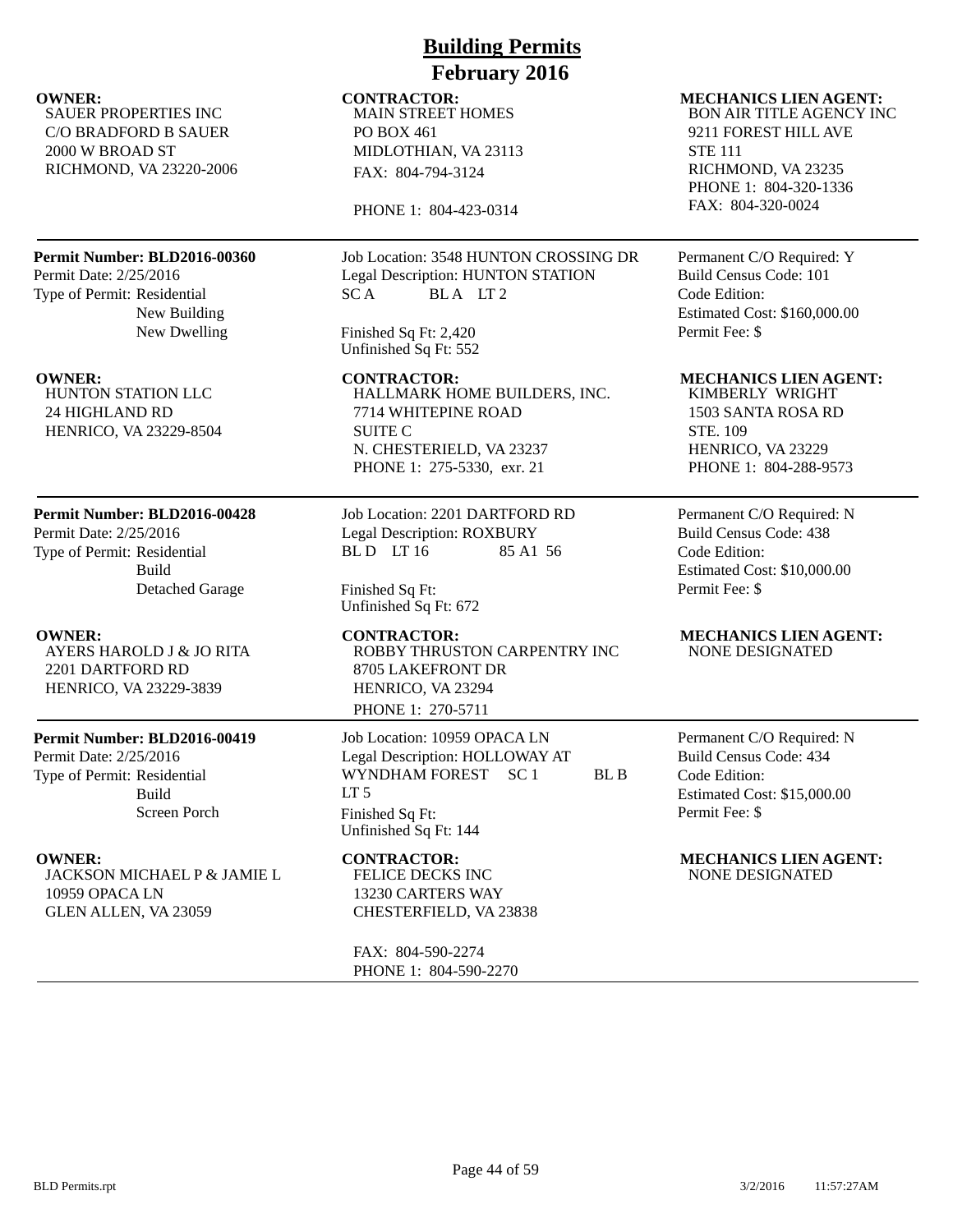# Building Permits
## February 2016

**OWNER:**
SAUER PROPERTIES INC
C/O BRADFORD B SAUER
2000 W BROAD ST
RICHMOND, VA 23220-2006

**CONTRACTOR:**
MAIN STREET HOMES
PO BOX 461
MIDLOTHIAN, VA 23113
FAX: 804-794-3124

PHONE 1: 804-423-0314

**MECHANICS LIEN AGENT:**
BON AIR TITLE AGENCY INC
9211 FOREST HILL AVE
STE 111
RICHMOND, VA 23235
PHONE 1: 804-320-1336
FAX: 804-320-0024

---

**Permit Number: BLD2016-00360**
Permit Date: 2/25/2016
Type of Permit: Residential
New Building
New Dwelling

Job Location: 3548 HUNTON CROSSING DR
Legal Description: HUNTON STATION
SC A BL A LT 2

Finished Sq Ft: 2,420
Unfinished Sq Ft: 552

Permanent C/O Required: Y
Build Census Code: 101
Code Edition:
Estimated Cost: $160,000.00
Permit Fee: $

**OWNER:**
HUNTON STATION LLC
24 HIGHLAND RD
HENRICO, VA 23229-8504

**CONTRACTOR:**
HALLMARK HOME BUILDERS, INC.
7714 WHITEPINE ROAD
SUITE C
N. CHESTERIELD, VA 23237
PHONE 1: 275-5330, exr. 21

**MECHANICS LIEN AGENT:**
KIMBERLY WRIGHT
1503 SANTA ROSA RD
STE. 109
HENRICO, VA 23229
PHONE 1: 804-288-9573

---

**Permit Number: BLD2016-00428**
Permit Date: 2/25/2016
Type of Permit: Residential
Build
Detached Garage

Job Location: 2201 DARTFORD RD
Legal Description: ROXBURY
BL D LT 16 85 A1 56

Finished Sq Ft:
Unfinished Sq Ft: 672

Permanent C/O Required: N
Build Census Code: 438
Code Edition:
Estimated Cost: $10,000.00
Permit Fee: $

**OWNER:**
AYERS HAROLD J & JO RITA
2201 DARTFORD RD
HENRICO, VA 23229-3839

**CONTRACTOR:**
ROBBY THRUSTON CARPENTRY INC
8705 LAKEFRONT DR
HENRICO, VA 23294
PHONE 1: 270-5711

**MECHANICS LIEN AGENT:**
NONE DESIGNATED

---

**Permit Number: BLD2016-00419**
Permit Date: 2/25/2016
Type of Permit: Residential
Build
Screen Porch

Job Location: 10959 OPACA LN
Legal Description: HOLLOWAY AT
WYNDHAM FOREST SC 1 BL B
LT 5
Finished Sq Ft:
Unfinished Sq Ft: 144

Permanent C/O Required: N
Build Census Code: 434
Code Edition:
Estimated Cost: $15,000.00
Permit Fee: $

**OWNER:**
JACKSON MICHAEL P & JAMIE L
10959 OPACA LN
GLEN ALLEN, VA 23059

**CONTRACTOR:**
FELICE DECKS INC
13230 CARTERS WAY
CHESTERFIELD, VA 23838

FAX: 804-590-2274
PHONE 1: 804-590-2270

**MECHANICS LIEN AGENT:**
NONE DESIGNATED

---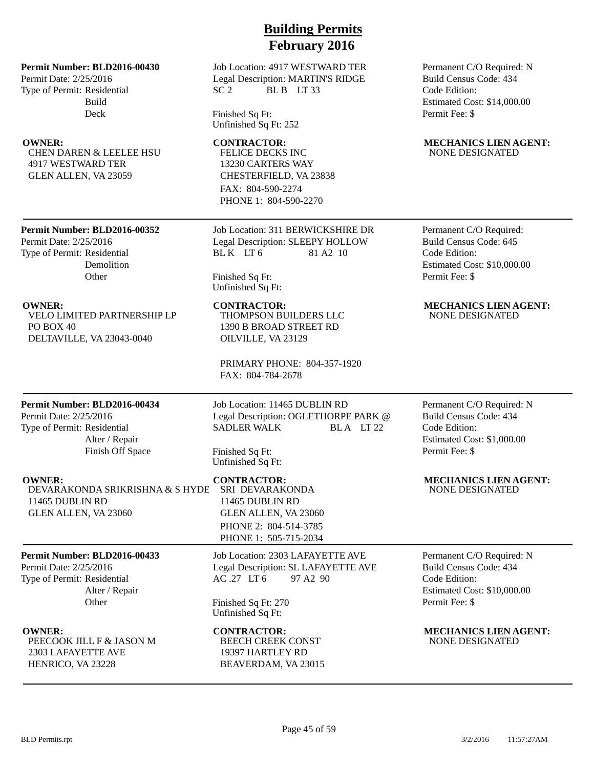# Building Permits
# February 2016

**Permit Number: BLD2016-00430**
Permit Date: 2/25/2016
Type of Permit: Residential
Build
Deck

Job Location: 4917 WESTWARD TER
Legal Description: MARTIN'S RIDGE
SC 2 BL B LT 33

Finished Sq Ft:
Unfinished Sq Ft: 252

Permanent C/O Required: N
Build Census Code: 434
Code Edition:
Estimated Cost: $14,000.00
Permit Fee: $

**OWNER:**
CHEN DAREN & LEELEE HSU
4917 WESTWARD TER
GLEN ALLEN, VA 23059

**CONTRACTOR:**
FELICE DECKS INC
13230 CARTERS WAY
CHESTERFIELD, VA 23838
FAX: 804-590-2274
PHONE 1: 804-590-2270

**MECHANICS LIEN AGENT:**
NONE DESIGNATED

---

**Permit Number: BLD2016-00352**
Permit Date: 2/25/2016
Type of Permit: Residential
Demolition
Other

Job Location: 311 BERWICKSHIRE DR
Legal Description: SLEEPY HOLLOW
BL K LT 6 81 A2 10

Finished Sq Ft:
Unfinished Sq Ft:

Permanent C/O Required:
Build Census Code: 645
Code Edition:
Estimated Cost: $10,000.00
Permit Fee: $

**OWNER:**
VELO LIMITED PARTNERSHIP LP
PO BOX 40
DELTAVILLE, VA 23043-0040

**CONTRACTOR:**
THOMPSON BUILDERS LLC
1390 B BROAD STREET RD
OILVILLE, VA 23129

PRIMARY PHONE: 804-357-1920
FAX: 804-784-2678

**MECHANICS LIEN AGENT:**
NONE DESIGNATED

---

**Permit Number: BLD2016-00434**
Permit Date: 2/25/2016
Type of Permit: Residential
Alter / Repair
Finish Off Space

Job Location: 11465 DUBLIN RD
Legal Description: OGLETHORPE PARK @
SADLER WALK BL A LT 22

Finished Sq Ft:
Unfinished Sq Ft:

Permanent C/O Required: N
Build Census Code: 434
Code Edition:
Estimated Cost: $1,000.00
Permit Fee: $

**OWNER:**
DEVARAKONDA SRIKRISHNA & S HYDE
11465 DUBLIN RD
GLEN ALLEN, VA 23060

**CONTRACTOR:**
SRI DEVARAKONDA
11465 DUBLIN RD
GLEN ALLEN, VA 23060
PHONE 2: 804-514-3785
PHONE 1: 505-715-2034

**MECHANICS LIEN AGENT:**
NONE DESIGNATED

---

**Permit Number: BLD2016-00433**
Permit Date: 2/25/2016
Type of Permit: Residential
Alter / Repair
Other

Job Location: 2303 LAFAYETTE AVE
Legal Description: SL LAFAYETTE AVE
AC .27 LT 6 97 A2 90

Finished Sq Ft: 270
Unfinished Sq Ft:

Permanent C/O Required: N
Build Census Code: 434
Code Edition:
Estimated Cost: $10,000.00
Permit Fee: $

**OWNER:**
PEECOOK JILL F & JASON M
2303 LAFAYETTE AVE
HENRICO, VA 23228

**CONTRACTOR:**
BEECH CREEK CONST
19397 HARTLEY RD
BEAVERDAM, VA 23015

**MECHANICS LIEN AGENT:**
NONE DESIGNATED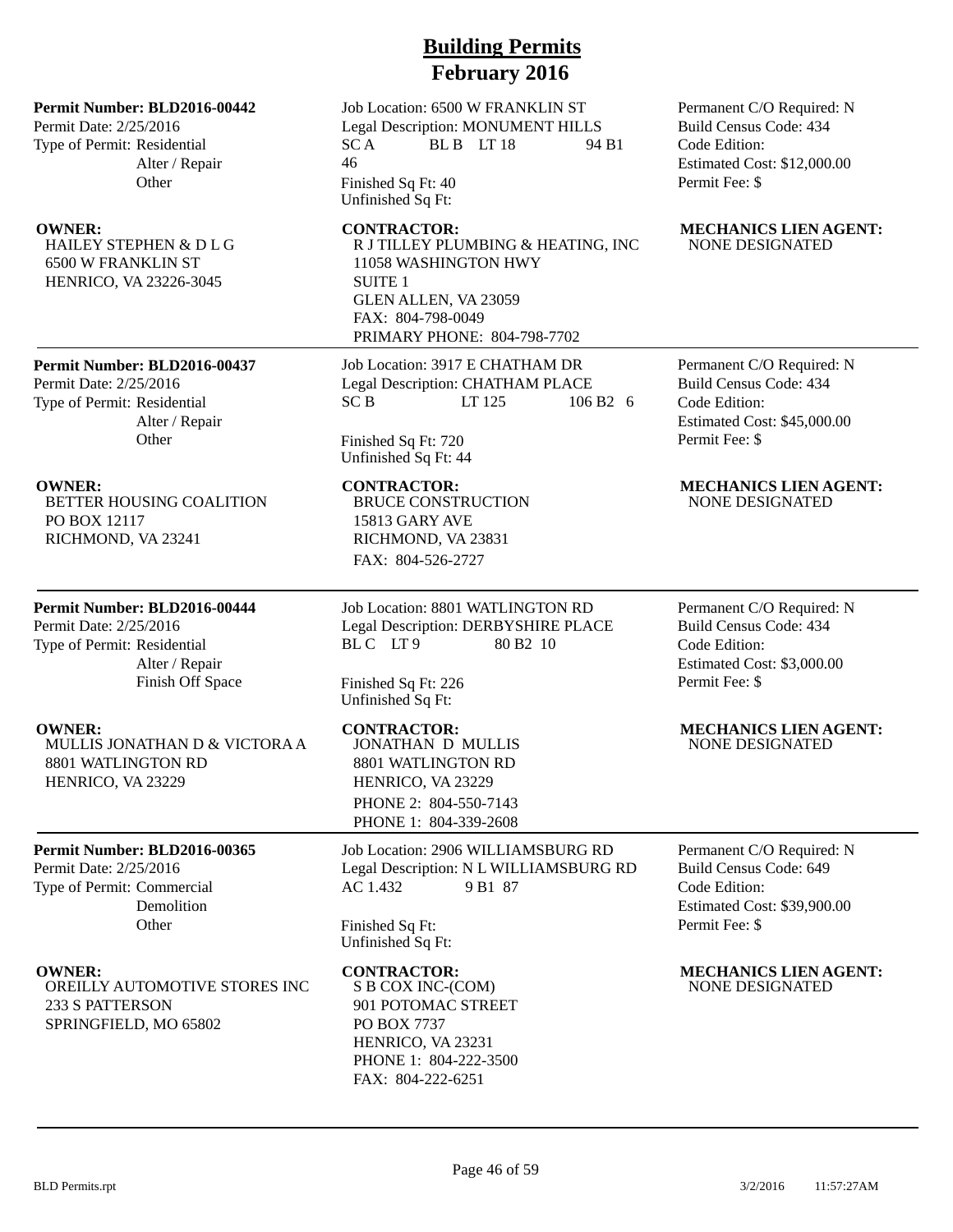# Building Permits
## February 2016

**Permit Number: BLD2016-00442**
Permit Date: 2/25/2016
Type of Permit: Residential
Alter / Repair
Other

Job Location: 6500 W FRANKLIN ST
Legal Description: MONUMENT HILLS SC A BL B LT 18 94 B1 46
Finished Sq Ft: 40
Unfinished Sq Ft:

Permanent C/O Required: N
Build Census Code: 434
Code Edition:
Estimated Cost: $12,000.00
Permit Fee: $

**OWNER:**
HAILEY STEPHEN & D L G
6500 W FRANKLIN ST
HENRICO, VA 23226-3045

**CONTRACTOR:**
R J TILLEY PLUMBING & HEATING, INC
11058 WASHINGTON HWY
SUITE 1
GLEN ALLEN, VA 23059
FAX: 804-798-0049
PRIMARY PHONE: 804-798-7702

**MECHANICS LIEN AGENT:**
NONE DESIGNATED

---

**Permit Number: BLD2016-00437**
Permit Date: 2/25/2016
Type of Permit: Residential
Alter / Repair
Other

Job Location: 3917 E CHATHAM DR
Legal Description: CHATHAM PLACE SC B LT 125 106 B2 6
Finished Sq Ft: 720
Unfinished Sq Ft: 44

Permanent C/O Required: N
Build Census Code: 434
Code Edition:
Estimated Cost: $45,000.00
Permit Fee: $

**OWNER:**
BETTER HOUSING COALITION
PO BOX 12117
RICHMOND, VA 23241

**CONTRACTOR:**
BRUCE CONSTRUCTION
15813 GARY AVE
RICHMOND, VA 23831
FAX: 804-526-2727

**MECHANICS LIEN AGENT:**
NONE DESIGNATED

---

**Permit Number: BLD2016-00444**
Permit Date: 2/25/2016
Type of Permit: Residential
Alter / Repair
Finish Off Space

Job Location: 8801 WATLINGTON RD
Legal Description: DERBYSHIRE PLACE BL C LT 9 80 B2 10
Finished Sq Ft: 226
Unfinished Sq Ft:

Permanent C/O Required: N
Build Census Code: 434
Code Edition:
Estimated Cost: $3,000.00
Permit Fee: $

**OWNER:**
MULLIS JONATHAN D & VICTORA A
8801 WATLINGTON RD
HENRICO, VA 23229

**CONTRACTOR:**
JONATHAN D MULLIS
8801 WATLINGTON RD
HENRICO, VA 23229
PHONE 2: 804-550-7143
PHONE 1: 804-339-2608

**MECHANICS LIEN AGENT:**
NONE DESIGNATED

---

**Permit Number: BLD2016-00365**
Permit Date: 2/25/2016
Type of Permit: Commercial
Demolition
Other

Job Location: 2906 WILLIAMSBURG RD
Legal Description: N L WILLIAMSBURG RD AC 1.432 9 B1 87
Finished Sq Ft:
Unfinished Sq Ft:

Permanent C/O Required: N
Build Census Code: 649
Code Edition:
Estimated Cost: $39,900.00
Permit Fee: $

**OWNER:**
OREILLY AUTOMOTIVE STORES INC
233 S PATTERSON
SPRINGFIELD, MO 65802

**CONTRACTOR:**
S B COX INC-(COM)
901 POTOMAC STREET
PO BOX 7737
HENRICO, VA 23231
PHONE 1: 804-222-3500
FAX: 804-222-6251

**MECHANICS LIEN AGENT:**
NONE DESIGNATED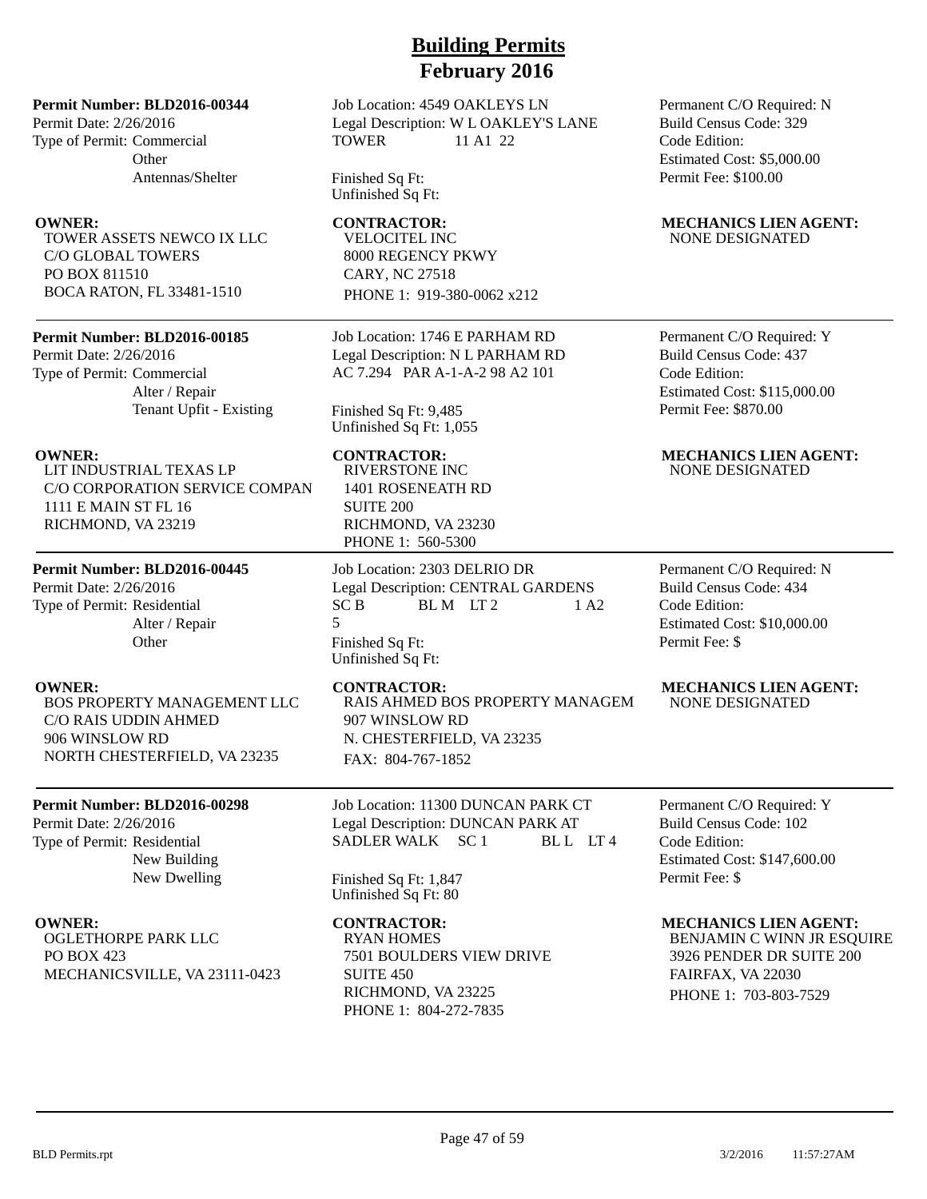# Building Permits
## February 2016

**Permit Number: BLD2016-00344**
Permit Date: 2/26/2016
Type of Permit: Commercial
Other
Antennas/Shelter

Job Location: 4549 OAKLEYS LN
Legal Description: W L OAKLEY'S LANE TOWER 11 A1 22

Finished Sq Ft:
Unfinished Sq Ft:

Permanent C/O Required: N
Build Census Code: 329
Code Edition:
Estimated Cost: $5,000.00
Permit Fee: $100.00

**OWNER:**
TOWER ASSETS NEWCO IX LLC
C/O GLOBAL TOWERS
PO BOX 811510
BOCA RATON, FL 33481-1510

**CONTRACTOR:**
VELOCITEL INC
8000 REGENCY PKWY
CARY, NC 27518
PHONE 1: 919-380-0062 x212

**MECHANICS LIEN AGENT:**
NONE DESIGNATED

---

**Permit Number: BLD2016-00185**
Permit Date: 2/26/2016
Type of Permit: Commercial
Alter / Repair
Tenant Upfit - Existing

Job Location: 1746 E PARHAM RD
Legal Description: N L PARHAM RD AC 7.294 PAR A-1-A-2 98 A2 101

Finished Sq Ft: 9,485
Unfinished Sq Ft: 1,055

Permanent C/O Required: Y
Build Census Code: 437
Code Edition:
Estimated Cost: $115,000.00
Permit Fee: $870.00

**OWNER:**
LIT INDUSTRIAL TEXAS LP
C/O CORPORATION SERVICE COMPAN
1111 E MAIN ST FL 16
RICHMOND, VA 23219

**CONTRACTOR:**
RIVERSTONE INC
1401 ROSENEATH RD
SUITE 200
RICHMOND, VA 23230
PHONE 1: 560-5300

**MECHANICS LIEN AGENT:**
NONE DESIGNATED

---

**Permit Number: BLD2016-00445**
Permit Date: 2/26/2016
Type of Permit: Residential
Alter / Repair
Other

Job Location: 2303 DELRIO DR
Legal Description: CENTRAL GARDENS SC B BL M LT 2 1 A2 5

Finished Sq Ft:
Unfinished Sq Ft:

Permanent C/O Required: N
Build Census Code: 434
Code Edition:
Estimated Cost: $10,000.00
Permit Fee: $

**OWNER:**
BOS PROPERTY MANAGEMENT LLC
C/O RAIS UDDIN AHMED
906 WINSLOW RD
NORTH CHESTERFIELD, VA 23235

**CONTRACTOR:**
RAIS AHMED BOS PROPERTY MANAGEM
907 WINSLOW RD
N. CHESTERFIELD, VA 23235
FAX: 804-767-1852

**MECHANICS LIEN AGENT:**
NONE DESIGNATED

---

**Permit Number: BLD2016-00298**
Permit Date: 2/26/2016
Type of Permit: Residential
New Building
New Dwelling

Job Location: 11300 DUNCAN PARK CT
Legal Description: DUNCAN PARK AT SADLER WALK SC 1 BL L LT 4

Finished Sq Ft: 1,847
Unfinished Sq Ft: 80

Permanent C/O Required: Y
Build Census Code: 102
Code Edition:
Estimated Cost: $147,600.00
Permit Fee: $

**OWNER:**
OGLETHORPE PARK LLC
PO BOX 423
MECHANICSVILLE, VA 23111-0423

**CONTRACTOR:**
RYAN HOMES
7501 BOULDERS VIEW DRIVE
SUITE 450
RICHMOND, VA 23225
PHONE 1: 804-272-7835

**MECHANICS LIEN AGENT:**
BENJAMIN C WINN JR ESQUIRE
3926 PENDER DR SUITE 200
FAIRFAX, VA 22030
PHONE 1: 703-803-7529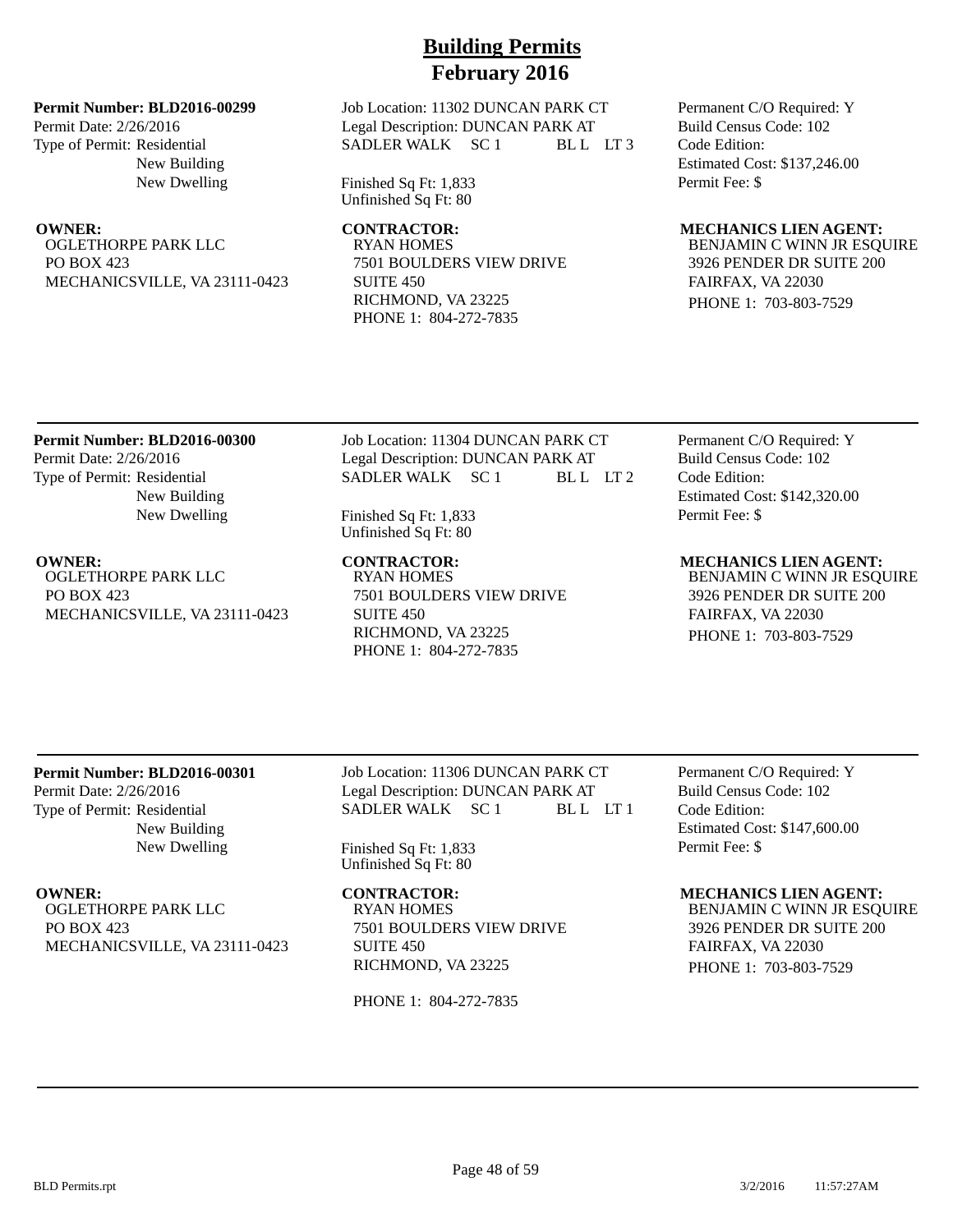# Building Permits
## February 2016

**Permit Number: BLD2016-00299**
Permit Date: 2/26/2016
Type of Permit: Residential
New Building
New Dwelling

Job Location: 11302 DUNCAN PARK CT
Legal Description: DUNCAN PARK AT SADLER WALK SC 1 BL L LT 3

Finished Sq Ft: 1,833
Unfinished Sq Ft: 80

Permanent C/O Required: Y
Build Census Code: 102
Code Edition:
Estimated Cost: $137,246.00
Permit Fee: $

**OWNER:**
OGLETHORPE PARK LLC
PO BOX 423
MECHANICSVILLE, VA 23111-0423

**CONTRACTOR:**
RYAN HOMES
7501 BOULDERS VIEW DRIVE
SUITE 450
RICHMOND, VA 23225
PHONE 1: 804-272-7835

**MECHANICS LIEN AGENT:**
BENJAMIN C WINN JR ESQUIRE
3926 PENDER DR SUITE 200
FAIRFAX, VA 22030
PHONE 1: 703-803-7529

---

**Permit Number: BLD2016-00300**
Permit Date: 2/26/2016
Type of Permit: Residential
New Building
New Dwelling

Job Location: 11304 DUNCAN PARK CT
Legal Description: DUNCAN PARK AT SADLER WALK SC 1 BL L LT 2

Finished Sq Ft: 1,833
Unfinished Sq Ft: 80

Permanent C/O Required: Y
Build Census Code: 102
Code Edition:
Estimated Cost: $142,320.00
Permit Fee: $

**OWNER:**
OGLETHORPE PARK LLC
PO BOX 423
MECHANICSVILLE, VA 23111-0423

**CONTRACTOR:**
RYAN HOMES
7501 BOULDERS VIEW DRIVE
SUITE 450
RICHMOND, VA 23225
PHONE 1: 804-272-7835

**MECHANICS LIEN AGENT:**
BENJAMIN C WINN JR ESQUIRE
3926 PENDER DR SUITE 200
FAIRFAX, VA 22030
PHONE 1: 703-803-7529

---

**Permit Number: BLD2016-00301**
Permit Date: 2/26/2016
Type of Permit: Residential
New Building
New Dwelling

Job Location: 11306 DUNCAN PARK CT
Legal Description: DUNCAN PARK AT SADLER WALK SC 1 BL L LT 1

Finished Sq Ft: 1,833
Unfinished Sq Ft: 80

Permanent C/O Required: Y
Build Census Code: 102
Code Edition:
Estimated Cost: $147,600.00
Permit Fee: $

**OWNER:**
OGLETHORPE PARK LLC
PO BOX 423
MECHANICSVILLE, VA 23111-0423

**CONTRACTOR:**
RYAN HOMES
7501 BOULDERS VIEW DRIVE
SUITE 450
RICHMOND, VA 23225
PHONE 1: 804-272-7835

**MECHANICS LIEN AGENT:**
BENJAMIN C WINN JR ESQUIRE
3926 PENDER DR SUITE 200
FAIRFAX, VA 22030
PHONE 1: 703-803-7529

---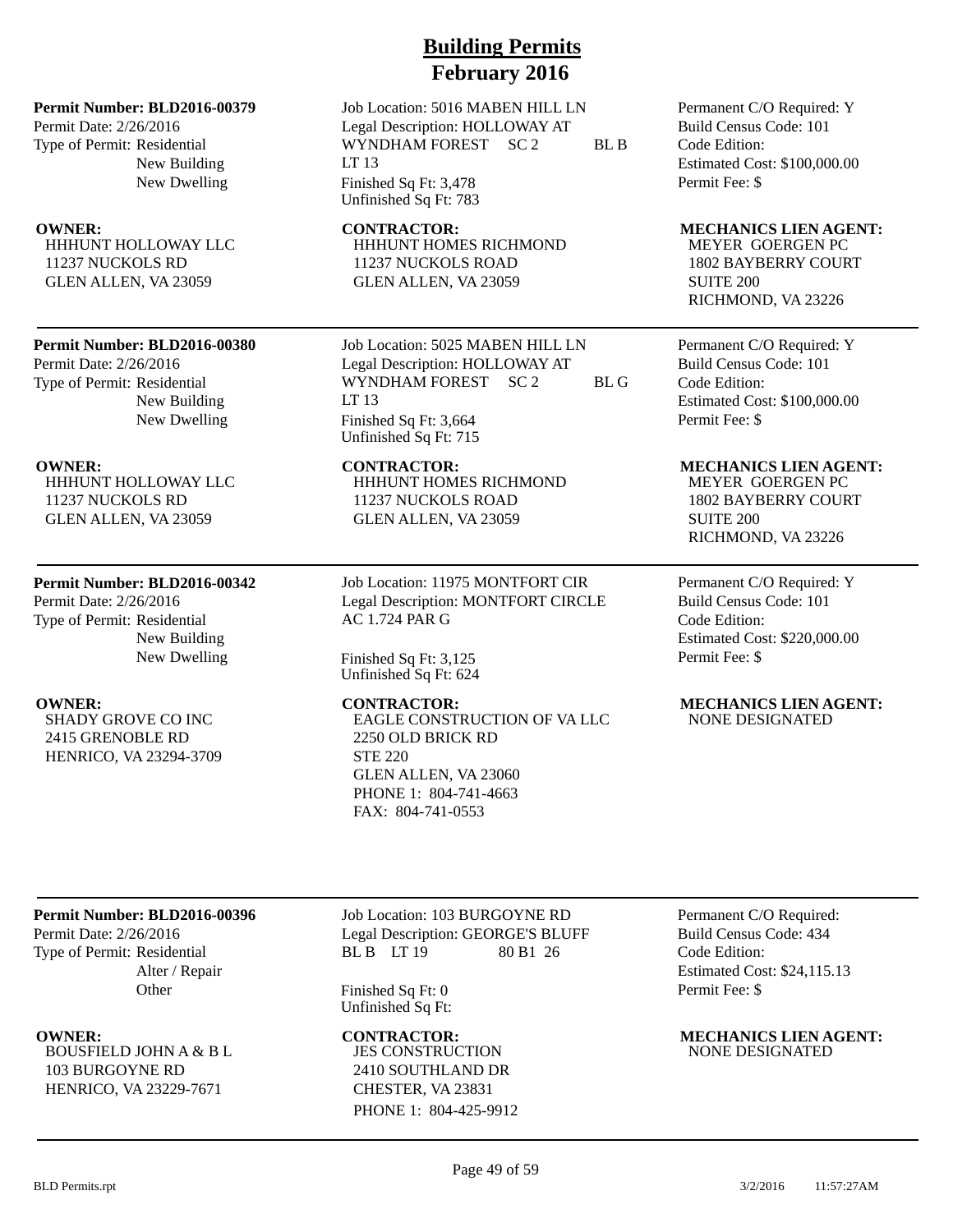# Building Permits
## February 2016

**Permit Number: BLD2016-00379**
Permit Date: 2/26/2016
Type of Permit: Residential
New Building
New Dwelling

Job Location: 5016 MABEN HILL LN
Legal Description: HOLLOWAY AT WYNDHAM FOREST SC 2 BL B LT 13
Finished Sq Ft: 3,478
Unfinished Sq Ft: 783

Permanent C/O Required: Y
Build Census Code: 101
Code Edition:
Estimated Cost: $100,000.00
Permit Fee: $

**OWNER:**
HHHUNT HOLLOWAY LLC
11237 NUCKOLS RD
GLEN ALLEN, VA 23059

**CONTRACTOR:**
HHHUNT HOMES RICHMOND
11237 NUCKOLS ROAD
GLEN ALLEN, VA 23059

**MECHANICS LIEN AGENT:**
MEYER GOERGEN PC
1802 BAYBERRY COURT
SUITE 200
RICHMOND, VA 23226

---

**Permit Number: BLD2016-00380**
Permit Date: 2/26/2016
Type of Permit: Residential
New Building
New Dwelling

Job Location: 5025 MABEN HILL LN
Legal Description: HOLLOWAY AT WYNDHAM FOREST SC 2 BL G LT 13
Finished Sq Ft: 3,664
Unfinished Sq Ft: 715

Permanent C/O Required: Y
Build Census Code: 101
Code Edition:
Estimated Cost: $100,000.00
Permit Fee: $

**OWNER:**
HHHUNT HOLLOWAY LLC
11237 NUCKOLS RD
GLEN ALLEN, VA 23059

**CONTRACTOR:**
HHHUNT HOMES RICHMOND
11237 NUCKOLS ROAD
GLEN ALLEN, VA 23059

**MECHANICS LIEN AGENT:**
MEYER GOERGEN PC
1802 BAYBERRY COURT
SUITE 200
RICHMOND, VA 23226

---

**Permit Number: BLD2016-00342**
Permit Date: 2/26/2016
Type of Permit: Residential
New Building
New Dwelling

Job Location: 11975 MONTFORT CIR
Legal Description: MONTFORT CIRCLE AC 1.724 PAR G
Finished Sq Ft: 3,125
Unfinished Sq Ft: 624

Permanent C/O Required: Y
Build Census Code: 101
Code Edition:
Estimated Cost: $220,000.00
Permit Fee: $

**OWNER:**
SHADY GROVE CO INC
2415 GRENOBLE RD
HENRICO, VA 23294-3709

**CONTRACTOR:**
EAGLE CONSTRUCTION OF VA LLC
2250 OLD BRICK RD
STE 220
GLEN ALLEN, VA 23060
PHONE 1: 804-741-4663
FAX: 804-741-0553

**MECHANICS LIEN AGENT:**
NONE DESIGNATED

---

**Permit Number: BLD2016-00396**
Permit Date: 2/26/2016
Type of Permit: Residential
Alter / Repair
Other

Job Location: 103 BURGOYNE RD
Legal Description: GEORGE'S BLUFF BL B LT 19 80 B1 26
Finished Sq Ft: 0
Unfinished Sq Ft:

Permanent C/O Required:
Build Census Code: 434
Code Edition:
Estimated Cost: $24,115.13
Permit Fee: $

**OWNER:**
BOUSFIELD JOHN A & B L
103 BURGOYNE RD
HENRICO, VA 23229-7671

**CONTRACTOR:**
JES CONSTRUCTION
2410 SOUTHLAND DR
CHESTER, VA 23831
PHONE 1: 804-425-9912

**MECHANICS LIEN AGENT:**
NONE DESIGNATED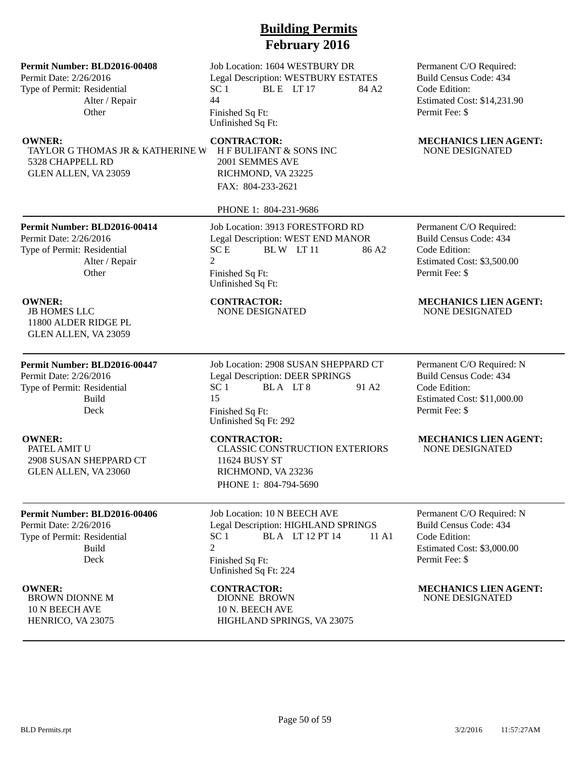# Building Permits
## February 2016

**Permit Number: BLD2016-00408**
Permit Date: 2/26/2016
Type of Permit: Residential
Alter / Repair
Other

Job Location: 1604 WESTBURY DR
Legal Description: WESTBURY ESTATES
SC 1 BL E LT 17 84 A2
44
Finished Sq Ft:
Unfinished Sq Ft:

Permanent C/O Required:
Build Census Code: 434
Code Edition:
Estimated Cost: $14,231.90
Permit Fee: $

**OWNER:**
TAYLOR G THOMAS JR & KATHERINE W
5328 CHAPPELL RD
GLEN ALLEN, VA 23059

**CONTRACTOR:**
H F BULIFANT & SONS INC
2001 SEMMES AVE
RICHMOND, VA 23225
FAX: 804-233-2621
PHONE 1: 804-231-9686

**MECHANICS LIEN AGENT:**
NONE DESIGNATED

---

**Permit Number: BLD2016-00414**
Permit Date: 2/26/2016
Type of Permit: Residential
Alter / Repair
Other

Job Location: 3913 FORESTFORD RD
Legal Description: WEST END MANOR
SC E BL W LT 11 86 A2
2
Finished Sq Ft:
Unfinished Sq Ft:

Permanent C/O Required:
Build Census Code: 434
Code Edition:
Estimated Cost: $3,500.00
Permit Fee: $

**OWNER:**
JB HOMES LLC
11800 ALDER RIDGE PL
GLEN ALLEN, VA 23059

**CONTRACTOR:**
NONE DESIGNATED

**MECHANICS LIEN AGENT:**
NONE DESIGNATED

---

**Permit Number: BLD2016-00447**
Permit Date: 2/26/2016
Type of Permit: Residential
Build
Deck

Job Location: 2908 SUSAN SHEPPARD CT
Legal Description: DEER SPRINGS
SC 1 BL A LT 8 91 A2
15
Finished Sq Ft:
Unfinished Sq Ft: 292

Permanent C/O Required: N
Build Census Code: 434
Code Edition:
Estimated Cost: $11,000.00
Permit Fee: $

**OWNER:**
PATEL AMIT U
2908 SUSAN SHEPPARD CT
GLEN ALLEN, VA 23060

**CONTRACTOR:**
CLASSIC CONSTRUCTION EXTERIORS
11624 BUSY ST
RICHMOND, VA 23236
PHONE 1: 804-794-5690

**MECHANICS LIEN AGENT:**
NONE DESIGNATED

---

**Permit Number: BLD2016-00406**
Permit Date: 2/26/2016
Type of Permit: Residential
Build
Deck

Job Location: 10 N BEECH AVE
Legal Description: HIGHLAND SPRINGS
SC 1 BL A LT 12 PT 14 11 A1
2
Finished Sq Ft:
Unfinished Sq Ft: 224

Permanent C/O Required: N
Build Census Code: 434
Code Edition:
Estimated Cost: $3,000.00
Permit Fee: $

**OWNER:**
BROWN DIONNE M
10 N BEECH AVE
HENRICO, VA 23075

**CONTRACTOR:**
DIONNE BROWN
10 N. BEECH AVE
HIGHLAND SPRINGS, VA 23075

**MECHANICS LIEN AGENT:**
NONE DESIGNATED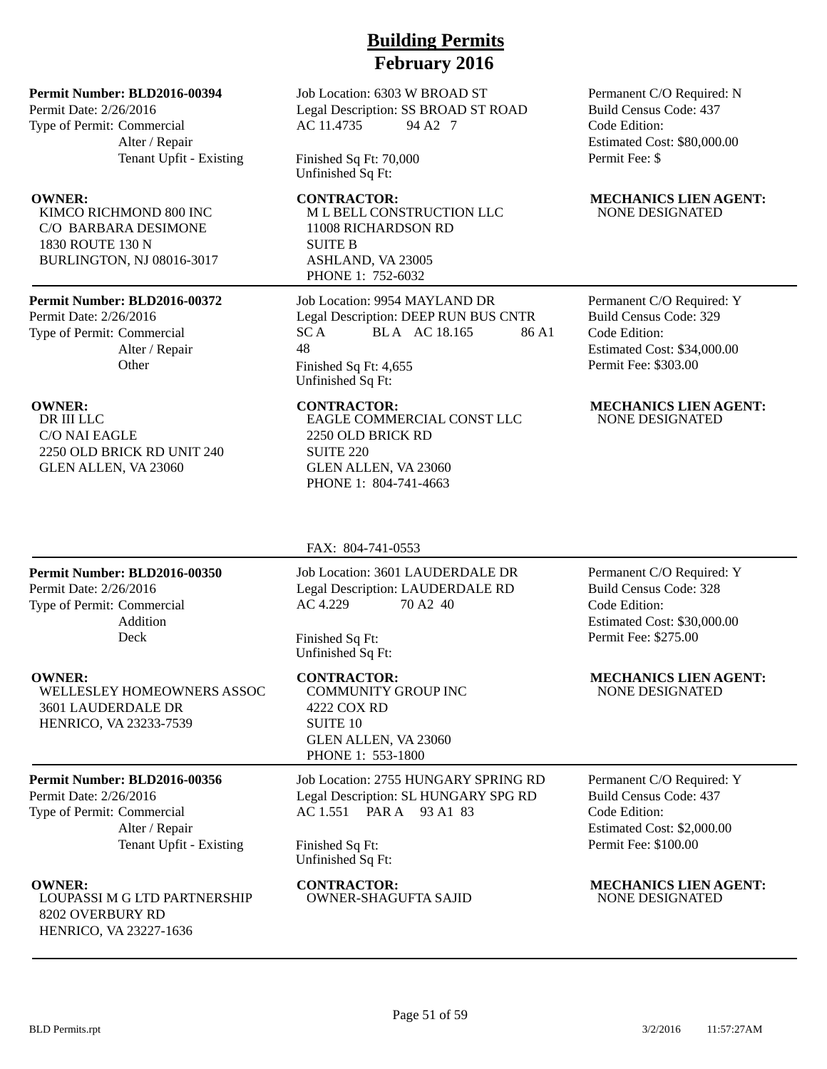# Building Permits
## February 2016

**Permit Number: BLD2016-00394**
Permit Date: 2/26/2016
Type of Permit: Commercial
Alter / Repair
Tenant Upfit - Existing

Job Location: 6303 W BROAD ST
Legal Description: SS BROAD ST ROAD AC 11.4735 94 A2 7

Finished Sq Ft: 70,000
Unfinished Sq Ft:

Permanent C/O Required: N
Build Census Code: 437
Code Edition:
Estimated Cost: $80,000.00
Permit Fee: $

**OWNER:**
KIMCO RICHMOND 800 INC
C/O BARBARA DESIMONE
1830 ROUTE 130 N
BURLINGTON, NJ 08016-3017

**CONTRACTOR:**
M L BELL CONSTRUCTION LLC
11008 RICHARDSON RD
SUITE B
ASHLAND, VA 23005
PHONE 1: 752-6032

**MECHANICS LIEN AGENT:**
NONE DESIGNATED

---

**Permit Number: BLD2016-00372**
Permit Date: 2/26/2016
Type of Permit: Commercial
Alter / Repair
Other

Job Location: 9954 MAYLAND DR
Legal Description: DEEP RUN BUS CNTR SC A BL A AC 18.165 86 A1 48
Finished Sq Ft: 4,655
Unfinished Sq Ft:

Permanent C/O Required: Y
Build Census Code: 329
Code Edition:
Estimated Cost: $34,000.00
Permit Fee: $303.00

**OWNER:**
DR III LLC
C/O NAI EAGLE
2250 OLD BRICK RD UNIT 240
GLEN ALLEN, VA 23060

**CONTRACTOR:**
EAGLE COMMERCIAL CONST LLC
2250 OLD BRICK RD
SUITE 220
GLEN ALLEN, VA 23060
PHONE 1: 804-741-4663
FAX: 804-741-0553

**MECHANICS LIEN AGENT:**
NONE DESIGNATED

---

**Permit Number: BLD2016-00350**
Permit Date: 2/26/2016
Type of Permit: Commercial
Addition
Deck

Job Location: 3601 LAUDERDALE DR
Legal Description: LAUDERDALE RD AC 4.229 70 A2 40

Finished Sq Ft:
Unfinished Sq Ft:

Permanent C/O Required: Y
Build Census Code: 328
Code Edition:
Estimated Cost: $30,000.00
Permit Fee: $275.00

**OWNER:**
WELLESLEY HOMEOWNERS ASSOC
3601 LAUDERDALE DR
HENRICO, VA 23233-7539

**CONTRACTOR:**
COMMUNITY GROUP INC
4222 COX RD
SUITE 10
GLEN ALLEN, VA 23060
PHONE 1: 553-1800

**MECHANICS LIEN AGENT:**
NONE DESIGNATED

---

**Permit Number: BLD2016-00356**
Permit Date: 2/26/2016
Type of Permit: Commercial
Alter / Repair
Tenant Upfit - Existing

Job Location: 2755 HUNGARY SPRING RD
Legal Description: SL HUNGARY SPG RD AC 1.551 PAR A 93 A1 83

Finished Sq Ft:
Unfinished Sq Ft:

Permanent C/O Required: Y
Build Census Code: 437
Code Edition:
Estimated Cost: $2,000.00
Permit Fee: $100.00

**OWNER:**
LOUPASSI M G LTD PARTNERSHIP
8202 OVERBURY RD
HENRICO, VA 23227-1636

**CONTRACTOR:**
OWNER-SHAGUFTA SAJID

**MECHANICS LIEN AGENT:**
NONE DESIGNATED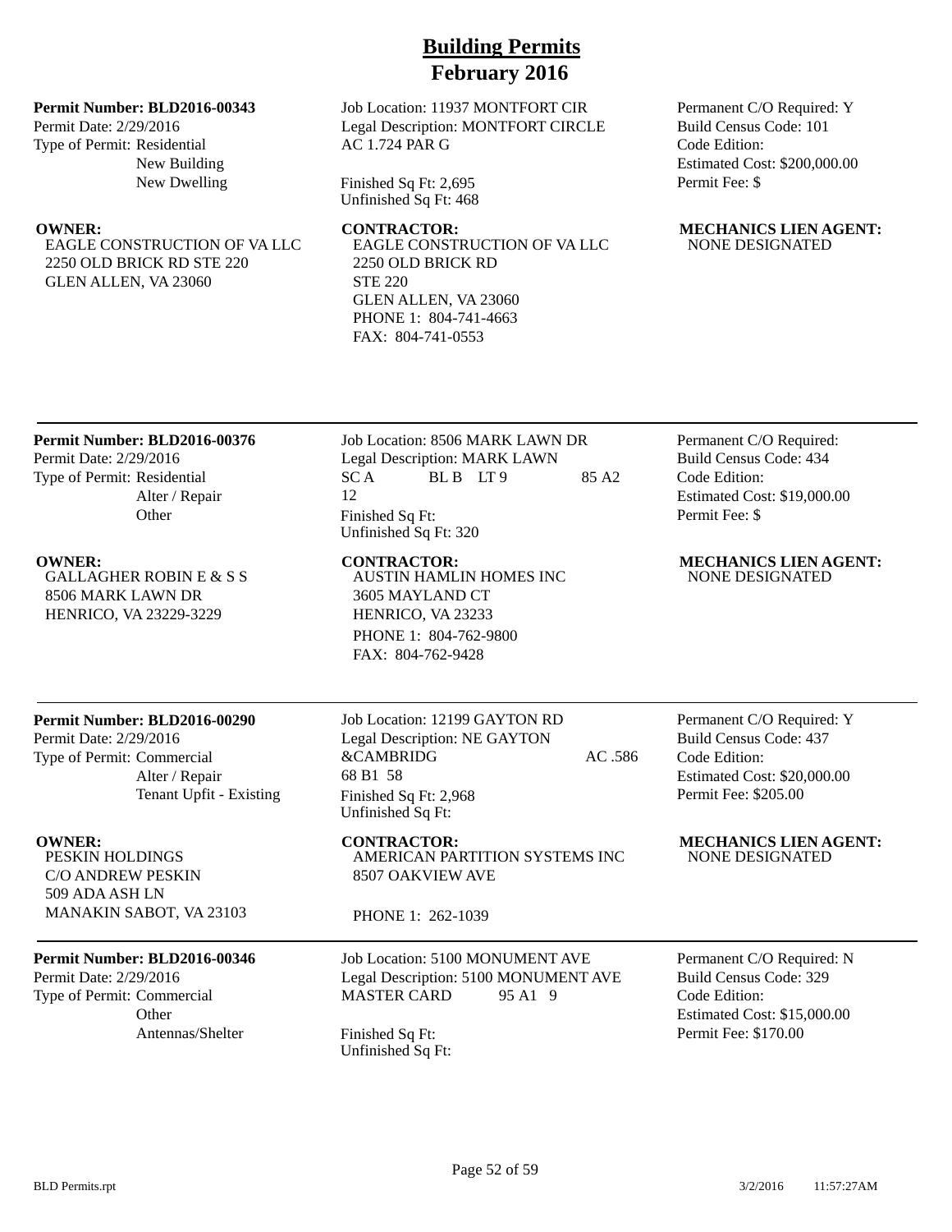# Building Permits
# February 2016

**Permit Number: BLD2016-00343**
Permit Date: 2/29/2016
Type of Permit: Residential
New Building
New Dwelling

Job Location: 11937 MONTFORT CIR
Legal Description: MONTFORT CIRCLE AC 1.724 PAR G

Finished Sq Ft: 2,695
Unfinished Sq Ft: 468

Permanent C/O Required: Y
Build Census Code: 101
Code Edition:
Estimated Cost: $200,000.00
Permit Fee: $

**OWNER:**
EAGLE CONSTRUCTION OF VA LLC
2250 OLD BRICK RD STE 220
GLEN ALLEN, VA 23060

**CONTRACTOR:**
EAGLE CONSTRUCTION OF VA LLC
2250 OLD BRICK RD
STE 220
GLEN ALLEN, VA 23060
PHONE 1: 804-741-4663
FAX: 804-741-0553

**MECHANICS LIEN AGENT:**
NONE DESIGNATED

---

**Permit Number: BLD2016-00376**
Permit Date: 2/29/2016
Type of Permit: Residential
Alter / Repair
Other

Job Location: 8506 MARK LAWN DR
Legal Description: MARK LAWN SC A BL B LT 9 85 A2 12

Finished Sq Ft:
Unfinished Sq Ft: 320

Permanent C/O Required:
Build Census Code: 434
Code Edition:
Estimated Cost: $19,000.00
Permit Fee: $

**OWNER:**
GALLAGHER ROBIN E & S S
8506 MARK LAWN DR
HENRICO, VA 23229-3229

**CONTRACTOR:**
AUSTIN HAMLIN HOMES INC
3605 MAYLAND CT
HENRICO, VA 23233
PHONE 1: 804-762-9800
FAX: 804-762-9428

**MECHANICS LIEN AGENT:**
NONE DESIGNATED

---

**Permit Number: BLD2016-00290**
Permit Date: 2/29/2016
Type of Permit: Commercial
Alter / Repair
Tenant Upfit - Existing

Job Location: 12199 GAYTON RD
Legal Description: NE GAYTON &CAMBRIDG AC .586 68 B1 58

Finished Sq Ft: 2,968
Unfinished Sq Ft:

Permanent C/O Required: Y
Build Census Code: 437
Code Edition:
Estimated Cost: $20,000.00
Permit Fee: $205.00

**OWNER:**
PESKIN HOLDINGS
C/O ANDREW PESKIN
509 ADA ASH LN
MANAKIN SABOT, VA 23103

**CONTRACTOR:**
AMERICAN PARTITION SYSTEMS INC
8507 OAKVIEW AVE

PHONE 1: 262-1039

**MECHANICS LIEN AGENT:**
NONE DESIGNATED

---

**Permit Number: BLD2016-00346**
Permit Date: 2/29/2016
Type of Permit: Commercial
Other
Antennas/Shelter

Job Location: 5100 MONUMENT AVE
Legal Description: 5100 MONUMENT AVE MASTER CARD 95 A1 9

Finished Sq Ft:
Unfinished Sq Ft:

Permanent C/O Required: N
Build Census Code: 329
Code Edition:
Estimated Cost: $15,000.00
Permit Fee: $170.00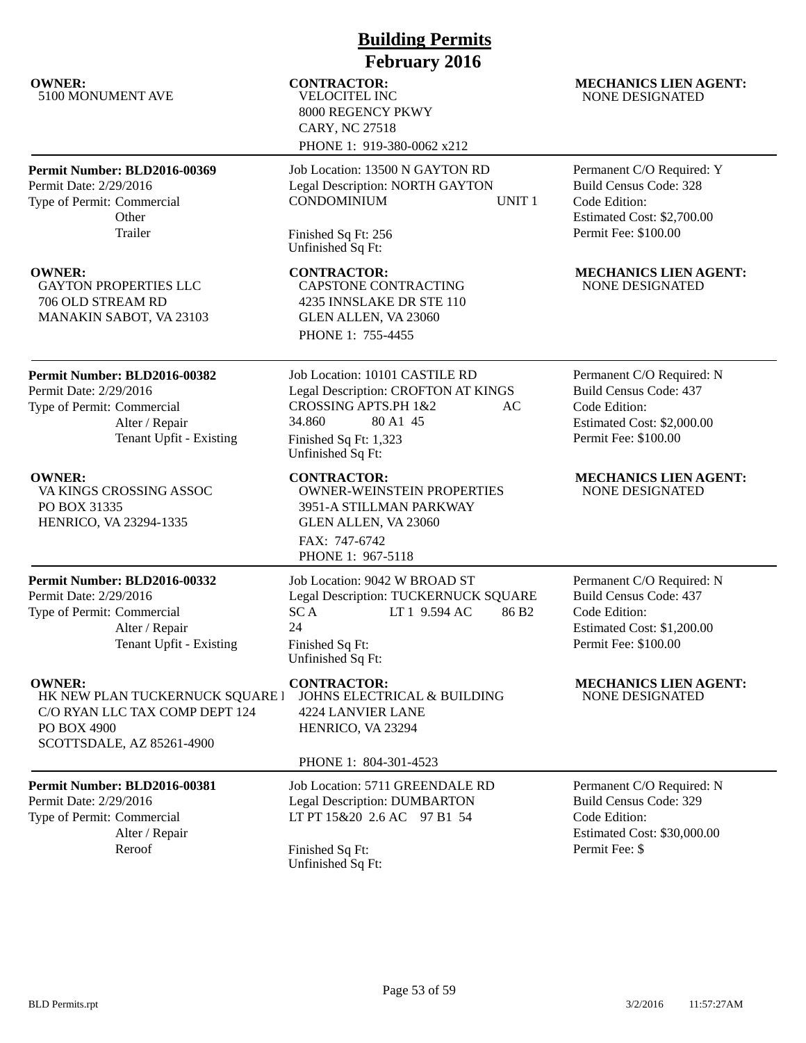# Building Permits
## February 2016

**OWNER:**
5100 MONUMENT AVE

**CONTRACTOR:**
VELOCITEL INC
8000 REGENCY PKWY
CARY, NC 27518
PHONE 1: 919-380-0062 x212

**MECHANICS LIEN AGENT:**
NONE DESIGNATED

---

**Permit Number: BLD2016-00369**
Permit Date: 2/29/2016
Type of Permit: Commercial
Other
Trailer

Job Location: 13500 N GAYTON RD
Legal Description: NORTH GAYTON CONDOMINIUM UNIT 1
Finished Sq Ft: 256
Unfinished Sq Ft:

Permanent C/O Required: Y
Build Census Code: 328
Code Edition:
Estimated Cost: $2,700.00
Permit Fee: $100.00

**OWNER:**
GAYTON PROPERTIES LLC
706 OLD STREAM RD
MANAKIN SABOT, VA 23103

**CONTRACTOR:**
CAPSTONE CONTRACTING
4235 INNSLAKE DR STE 110
GLEN ALLEN, VA 23060
PHONE 1: 755-4455

**MECHANICS LIEN AGENT:**
NONE DESIGNATED

---

**Permit Number: BLD2016-00382**
Permit Date: 2/29/2016
Type of Permit: Commercial
Alter / Repair
Tenant Upfit - Existing

Job Location: 10101 CASTILE RD
Legal Description: CROFTON AT KINGS CROSSING APTS.PH 1&2 AC 34.860 80 A1 45
Finished Sq Ft: 1,323
Unfinished Sq Ft:

Permanent C/O Required: N
Build Census Code: 437
Code Edition:
Estimated Cost: $2,000.00
Permit Fee: $100.00

**OWNER:**
VA KINGS CROSSING ASSOC
PO BOX 31335
HENRICO, VA 23294-1335

**CONTRACTOR:**
OWNER-WEINSTEIN PROPERTIES
3951-A STILLMAN PARKWAY
GLEN ALLEN, VA 23060
FAX: 747-6742
PHONE 1: 967-5118

**MECHANICS LIEN AGENT:**
NONE DESIGNATED

---

**Permit Number: BLD2016-00332**
Permit Date: 2/29/2016
Type of Permit: Commercial
Alter / Repair
Tenant Upfit - Existing

Job Location: 9042 W BROAD ST
Legal Description: TUCKERNUCK SQUARE SC A LT 1 9.594 AC 86 B2 24
Finished Sq Ft:
Unfinished Sq Ft:

Permanent C/O Required: N
Build Census Code: 437
Code Edition:
Estimated Cost: $1,200.00
Permit Fee: $100.00

**OWNER:**
HK NEW PLAN TUCKERNUCK SQUARE I
C/O RYAN LLC TAX COMP DEPT 124
PO BOX 4900
SCOTTSDALE, AZ 85261-4900

**CONTRACTOR:**
JOHNS ELECTRICAL & BUILDING
4224 LANVIER LANE
HENRICO, VA 23294
PHONE 1: 804-301-4523

**MECHANICS LIEN AGENT:**
NONE DESIGNATED

---

**Permit Number: BLD2016-00381**
Permit Date: 2/29/2016
Type of Permit: Commercial
Alter / Repair
Reroof

Job Location: 5711 GREENDALE RD
Legal Description: DUMBARTON LT PT 15&20 2.6 AC 97 B1 54
Finished Sq Ft:
Unfinished Sq Ft:

Permanent C/O Required: N
Build Census Code: 329
Code Edition:
Estimated Cost: $30,000.00
Permit Fee: $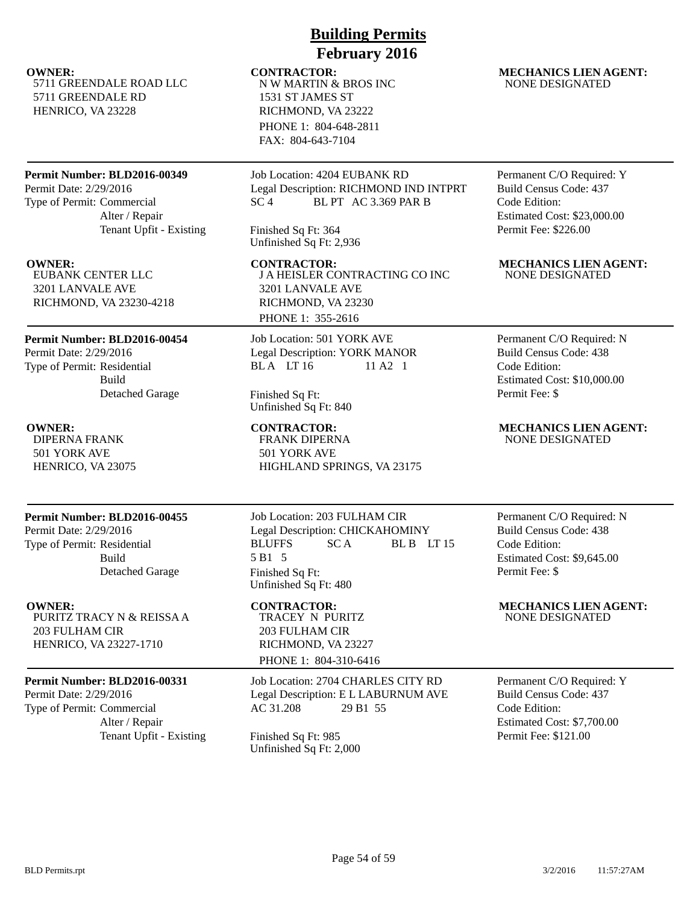# Building Permits
## February 2016

**OWNER:**
5711 GREENDALE ROAD LLC
5711 GREENDALE RD
HENRICO, VA 23228

**CONTRACTOR:**
N W MARTIN & BROS INC
1531 ST JAMES ST
RICHMOND, VA 23222
PHONE 1: 804-648-2811
FAX: 804-643-7104

**MECHANICS LIEN AGENT:**
NONE DESIGNATED

---

**Permit Number: BLD2016-00349**
Permit Date: 2/29/2016
Type of Permit: Commercial
Alter / Repair
Tenant Upfit - Existing

Job Location: 4204 EUBANK RD
Legal Description: RICHMOND IND INTPRT SC 4 BL PT AC 3.369 PAR B

Finished Sq Ft: 364
Unfinished Sq Ft: 2,936

Permanent C/O Required: Y
Build Census Code: 437
Code Edition:
Estimated Cost: $23,000.00
Permit Fee: $226.00

**OWNER:**
EUBANK CENTER LLC
3201 LANVALE AVE
RICHMOND, VA 23230-4218

**CONTRACTOR:**
J A HEISLER CONTRACTING CO INC
3201 LANVALE AVE
RICHMOND, VA 23230
PHONE 1: 355-2616

**MECHANICS LIEN AGENT:**
NONE DESIGNATED

---

**Permit Number: BLD2016-00454**
Permit Date: 2/29/2016
Type of Permit: Residential
Build
Detached Garage

Job Location: 501 YORK AVE
Legal Description: YORK MANOR BL A LT 16 11 A2 1

Finished Sq Ft:
Unfinished Sq Ft: 840

Permanent C/O Required: N
Build Census Code: 438
Code Edition:
Estimated Cost: $10,000.00
Permit Fee: $

**OWNER:**
DIPERNA FRANK
501 YORK AVE
HENRICO, VA 23075

**CONTRACTOR:**
FRANK DIPERNA
501 YORK AVE
HIGHLAND SPRINGS, VA 23175

**MECHANICS LIEN AGENT:**
NONE DESIGNATED

---

**Permit Number: BLD2016-00455**
Permit Date: 2/29/2016
Type of Permit: Residential
Build
Detached Garage

Job Location: 203 FULHAM CIR
Legal Description: CHICKAHOMINY BLUFFS SC A BL B LT 15 5 B1 5

Finished Sq Ft:
Unfinished Sq Ft: 480

Permanent C/O Required: N
Build Census Code: 438
Code Edition:
Estimated Cost: $9,645.00
Permit Fee: $

**OWNER:**
PURITZ TRACY N & REISSA A
203 FULHAM CIR
HENRICO, VA 23227-1710

**CONTRACTOR:**
TRACEY N PURITZ
203 FULHAM CIR
RICHMOND, VA 23227
PHONE 1: 804-310-6416

**MECHANICS LIEN AGENT:**
NONE DESIGNATED

---

**Permit Number: BLD2016-00331**
Permit Date: 2/29/2016
Type of Permit: Commercial
Alter / Repair
Tenant Upfit - Existing

Job Location: 2704 CHARLES CITY RD
Legal Description: E L LABURNUM AVE AC 31.208 29 B1 55

Finished Sq Ft: 985
Unfinished Sq Ft: 2,000

Permanent C/O Required: Y
Build Census Code: 437
Code Edition:
Estimated Cost: $7,700.00
Permit Fee: $121.00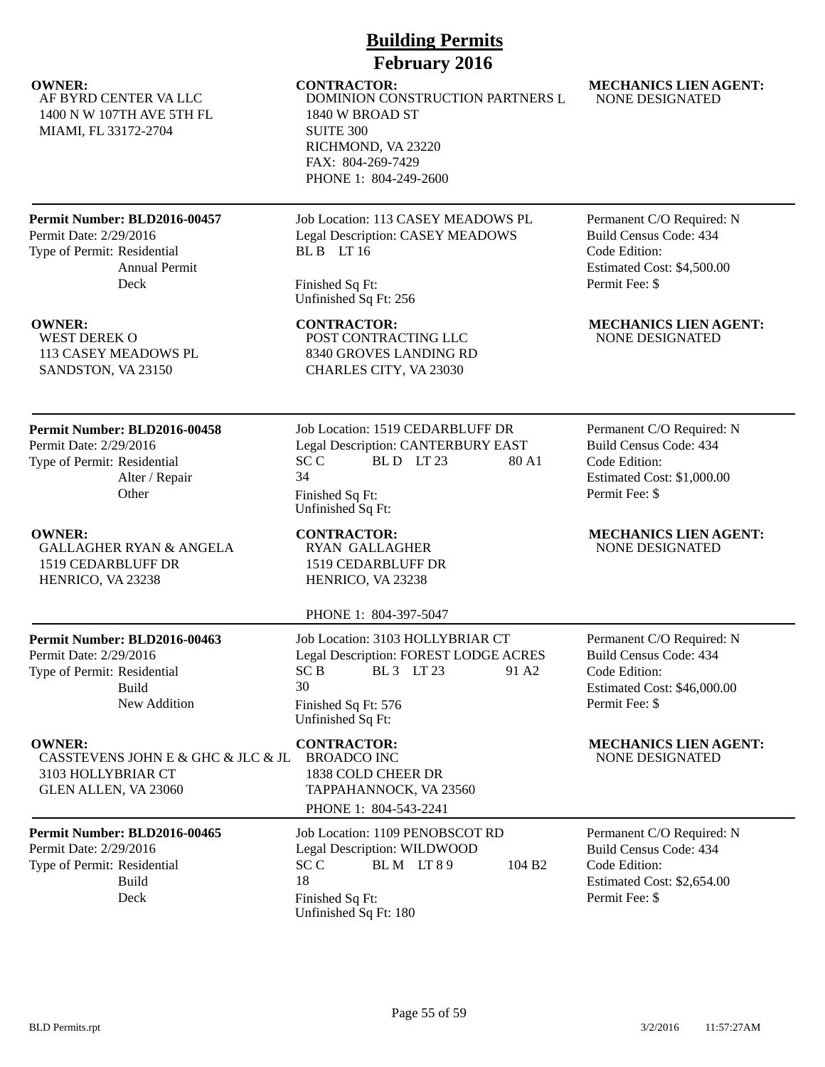# Building Permits
## February 2016

**OWNER:**
AF BYRD CENTER VA LLC
1400 N W 107TH AVE 5TH FL
MIAMI, FL 33172-2704

**CONTRACTOR:**
DOMINION CONSTRUCTION PARTNERS L
1840 W BROAD ST
SUITE 300
RICHMOND, VA 23220
FAX: 804-269-7429
PHONE 1: 804-249-2600

**MECHANICS LIEN AGENT:**
NONE DESIGNATED

---

**Permit Number: BLD2016-00457**
Permit Date: 2/29/2016
Type of Permit: Residential
Annual Permit
Deck

Job Location: 113 CASEY MEADOWS PL
Legal Description: CASEY MEADOWS
BL B LT 16

Finished Sq Ft:
Unfinished Sq Ft: 256

Permanent C/O Required: N
Build Census Code: 434
Code Edition:
Estimated Cost: $4,500.00
Permit Fee: $

**OWNER:**
WEST DEREK O
113 CASEY MEADOWS PL
SANDSTON, VA 23150

**CONTRACTOR:**
POST CONTRACTING LLC
8340 GROVES LANDING RD
CHARLES CITY, VA 23030

**MECHANICS LIEN AGENT:**
NONE DESIGNATED

---

**Permit Number: BLD2016-00458**
Permit Date: 2/29/2016
Type of Permit: Residential
Alter / Repair
Other

Job Location: 1519 CEDARBLUFF DR
Legal Description: CANTERBURY EAST
SC C BL D LT 23 80 A1
34
Finished Sq Ft:
Unfinished Sq Ft:

Permanent C/O Required: N
Build Census Code: 434
Code Edition:
Estimated Cost: $1,000.00
Permit Fee: $

**OWNER:**
GALLAGHER RYAN & ANGELA
1519 CEDARBLUFF DR
HENRICO, VA 23238

**CONTRACTOR:**
RYAN GALLAGHER
1519 CEDARBLUFF DR
HENRICO, VA 23238

PHONE 1: 804-397-5047

**MECHANICS LIEN AGENT:**
NONE DESIGNATED

---

**Permit Number: BLD2016-00463**
Permit Date: 2/29/2016
Type of Permit: Residential
Build
New Addition

Job Location: 3103 HOLLYBRIAR CT
Legal Description: FOREST LODGE ACRES
SC B BL 3 LT 23 91 A2
30
Finished Sq Ft: 576
Unfinished Sq Ft:

Permanent C/O Required: N
Build Census Code: 434
Code Edition:
Estimated Cost: $46,000.00
Permit Fee: $

**OWNER:**
CASSTEVENS JOHN E & GHC & JLC & JL
3103 HOLLYBRIAR CT
GLEN ALLEN, VA 23060

**CONTRACTOR:**
BROADCO INC
1838 COLD CHEER DR
TAPPAHANNOCK, VA 23560
PHONE 1: 804-543-2241

**MECHANICS LIEN AGENT:**
NONE DESIGNATED

---

**Permit Number: BLD2016-00465**
Permit Date: 2/29/2016
Type of Permit: Residential
Build
Deck

Job Location: 1109 PENOBSCOT RD
Legal Description: WILDWOOD
SC C BL M LT 8 9 104 B2
18
Finished Sq Ft:
Unfinished Sq Ft: 180

Permanent C/O Required: N
Build Census Code: 434
Code Edition:
Estimated Cost: $2,654.00
Permit Fee: $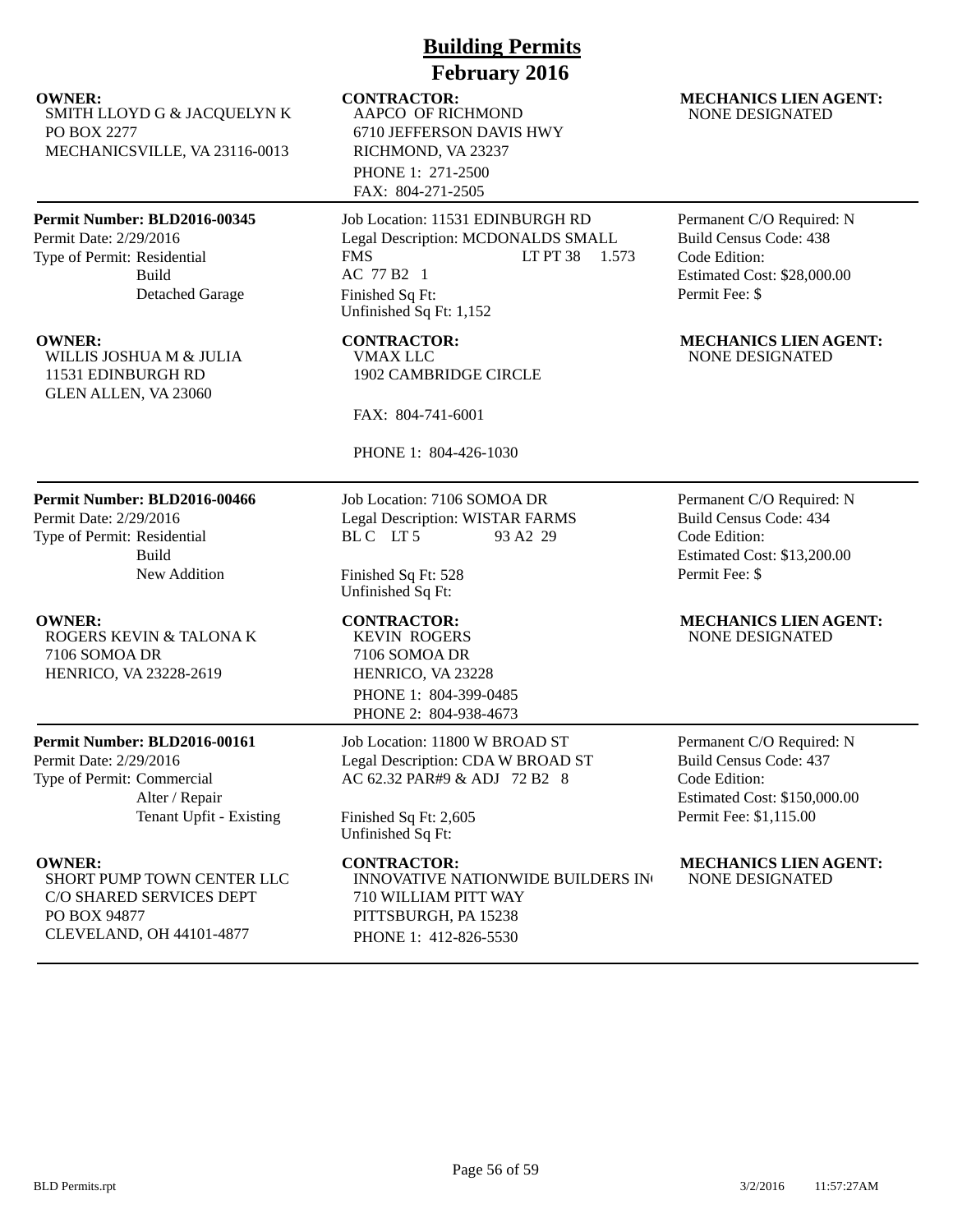# Building Permits
## February 2016

**OWNER:**
SMITH LLOYD G & JACQUELYN K
PO BOX 2277
MECHANICSVILLE, VA 23116-0013

**CONTRACTOR:**
AAPCO OF RICHMOND
6710 JEFFERSON DAVIS HWY
RICHMOND, VA 23237
PHONE 1: 271-2500
FAX: 804-271-2505

**MECHANICS LIEN AGENT:**
NONE DESIGNATED

---

**Permit Number: BLD2016-00345**
Permit Date: 2/29/2016
Type of Permit: Residential
Build
Detached Garage

Job Location: 11531 EDINBURGH RD
Legal Description: MCDONALDS SMALL FMS LT PT 38 1.573 AC 77 B2 1
Finished Sq Ft:
Unfinished Sq Ft: 1,152

Permanent C/O Required: N
Build Census Code: 438
Code Edition:
Estimated Cost: $28,000.00
Permit Fee: $

**OWNER:**
WILLIS JOSHUA M & JULIA
11531 EDINBURGH RD
GLEN ALLEN, VA 23060

**CONTRACTOR:**
VMAX LLC
1902 CAMBRIDGE CIRCLE
FAX: 804-741-6001
PHONE 1: 804-426-1030

**MECHANICS LIEN AGENT:**
NONE DESIGNATED

---

**Permit Number: BLD2016-00466**
Permit Date: 2/29/2016
Type of Permit: Residential
Build
New Addition

Job Location: 7106 SOMOA DR
Legal Description: WISTAR FARMS BL C LT 5 93 A2 29
Finished Sq Ft: 528
Unfinished Sq Ft:

Permanent C/O Required: N
Build Census Code: 434
Code Edition:
Estimated Cost: $13,200.00
Permit Fee: $

**OWNER:**
ROGERS KEVIN & TALONA K
7106 SOMOA DR
HENRICO, VA 23228-2619

**CONTRACTOR:**
KEVIN ROGERS
7106 SOMOA DR
HENRICO, VA 23228
PHONE 1: 804-399-0485
PHONE 2: 804-938-4673

**MECHANICS LIEN AGENT:**
NONE DESIGNATED

---

**Permit Number: BLD2016-00161**
Permit Date: 2/29/2016
Type of Permit: Commercial
Alter / Repair
Tenant Upfit - Existing

Job Location: 11800 W BROAD ST
Legal Description: CDA W BROAD ST AC 62.32 PAR#9 & ADJ 72 B2 8
Finished Sq Ft: 2,605
Unfinished Sq Ft:

Permanent C/O Required: N
Build Census Code: 437
Code Edition:
Estimated Cost: $150,000.00
Permit Fee: $1,115.00

**OWNER:**
SHORT PUMP TOWN CENTER LLC
C/O SHARED SERVICES DEPT
PO BOX 94877
CLEVELAND, OH 44101-4877

**CONTRACTOR:**
INNOVATIVE NATIONWIDE BUILDERS IN
710 WILLIAM PITT WAY
PITTSBURGH, PA 15238
PHONE 1: 412-826-5530

**MECHANICS LIEN AGENT:**
NONE DESIGNATED

---

BLD Permits.rpt 3/2/2016 11:57:27AM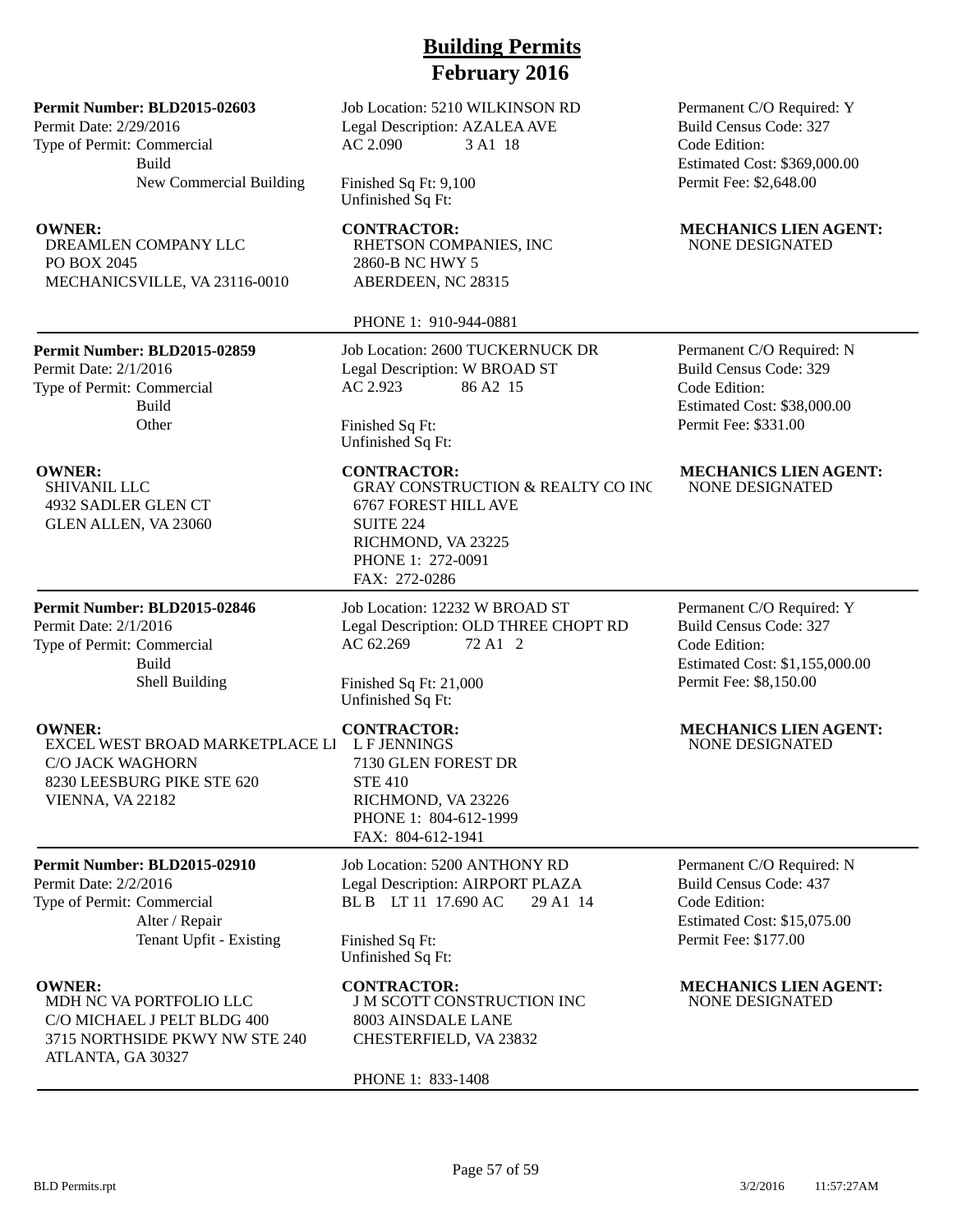# Building Permits
## February 2016

**Permit Number: BLD2015-02603**
Permit Date: 2/29/2016
Type of Permit: Commercial
Build
New Commercial Building

Job Location: 5210 WILKINSON RD
Legal Description: AZALEA AVE
AC 2.090 3 A1 18

Finished Sq Ft: 9,100
Unfinished Sq Ft:

Permanent C/O Required: Y
Build Census Code: 327
Code Edition:
Estimated Cost: $369,000.00
Permit Fee: $2,648.00

**OWNER:**
DREAMLEN COMPANY LLC
PO BOX 2045
MECHANICSVILLE, VA 23116-0010

**CONTRACTOR:**
RHETSON COMPANIES, INC
2860-B NC HWY 5
ABERDEEN, NC 28315

PHONE 1: 910-944-0881

**MECHANICS LIEN AGENT:**
NONE DESIGNATED

---

**Permit Number: BLD2015-02859**
Permit Date: 2/1/2016
Type of Permit: Commercial
Build
Other

Job Location: 2600 TUCKERNUCK DR
Legal Description: W BROAD ST
AC 2.923 86 A2 15

Finished Sq Ft:
Unfinished Sq Ft:

Permanent C/O Required: N
Build Census Code: 329
Code Edition:
Estimated Cost: $38,000.00
Permit Fee: $331.00

**OWNER:**
SHIVANIL LLC
4932 SADLER GLEN CT
GLEN ALLEN, VA 23060

**CONTRACTOR:**
GRAY CONSTRUCTION & REALTY CO INC
6767 FOREST HILL AVE
SUITE 224
RICHMOND, VA 23225
PHONE 1: 272-0091
FAX: 272-0286

**MECHANICS LIEN AGENT:**
NONE DESIGNATED

---

**Permit Number: BLD2015-02846**
Permit Date: 2/1/2016
Type of Permit: Commercial
Build
Shell Building

Job Location: 12232 W BROAD ST
Legal Description: OLD THREE CHOPT RD
AC 62.269 72 A1 2

Finished Sq Ft: 21,000
Unfinished Sq Ft:

Permanent C/O Required: Y
Build Census Code: 327
Code Edition:
Estimated Cost: $1,155,000.00
Permit Fee: $8,150.00

**OWNER:**
EXCEL WEST BROAD MARKETPLACE LI
C/O JACK WAGHORN
8230 LEESBURG PIKE STE 620
VIENNA, VA 22182

**CONTRACTOR:**
L F JENNINGS
7130 GLEN FOREST DR
STE 410
RICHMOND, VA 23226
PHONE 1: 804-612-1999
FAX: 804-612-1941

**MECHANICS LIEN AGENT:**
NONE DESIGNATED

---

**Permit Number: BLD2015-02910**
Permit Date: 2/2/2016
Type of Permit: Commercial
Alter / Repair
Tenant Upfit - Existing

Job Location: 5200 ANTHONY RD
Legal Description: AIRPORT PLAZA
BL B LT 11 17.690 AC 29 A1 14

Finished Sq Ft:
Unfinished Sq Ft:

Permanent C/O Required: N
Build Census Code: 437
Code Edition:
Estimated Cost: $15,075.00
Permit Fee: $177.00

**OWNER:**
MDH NC VA PORTFOLIO LLC
C/O MICHAEL J PELT BLDG 400
3715 NORTHSIDE PKWY NW STE 240
ATLANTA, GA 30327

**CONTRACTOR:**
J M SCOTT CONSTRUCTION INC
8003 AINSDALE LANE
CHESTERFIELD, VA 23832

PHONE 1: 833-1408

**MECHANICS LIEN AGENT:**
NONE DESIGNATED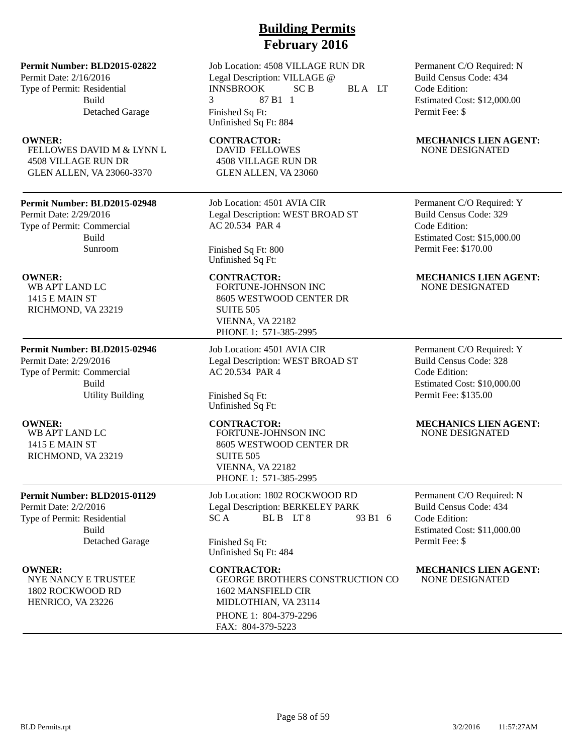# Building Permits
# February 2016

**Permit Number: BLD2015-02822**
Permit Date: 2/16/2016
Type of Permit: Residential
Build
Detached Garage

Job Location: 4508 VILLAGE RUN DR
Legal Description: VILLAGE @ INNSBROOK SC B BL A LT 3 87 B1 1
Finished Sq Ft:
Unfinished Sq Ft: 884

Permanent C/O Required: N
Build Census Code: 434
Code Edition:
Estimated Cost: $12,000.00
Permit Fee: $

**OWNER:**
FELLOWES DAVID M & LYNN L
4508 VILLAGE RUN DR
GLEN ALLEN, VA 23060-3370

**CONTRACTOR:**
DAVID FELLOWES
4508 VILLAGE RUN DR
GLEN ALLEN, VA 23060

**MECHANICS LIEN AGENT:**
NONE DESIGNATED

---

**Permit Number: BLD2015-02948**
Permit Date: 2/29/2016
Type of Permit: Commercial
Build
Sunroom

Job Location: 4501 AVIA CIR
Legal Description: WEST BROAD ST AC 20.534 PAR 4
Finished Sq Ft: 800
Unfinished Sq Ft:

Permanent C/O Required: Y
Build Census Code: 329
Code Edition:
Estimated Cost: $15,000.00
Permit Fee: $170.00

**OWNER:**
WB APT LAND LC
1415 E MAIN ST
RICHMOND, VA 23219

**CONTRACTOR:**
FORTUNE-JOHNSON INC
8605 WESTWOOD CENTER DR
SUITE 505
VIENNA, VA 22182
PHONE 1: 571-385-2995

**MECHANICS LIEN AGENT:**
NONE DESIGNATED

---

**Permit Number: BLD2015-02946**
Permit Date: 2/29/2016
Type of Permit: Commercial
Build
Utility Building

Job Location: 4501 AVIA CIR
Legal Description: WEST BROAD ST AC 20.534 PAR 4
Finished Sq Ft:
Unfinished Sq Ft:

Permanent C/O Required: Y
Build Census Code: 328
Code Edition:
Estimated Cost: $10,000.00
Permit Fee: $135.00

**OWNER:**
WB APT LAND LC
1415 E MAIN ST
RICHMOND, VA 23219

**CONTRACTOR:**
FORTUNE-JOHNSON INC
8605 WESTWOOD CENTER DR
SUITE 505
VIENNA, VA 22182
PHONE 1: 571-385-2995

**MECHANICS LIEN AGENT:**
NONE DESIGNATED

---

**Permit Number: BLD2015-01129**
Permit Date: 2/2/2016
Type of Permit: Residential
Build
Detached Garage

Job Location: 1802 ROCKWOOD RD
Legal Description: BERKELEY PARK SC A BL B LT 8 93 B1 6
Finished Sq Ft:
Unfinished Sq Ft: 484

Permanent C/O Required: N
Build Census Code: 434
Code Edition:
Estimated Cost: $11,000.00
Permit Fee: $

**OWNER:**
NYE NANCY E TRUSTEE
1802 ROCKWOOD RD
HENRICO, VA 23226

**CONTRACTOR:**
GEORGE BROTHERS CONSTRUCTION CO
1602 MANSFIELD CIR
MIDLOTHIAN, VA 23114
PHONE 1: 804-379-2296
FAX: 804-379-5223

**MECHANICS LIEN AGENT:**
NONE DESIGNATED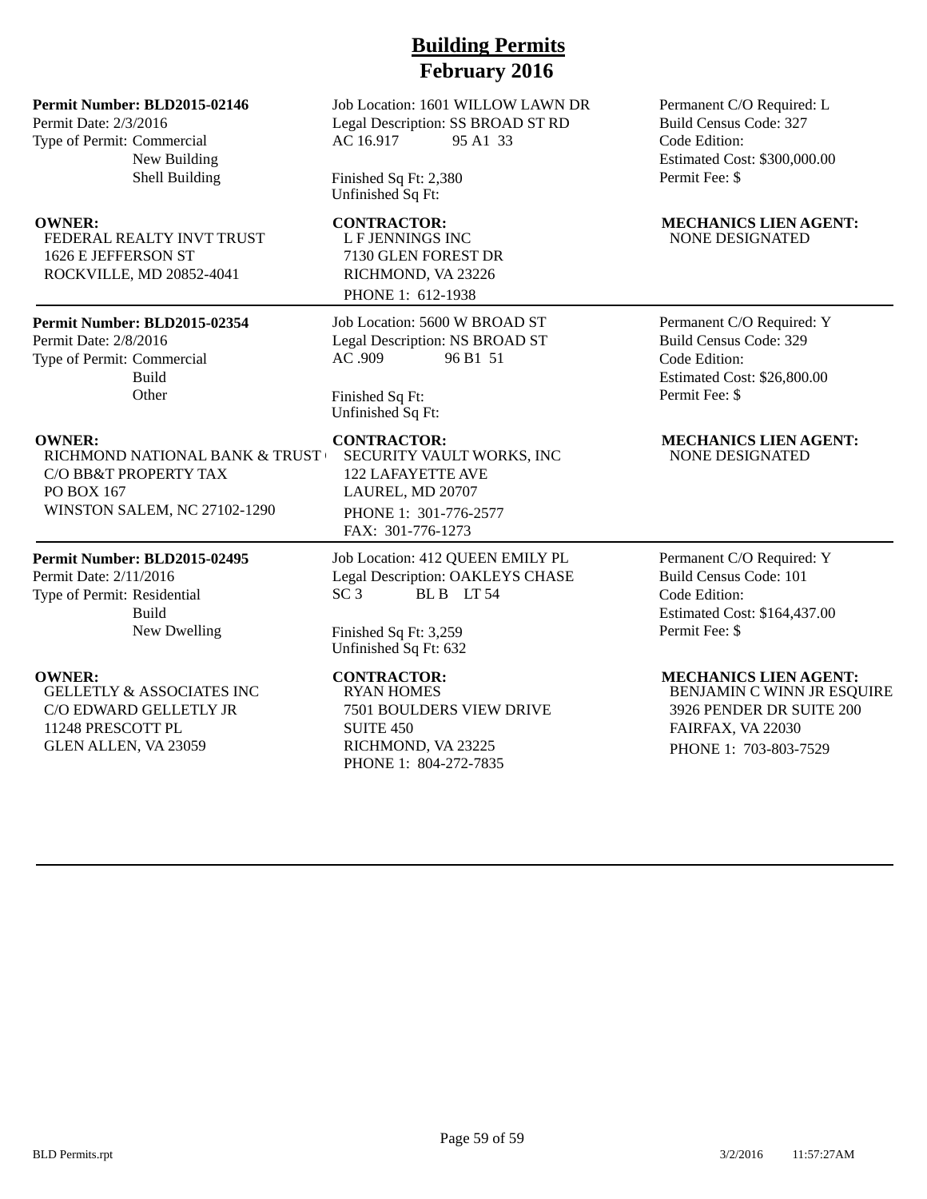# Building Permits
## February 2016

**Permit Number: BLD2015-02146**
Permit Date: 2/3/2016
Type of Permit: Commercial
New Building
Shell Building

Job Location: 1601 WILLOW LAWN DR
Legal Description: SS BROAD ST RD
AC 16.917 95 A1 33

Finished Sq Ft: 2,380
Unfinished Sq Ft:

Permanent C/O Required: L
Build Census Code: 327
Code Edition:
Estimated Cost: $300,000.00
Permit Fee: $

**OWNER:**
FEDERAL REALTY INVT TRUST
1626 E JEFFERSON ST
ROCKVILLE, MD 20852-4041

**CONTRACTOR:**
L F JENNINGS INC
7130 GLEN FOREST DR
RICHMOND, VA 23226
PHONE 1: 612-1938

**MECHANICS LIEN AGENT:**
NONE DESIGNATED

---

**Permit Number: BLD2015-02354**
Permit Date: 2/8/2016
Type of Permit: Commercial
Build
Other

Job Location: 5600 W BROAD ST
Legal Description: NS BROAD ST
AC .909 96 B1 51

Finished Sq Ft:
Unfinished Sq Ft:

Permanent C/O Required: Y
Build Census Code: 329
Code Edition:
Estimated Cost: $26,800.00
Permit Fee: $

**OWNER:**
RICHMOND NATIONAL BANK & TRUST
C/O BB&T PROPERTY TAX
PO BOX 167
WINSTON SALEM, NC 27102-1290

**CONTRACTOR:**
SECURITY VAULT WORKS, INC
122 LAFAYETTE AVE
LAUREL, MD 20707
PHONE 1: 301-776-2577
FAX: 301-776-1273

**MECHANICS LIEN AGENT:**
NONE DESIGNATED

---

**Permit Number: BLD2015-02495**
Permit Date: 2/11/2016
Type of Permit: Residential
Build
New Dwelling

Job Location: 412 QUEEN EMILY PL
Legal Description: OAKLEYS CHASE
SC 3 BL B LT 54

Finished Sq Ft: 3,259
Unfinished Sq Ft: 632

Permanent C/O Required: Y
Build Census Code: 101
Code Edition:
Estimated Cost: $164,437.00
Permit Fee: $

**OWNER:**
GELLETLY & ASSOCIATES INC
C/O EDWARD GELLETLY JR
11248 PRESCOTT PL
GLEN ALLEN, VA 23059

**CONTRACTOR:**
RYAN HOMES
7501 BOULDERS VIEW DRIVE
SUITE 450
RICHMOND, VA 23225
PHONE 1: 804-272-7835

**MECHANICS LIEN AGENT:**
BENJAMIN C WINN JR ESQUIRE
3926 PENDER DR SUITE 200
FAIRFAX, VA 22030
PHONE 1: 703-803-7529